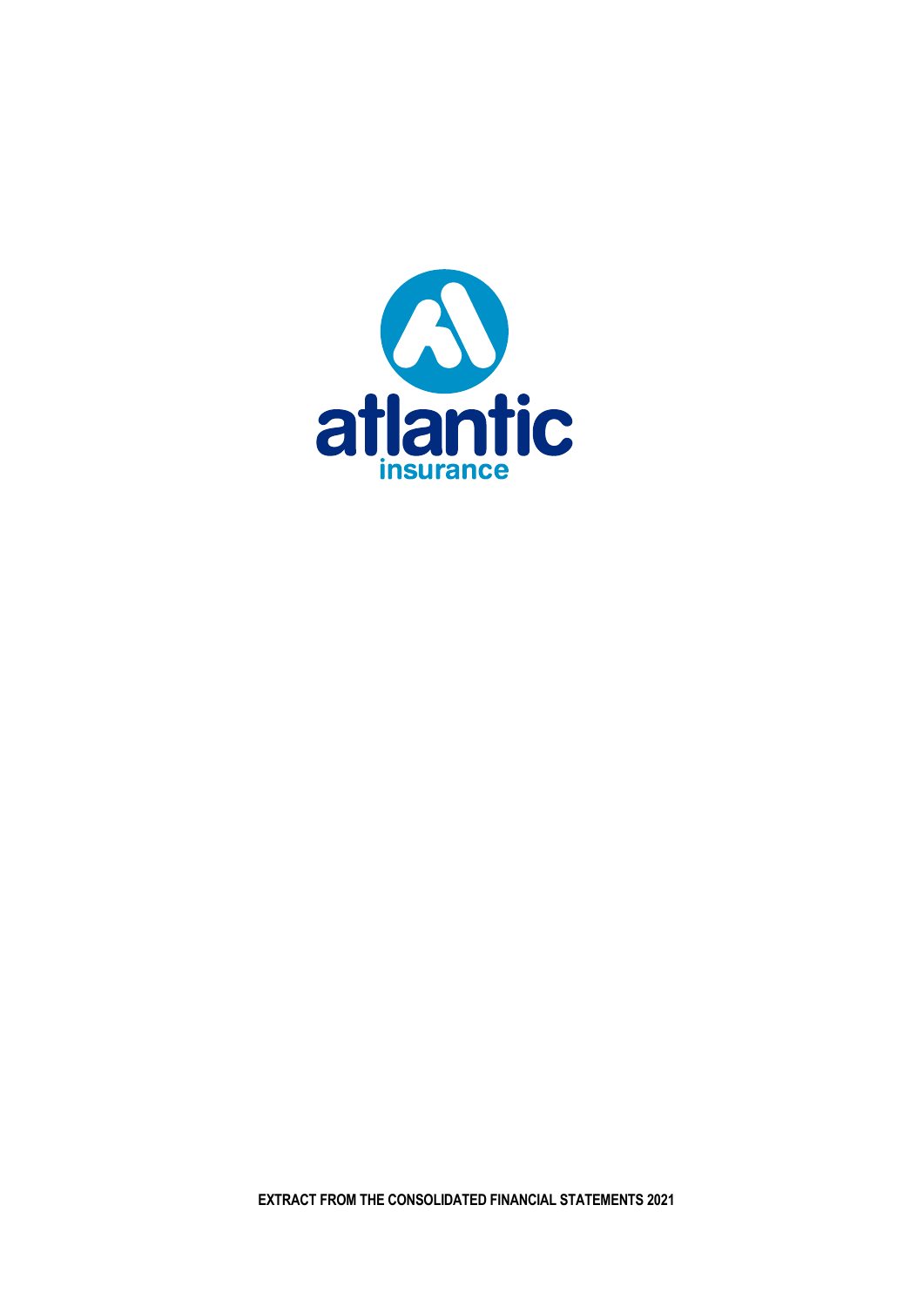atlantic

insurance

**EXTRACT FROM THE CONSOLIDATED FINANCIAL STATEMENTS 2021**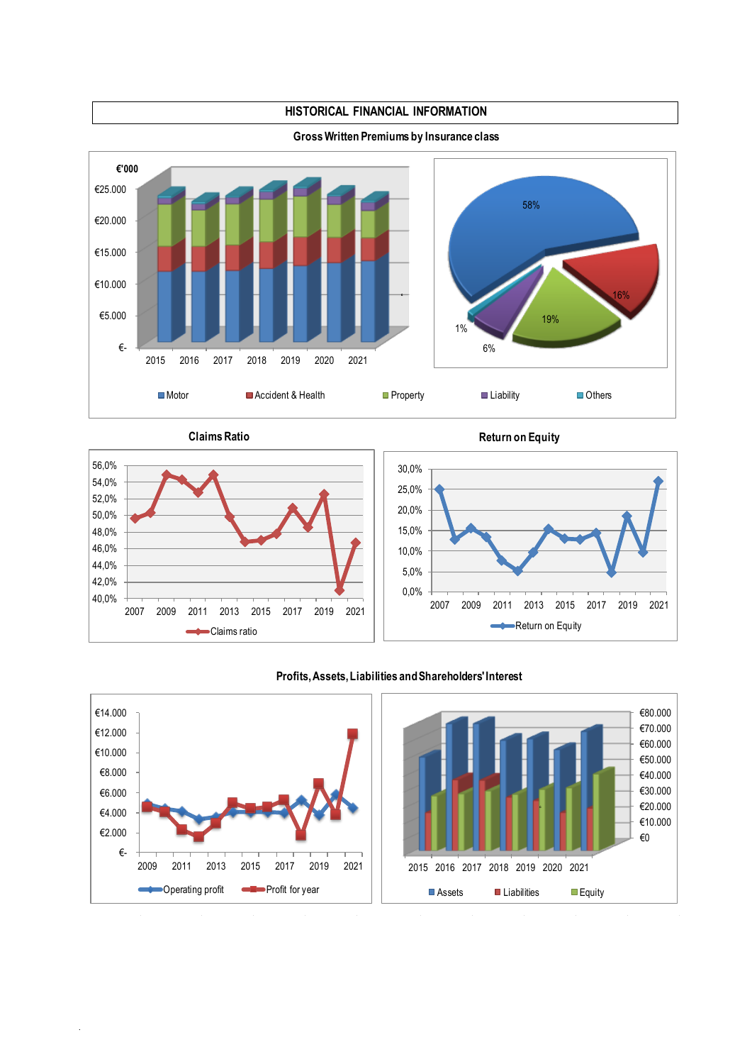# HISTORICAL FINANCIAL INFORMATION

## Gross Written Premiums by Insurance class

€'000

€25.000
€20.000
€15.000
€10.000
€5.000
€-

2015 2016 2017 2018 2019 2020 2021

58%
16%
19%
6%
1%

Motor   Accident & Health   Property   Liability   Others

## Claims Ratio

56,0%
54,0%
52,0%
50,0%
48,0%
46,0%
44,0%
42,0%
40,0%

2007 2009 2011 2013 2015 2017 2019 2021

Claims ratio

## Return on Equity

30,0%
25,0%
20,0%
15,0%
10,0%
5,0%
0,0%

2007 2009 2011 2013 2015 2017 2019 2021

Return on Equity

## Profits, Assets, Liabilities and Shareholders' Interest

€14.000
€12.000
€10.000
€8.000
€6.000
€4.000
€2.000
€-

2009 2011 2013 2015 2017 2019 2021

Operating profit   Profit for year

€80.000
€70.000
€60.000
€50.000
€40.000
€30.000
€20.000
€10.000
€0

2015 2016 2017 2018 2019 2020 2021

Assets   Liabilities   Equity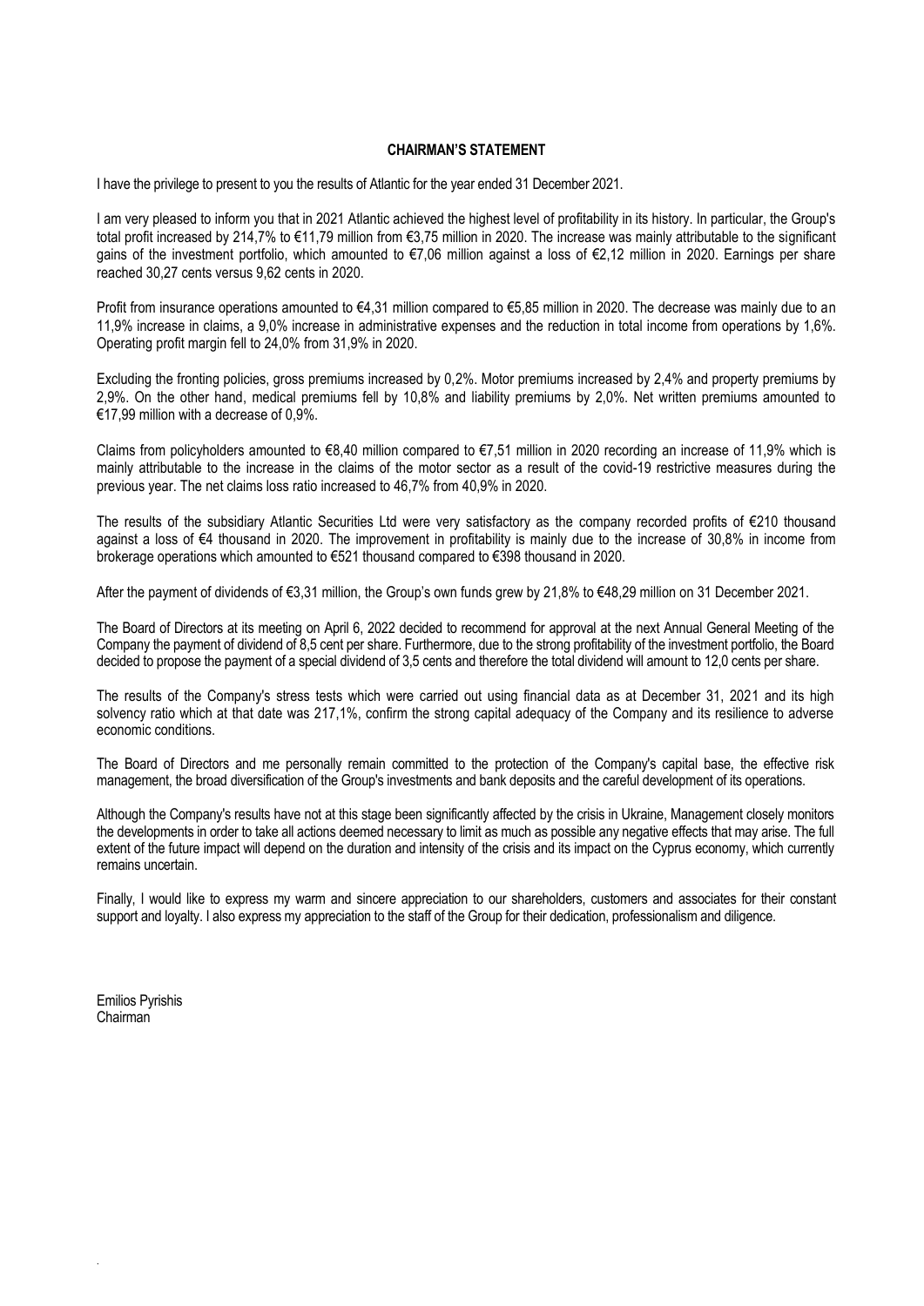## CHAIRMAN'S STATEMENT

I have the privilege to present to you the results of Atlantic for the year ended 31 December 2021.

I am very pleased to inform you that in 2021 Atlantic achieved the highest level of profitability in its history. In particular, the Group's total profit increased by 214,7% to €11,79 million from €3,75 million in 2020. The increase was mainly attributable to the significant gains of the investment portfolio, which amounted to €7,06 million against a loss of €2,12 million in 2020. Earnings per share reached 30,27 cents versus 9,62 cents in 2020.

Profit from insurance operations amounted to €4,31 million compared to €5,85 million in 2020. The decrease was mainly due to an 11,9% increase in claims, a 9,0% increase in administrative expenses and the reduction in total income from operations by 1,6%. Operating profit margin fell to 24,0% from 31,9% in 2020.

Excluding the fronting policies, gross premiums increased by 0,2%. Motor premiums increased by 2,4% and property premiums by 2,9%. On the other hand, medical premiums fell by 10,8% and liability premiums by 2,0%. Net written premiums amounted to €17,99 million with a decrease of 0,9%.

Claims from policyholders amounted to €8,40 million compared to €7,51 million in 2020 recording an increase of 11,9% which is mainly attributable to the increase in the claims of the motor sector as a result of the covid-19 restrictive measures during the previous year. The net claims loss ratio increased to 46,7% from 40,9% in 2020.

The results of the subsidiary Atlantic Securities Ltd were very satisfactory as the company recorded profits of €210 thousand against a loss of €4 thousand in 2020. The improvement in profitability is mainly due to the increase of 30,8% in income from brokerage operations which amounted to €521 thousand compared to €398 thousand in 2020.

After the payment of dividends of €3,31 million, the Group's own funds grew by 21,8% to €48,29 million on 31 December 2021.

The Board of Directors at its meeting on April 6, 2022 decided to recommend for approval at the next Annual General Meeting of the Company the payment of dividend of 8,5 cent per share. Furthermore, due to the strong profitability of the investment portfolio, the Board decided to propose the payment of a special dividend of 3,5 cents and therefore the total dividend will amount to 12,0 cents per share.

The results of the Company's stress tests which were carried out using financial data as at December 31, 2021 and its high solvency ratio which at that date was 217,1%, confirm the strong capital adequacy of the Company and its resilience to adverse economic conditions.

The Board of Directors and me personally remain committed to the protection of the Company's capital base, the effective risk management, the broad diversification of the Group's investments and bank deposits and the careful development of its operations.

Although the Company's results have not at this stage been significantly affected by the crisis in Ukraine, Management closely monitors the developments in order to take all actions deemed necessary to limit as much as possible any negative effects that may arise. The full extent of the future impact will depend on the duration and intensity of the crisis and its impact on the Cyprus economy, which currently remains uncertain.

Finally, I would like to express my warm and sincere appreciation to our shareholders, customers and associates for their constant support and loyalty. I also express my appreciation to the staff of the Group for their dedication, professionalism and diligence.

Emilios Pyrishis
Chairman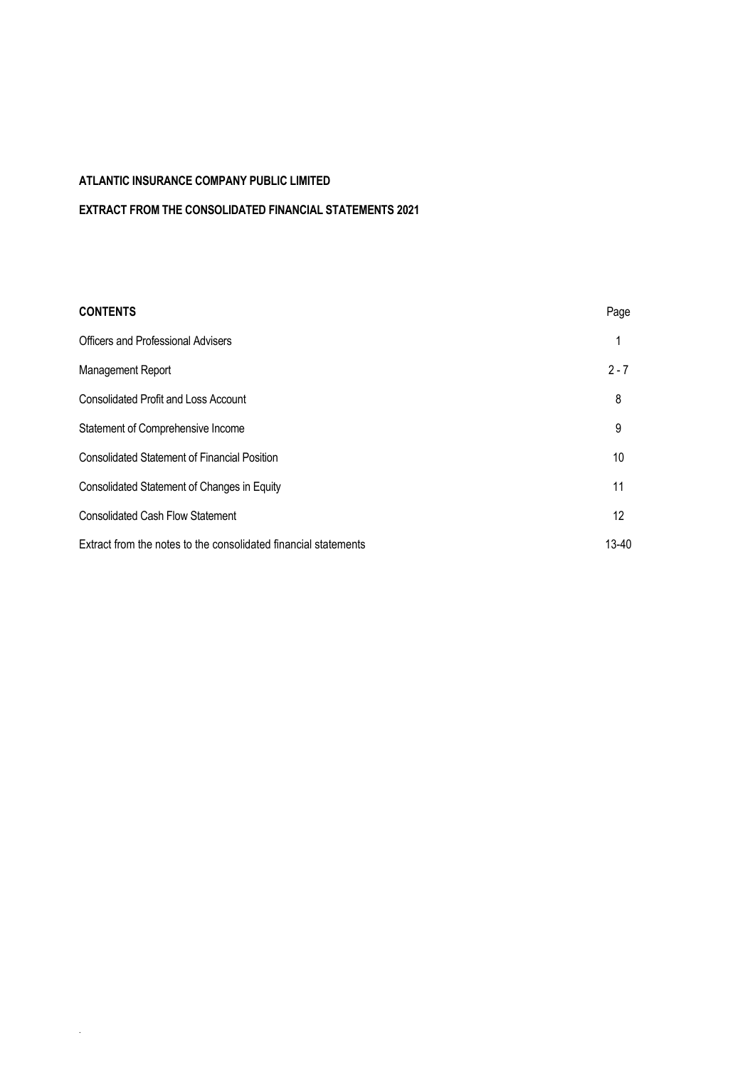**ATLANTIC INSURANCE COMPANY PUBLIC LIMITED**

**EXTRACT FROM THE CONSOLIDATED FINANCIAL STATEMENTS 2021**

| **CONTENTS** | Page |
| --- | --- |
| Officers and Professional Advisers | 1 |
| Management Report | 2 - 7 |
| Consolidated Profit and Loss Account | 8 |
| Statement of Comprehensive Income | 9 |
| Consolidated Statement of Financial Position | 10 |
| Consolidated Statement of Changes in Equity | 11 |
| Consolidated Cash Flow Statement | 12 |
| Extract from the notes to the consolidated financial statements | 13-40 |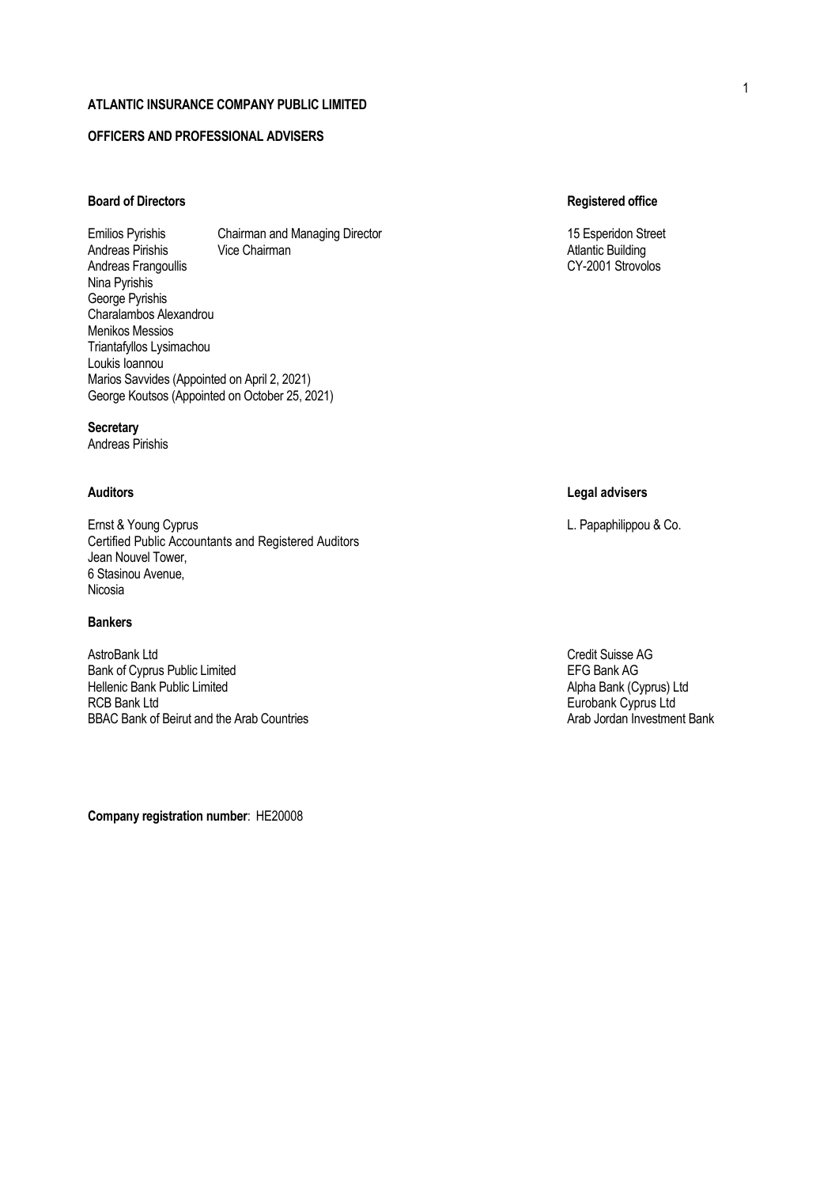# ATLANTIC INSURANCE COMPANY PUBLIC LIMITED

## OFFICERS AND PROFESSIONAL ADVISERS

**Board of Directors**

| | |
|---|---|
| Emilios Pyrishis | Chairman and Managing Director |
| Andreas Pirishis | Vice Chairman |
| Andreas Frangoullis | |
| Nina Pyrishis | |
| George Pyrishis | |
| Charalambos Alexandrou | |
| Menikos Messios | |
| Triantafyllos Lysimachou | |
| Loukis Ioannou | |
| Marios Savvides (Appointed on April 2, 2021) | |
| George Koutsos (Appointed on October 25, 2021) | |

**Registered office**

15 Esperidon Street
Atlantic Building
CY-2001 Strovolos

**Secretary**

Andreas Pirishis

**Auditors**

Ernst & Young Cyprus
Certified Public Accountants and Registered Auditors
Jean Nouvel Tower,
6 Stasinou Avenue,
Nicosia

**Legal advisers**

L. Papaphilippou & Co.

**Bankers**

AstroBank Ltd
Bank of Cyprus Public Limited
Hellenic Bank Public Limited
RCB Bank Ltd
BBAC Bank of Beirut and the Arab Countries
Credit Suisse AG
EFG Bank AG
Alpha Bank (Cyprus) Ltd
Eurobank Cyprus Ltd
Arab Jordan Investment Bank

**Company registration number**: HE20008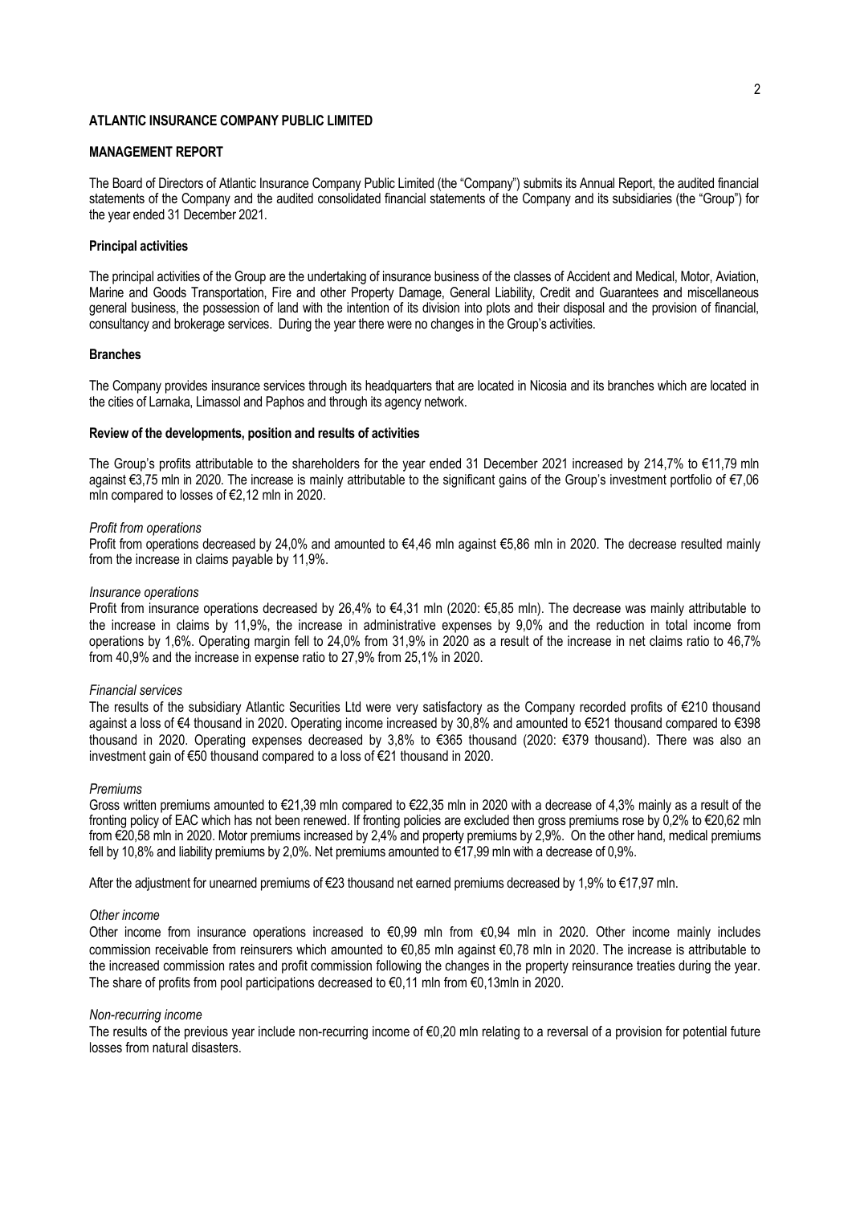**ATLANTIC INSURANCE COMPANY PUBLIC LIMITED**

**MANAGEMENT REPORT**

The Board of Directors of Atlantic Insurance Company Public Limited (the "Company") submits its Annual Report, the audited financial statements of the Company and the audited consolidated financial statements of the Company and its subsidiaries (the "Group") for the year ended 31 December 2021.

**Principal activities**

The principal activities of the Group are the undertaking of insurance business of the classes of Accident and Medical, Motor, Aviation, Marine and Goods Transportation, Fire and other Property Damage, General Liability, Credit and Guarantees and miscellaneous general business, the possession of land with the intention of its division into plots and their disposal and the provision of financial, consultancy and brokerage services. During the year there were no changes in the Group's activities.

**Branches**

The Company provides insurance services through its headquarters that are located in Nicosia and its branches which are located in the cities of Larnaka, Limassol and Paphos and through its agency network.

**Review of the developments, position and results of activities**

The Group's profits attributable to the shareholders for the year ended 31 December 2021 increased by 214,7% to €11,79 mln against €3,75 mln in 2020. The increase is mainly attributable to the significant gains of the Group's investment portfolio of €7,06 mln compared to losses of €2,12 mln in 2020.

*Profit from operations*

Profit from operations decreased by 24,0% and amounted to €4,46 mln against €5,86 mln in 2020. The decrease resulted mainly from the increase in claims payable by 11,9%.

*Insurance operations*

Profit from insurance operations decreased by 26,4% to €4,31 mln (2020: €5,85 mln). The decrease was mainly attributable to the increase in claims by 11,9%, the increase in administrative expenses by 9,0% and the reduction in total income from operations by 1,6%. Operating margin fell to 24,0% from 31,9% in 2020 as a result of the increase in net claims ratio to 46,7% from 40,9% and the increase in expense ratio to 27,9% from 25,1% in 2020.

*Financial services*

The results of the subsidiary Atlantic Securities Ltd were very satisfactory as the Company recorded profits of €210 thousand against a loss of €4 thousand in 2020. Operating income increased by 30,8% and amounted to €521 thousand compared to €398 thousand in 2020. Operating expenses decreased by 3,8% to €365 thousand (2020: €379 thousand). There was also an investment gain of €50 thousand compared to a loss of €21 thousand in 2020.

*Premiums*

Gross written premiums amounted to €21,39 mln compared to €22,35 mln in 2020 with a decrease of 4,3% mainly as a result of the fronting policy of EAC which has not been renewed. If fronting policies are excluded then gross premiums rose by 0,2% to €20,62 mln from €20,58 mln in 2020. Motor premiums increased by 2,4% and property premiums by 2,9%. On the other hand, medical premiums fell by 10,8% and liability premiums by 2,0%. Net premiums amounted to €17,99 mln with a decrease of 0,9%.

After the adjustment for unearned premiums of €23 thousand net earned premiums decreased by 1,9% to €17,97 mln.

*Other income*

Other income from insurance operations increased to €0,99 mln from €0,94 mln in 2020. Other income mainly includes commission receivable from reinsurers which amounted to €0,85 mln against €0,78 mln in 2020. The increase is attributable to the increased commission rates and profit commission following the changes in the property reinsurance treaties during the year. The share of profits from pool participations decreased to €0,11 mln from €0,13mln in 2020.

*Non-recurring income*

The results of the previous year include non-recurring income of €0,20 mln relating to a reversal of a provision for potential future losses from natural disasters.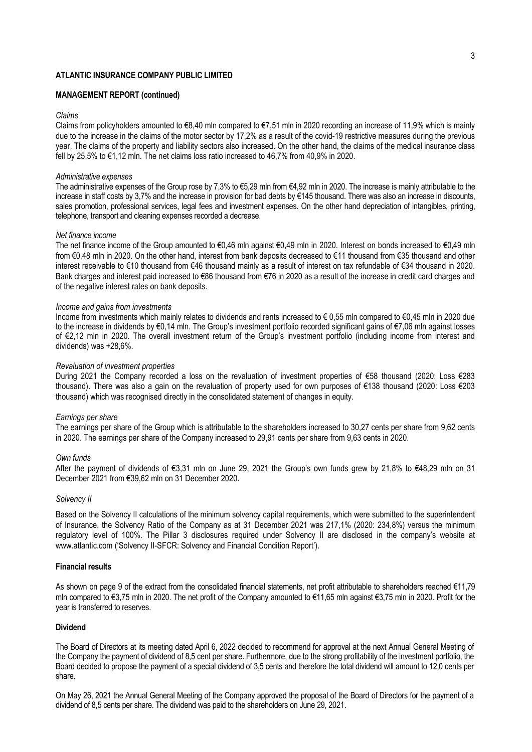**ATLANTIC INSURANCE COMPANY PUBLIC LIMITED**

**MANAGEMENT REPORT (continued)**

*Claims*

Claims from policyholders amounted to €8,40 mln compared to €7,51 mln in 2020 recording an increase of 11,9% which is mainly due to the increase in the claims of the motor sector by 17,2% as a result of the covid-19 restrictive measures during the previous year. The claims of the property and liability sectors also increased. On the other hand, the claims of the medical insurance class fell by 25,5% to €1,12 mln. The net claims loss ratio increased to 46,7% from 40,9% in 2020.

*Administrative expenses*

The administrative expenses of the Group rose by 7,3% to €5,29 mln from €4,92 mln in 2020. The increase is mainly attributable to the increase in staff costs by 3,7% and the increase in provision for bad debts by €145 thousand. There was also an increase in discounts, sales promotion, professional services, legal fees and investment expenses. On the other hand depreciation of intangibles, printing, telephone, transport and cleaning expenses recorded a decrease.

*Net finance income*

The net finance income of the Group amounted to €0,46 mln against €0,49 mln in 2020. Interest on bonds increased to €0,49 mln from €0,48 mln in 2020. On the other hand, interest from bank deposits decreased to €11 thousand from €35 thousand and other interest receivable to €10 thousand from €46 thousand mainly as a result of interest on tax refundable of €34 thousand in 2020. Bank charges and interest paid increased to €86 thousand from €76 in 2020 as a result of the increase in credit card charges and of the negative interest rates on bank deposits.

*Income and gains from investments*

Income from investments which mainly relates to dividends and rents increased to € 0,55 mln compared to €0,45 mln in 2020 due to the increase in dividends by €0,14 mln. The Group's investment portfolio recorded significant gains of €7,06 mln against losses of €2,12 mln in 2020. The overall investment return of the Group's investment portfolio (including income from interest and dividends) was +28,6%.

*Revaluation of investment properties*

During 2021 the Company recorded a loss on the revaluation of investment properties of €58 thousand (2020: Loss €283 thousand). There was also a gain on the revaluation of property used for own purposes of €138 thousand (2020: Loss €203 thousand) which was recognised directly in the consolidated statement of changes in equity.

*Earnings per share*

The earnings per share of the Group which is attributable to the shareholders increased to 30,27 cents per share from 9,62 cents in 2020. The earnings per share of the Company increased to 29,91 cents per share from 9,63 cents in 2020.

*Own funds*

After the payment of dividends of €3,31 mln on June 29, 2021 the Group's own funds grew by 21,8% to €48,29 mln on 31 December 2021 from €39,62 mln on 31 December 2020.

*Solvency II*

Based on the Solvency II calculations of the minimum solvency capital requirements, which were submitted to the superintendent of Insurance, the Solvency Ratio of the Company as at 31 December 2021 was 217,1% (2020: 234,8%) versus the minimum regulatory level of 100%. The Pillar 3 disclosures required under Solvency II are disclosed in the company's website at www.atlantic.com ('Solvency II-SFCR: Solvency and Financial Condition Report').

**Financial results**

As shown on page 9 of the extract from the consolidated financial statements, net profit attributable to shareholders reached €11,79 mln compared to €3,75 mln in 2020. The net profit of the Company amounted to €11,65 mln against €3,75 mln in 2020. Profit for the year is transferred to reserves.

**Dividend**

The Board of Directors at its meeting dated April 6, 2022 decided to recommend for approval at the next Annual General Meeting of the Company the payment of dividend of 8,5 cent per share. Furthermore, due to the strong profitability of the investment portfolio, the Board decided to propose the payment of a special dividend of 3,5 cents and therefore the total dividend will amount to 12,0 cents per share.

On May 26, 2021 the Annual General Meeting of the Company approved the proposal of the Board of Directors for the payment of a dividend of 8,5 cents per share. The dividend was paid to the shareholders on June 29, 2021.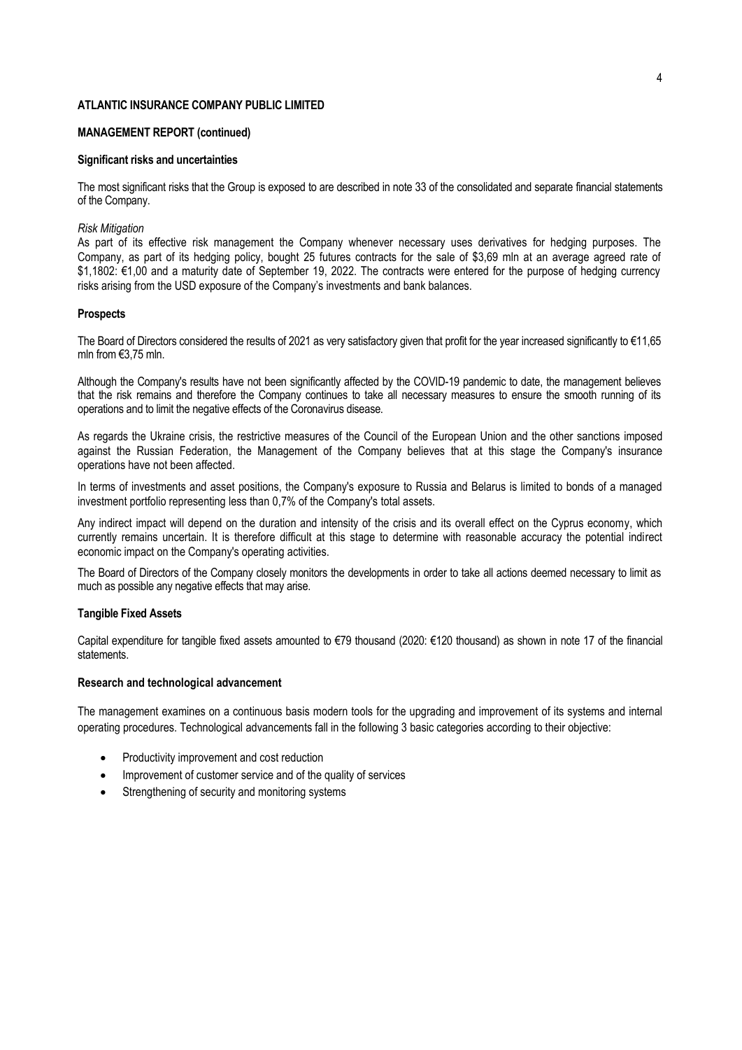**ATLANTIC INSURANCE COMPANY PUBLIC LIMITED**

**MANAGEMENT REPORT (continued)**

**Significant risks and uncertainties**

The most significant risks that the Group is exposed to are described in note 33 of the consolidated and separate financial statements of the Company.

*Risk Mitigation*

As part of its effective risk management the Company whenever necessary uses derivatives for hedging purposes. The Company, as part of its hedging policy, bought 25 futures contracts for the sale of $3,69 mln at an average agreed rate of $1,1802: €1,00 and a maturity date of September 19, 2022. The contracts were entered for the purpose of hedging currency risks arising from the USD exposure of the Company's investments and bank balances.

**Prospects**

The Board of Directors considered the results of 2021 as very satisfactory given that profit for the year increased significantly to €11,65 mln from €3,75 mln.

Although the Company's results have not been significantly affected by the COVID-19 pandemic to date, the management believes that the risk remains and therefore the Company continues to take all necessary measures to ensure the smooth running of its operations and to limit the negative effects of the Coronavirus disease.

As regards the Ukraine crisis, the restrictive measures of the Council of the European Union and the other sanctions imposed against the Russian Federation, the Management of the Company believes that at this stage the Company's insurance operations have not been affected.

In terms of investments and asset positions, the Company's exposure to Russia and Belarus is limited to bonds of a managed investment portfolio representing less than 0,7% of the Company's total assets.

Any indirect impact will depend on the duration and intensity of the crisis and its overall effect on the Cyprus economy, which currently remains uncertain. It is therefore difficult at this stage to determine with reasonable accuracy the potential indirect economic impact on the Company's operating activities.

The Board of Directors of the Company closely monitors the developments in order to take all actions deemed necessary to limit as much as possible any negative effects that may arise.

**Tangible Fixed Assets**

Capital expenditure for tangible fixed assets amounted to €79 thousand (2020: €120 thousand) as shown in note 17 of the financial statements.

**Research and technological advancement**

The management examines on a continuous basis modern tools for the upgrading and improvement of its systems and internal operating procedures. Technological advancements fall in the following 3 basic categories according to their objective:

- Productivity improvement and cost reduction
- Improvement of customer service and of the quality of services
- Strengthening of security and monitoring systems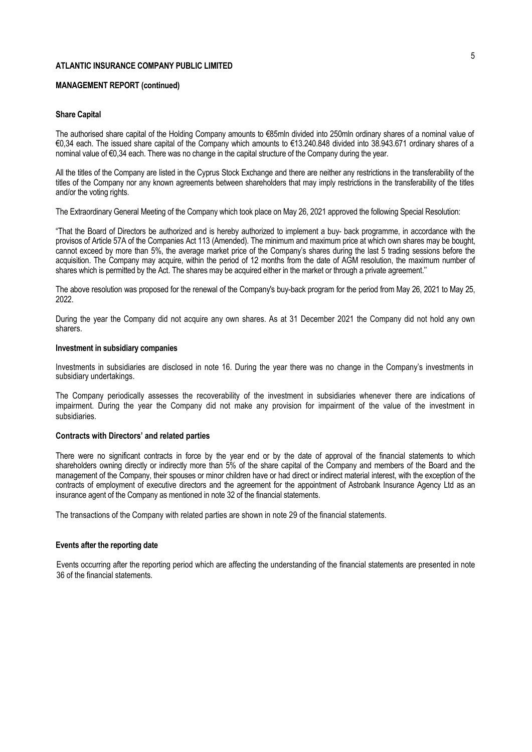**ATLANTIC INSURANCE COMPANY PUBLIC LIMITED**

**MANAGEMENT REPORT (continued)**

**Share Capital**

The authorised share capital of the Holding Company amounts to €85mln divided into 250mln ordinary shares of a nominal value of €0,34 each. The issued share capital of the Company which amounts to €13.240.848 divided into 38.943.671 ordinary shares of a nominal value of €0,34 each. There was no change in the capital structure of the Company during the year.

All the titles of the Company are listed in the Cyprus Stock Exchange and there are neither any restrictions in the transferability of the titles of the Company nor any known agreements between shareholders that may imply restrictions in the transferability of the titles and/or the voting rights.

The Extraordinary General Meeting of the Company which took place on May 26, 2021 approved the following Special Resolution:

"That the Board of Directors be authorized and is hereby authorized to implement a buy- back programme, in accordance with the provisos of Article 57A of the Companies Act 113 (Amended). The minimum and maximum price at which own shares may be bought, cannot exceed by more than 5%, the average market price of the Company's shares during the last 5 trading sessions before the acquisition. The Company may acquire, within the period of 12 months from the date of AGM resolution, the maximum number of shares which is permitted by the Act. The shares may be acquired either in the market or through a private agreement.''

The above resolution was proposed for the renewal of the Company's buy-back program for the period from May 26, 2021 to May 25, 2022.

During the year the Company did not acquire any own shares. As at 31 December 2021 the Company did not hold any own sharers.

**Investment in subsidiary companies**

Investments in subsidiaries are disclosed in note 16. During the year there was no change in the Company's investments in subsidiary undertakings.

The Company periodically assesses the recoverability of the investment in subsidiaries whenever there are indications of impairment. During the year the Company did not make any provision for impairment of the value of the investment in subsidiaries.

**Contracts with Directors' and related parties**

There were no significant contracts in force by the year end or by the date of approval of the financial statements to which shareholders owning directly or indirectly more than 5% of the share capital of the Company and members of the Board and the management of the Company, their spouses or minor children have or had direct or indirect material interest, with the exception of the contracts of employment of executive directors and the agreement for the appointment of Astrobank Insurance Agency Ltd as an insurance agent of the Company as mentioned in note 32 of the financial statements.

The transactions of the Company with related parties are shown in note 29 of the financial statements.

**Events after the reporting date**

Events occurring after the reporting period which are affecting the understanding of the financial statements are presented in note 36 of the financial statements.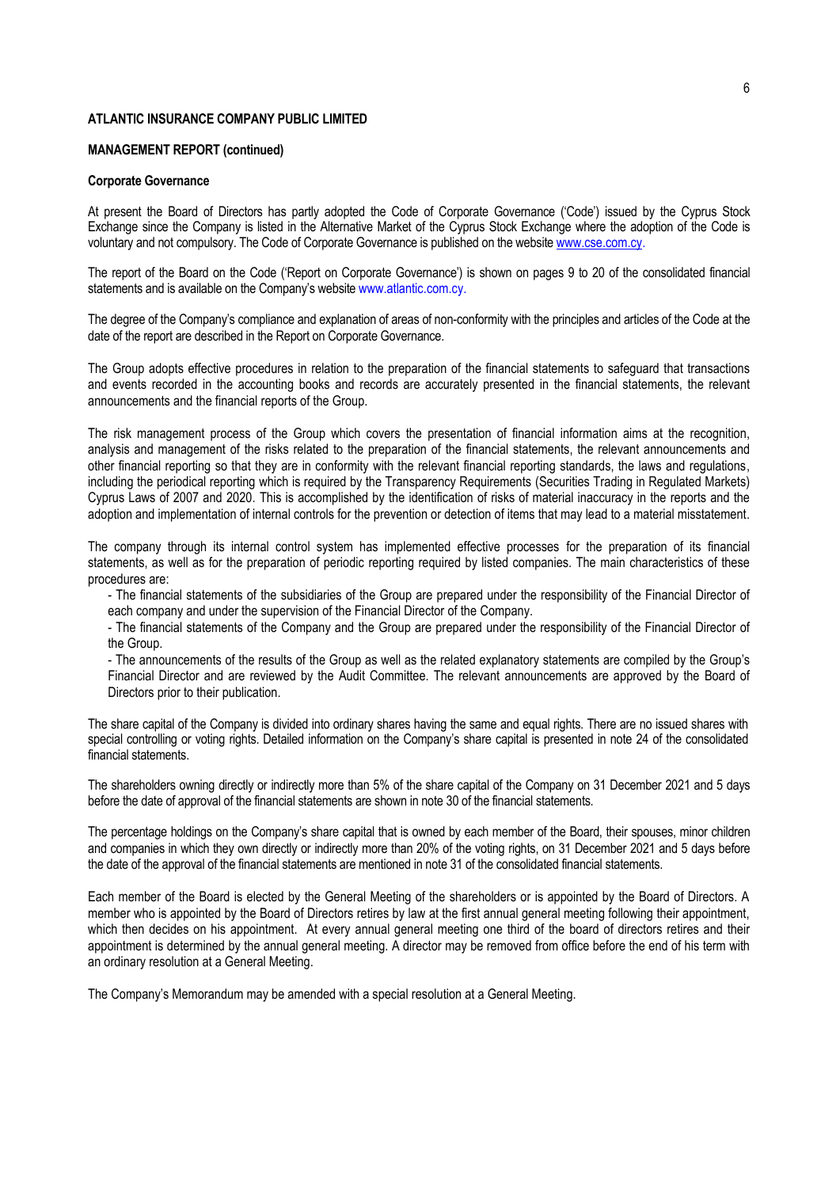**ATLANTIC INSURANCE COMPANY PUBLIC LIMITED**

**MANAGEMENT REPORT (continued)**

**Corporate Governance**

At present the Board of Directors has partly adopted the Code of Corporate Governance ('Code') issued by the Cyprus Stock Exchange since the Company is listed in the Alternative Market of the Cyprus Stock Exchange where the adoption of the Code is voluntary and not compulsory. The Code of Corporate Governance is published on the website www.cse.com.cy.

The report of the Board on the Code ('Report on Corporate Governance') is shown on pages 9 to 20 of the consolidated financial statements and is available on the Company's website www.atlantic.com.cy.

The degree of the Company's compliance and explanation of areas of non-conformity with the principles and articles of the Code at the date of the report are described in the Report on Corporate Governance.

The Group adopts effective procedures in relation to the preparation of the financial statements to safeguard that transactions and events recorded in the accounting books and records are accurately presented in the financial statements, the relevant announcements and the financial reports of the Group.

The risk management process of the Group which covers the presentation of financial information aims at the recognition, analysis and management of the risks related to the preparation of the financial statements, the relevant announcements and other financial reporting so that they are in conformity with the relevant financial reporting standards, the laws and regulations, including the periodical reporting which is required by the Transparency Requirements (Securities Trading in Regulated Markets) Cyprus Laws of 2007 and 2020. This is accomplished by the identification of risks of material inaccuracy in the reports and the adoption and implementation of internal controls for the prevention or detection of items that may lead to a material misstatement.

The company through its internal control system has implemented effective processes for the preparation of its financial statements, as well as for the preparation of periodic reporting required by listed companies. The main characteristics of these procedures are:

- The financial statements of the subsidiaries of the Group are prepared under the responsibility of the Financial Director of each company and under the supervision of the Financial Director of the Company.
- The financial statements of the Company and the Group are prepared under the responsibility of the Financial Director of the Group.
- The announcements of the results of the Group as well as the related explanatory statements are compiled by the Group's Financial Director and are reviewed by the Audit Committee. The relevant announcements are approved by the Board of Directors prior to their publication.

The share capital of the Company is divided into ordinary shares having the same and equal rights. There are no issued shares with special controlling or voting rights. Detailed information on the Company's share capital is presented in note 24 of the consolidated financial statements.

The shareholders owning directly or indirectly more than 5% of the share capital of the Company on 31 December 2021 and 5 days before the date of approval of the financial statements are shown in note 30 of the financial statements.

The percentage holdings on the Company's share capital that is owned by each member of the Board, their spouses, minor children and companies in which they own directly or indirectly more than 20% of the voting rights, on 31 December 2021 and 5 days before the date of the approval of the financial statements are mentioned in note 31 of the consolidated financial statements.

Each member of the Board is elected by the General Meeting of the shareholders or is appointed by the Board of Directors. A member who is appointed by the Board of Directors retires by law at the first annual general meeting following their appointment, which then decides on his appointment. At every annual general meeting one third of the board of directors retires and their appointment is determined by the annual general meeting. A director may be removed from office before the end of his term with an ordinary resolution at a General Meeting.

The Company's Memorandum may be amended with a special resolution at a General Meeting.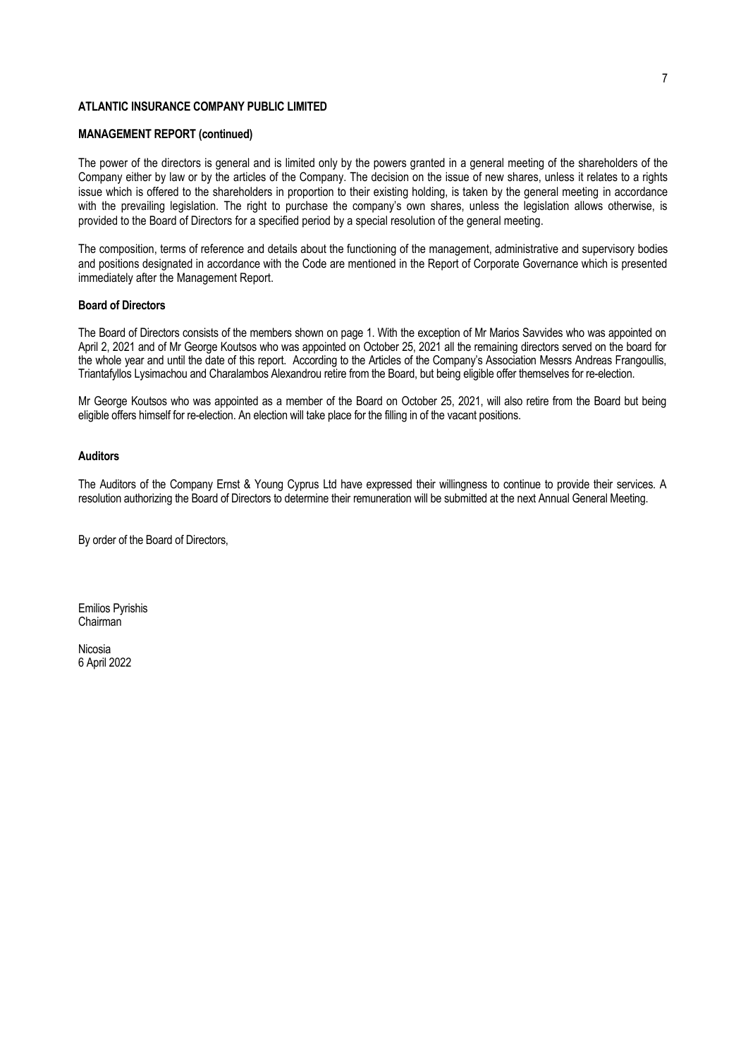**ATLANTIC INSURANCE COMPANY PUBLIC LIMITED**

**MANAGEMENT REPORT (continued)**

The power of the directors is general and is limited only by the powers granted in a general meeting of the shareholders of the Company either by law or by the articles of the Company. The decision on the issue of new shares, unless it relates to a rights issue which is offered to the shareholders in proportion to their existing holding, is taken by the general meeting in accordance with the prevailing legislation. The right to purchase the company's own shares, unless the legislation allows otherwise, is provided to the Board of Directors for a specified period by a special resolution of the general meeting.

The composition, terms of reference and details about the functioning of the management, administrative and supervisory bodies and positions designated in accordance with the Code are mentioned in the Report of Corporate Governance which is presented immediately after the Management Report.

**Board of Directors**

The Board of Directors consists of the members shown on page 1. With the exception of Mr Marios Savvides who was appointed on April 2, 2021 and of Mr George Koutsos who was appointed on October 25, 2021 all the remaining directors served on the board for the whole year and until the date of this report. According to the Articles of the Company's Association Messrs Andreas Frangoullis, Triantafyllos Lysimachou and Charalambos Alexandrou retire from the Board, but being eligible offer themselves for re-election.

Mr George Koutsos who was appointed as a member of the Board on October 25, 2021, will also retire from the Board but being eligible offers himself for re-election. An election will take place for the filling in of the vacant positions.

**Auditors**

The Auditors of the Company Ernst & Young Cyprus Ltd have expressed their willingness to continue to provide their services. A resolution authorizing the Board of Directors to determine their remuneration will be submitted at the next Annual General Meeting.

By order of the Board of Directors,

Emilios Pyrishis
Chairman

Nicosia
6 April 2022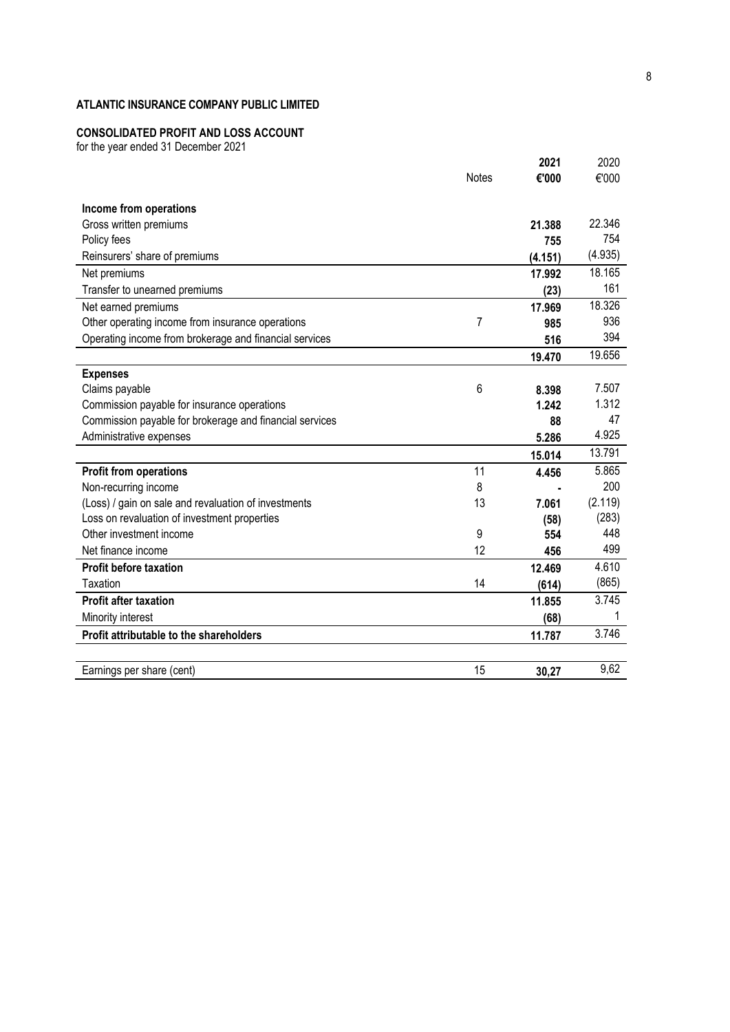**ATLANTIC INSURANCE COMPANY PUBLIC LIMITED**

**CONSOLIDATED PROFIT AND LOSS ACCOUNT**

for the year ended 31 December 2021

| | Notes | **2021** | 2020 |
|---|---|---|---|
| | | **€'000** | €'000 |
| **Income from operations** | | | |
| Gross written premiums | | **21.388** | 22.346 |
| Policy fees | | **755** | 754 |
| Reinsurers' share of premiums | | **(4.151)** | (4.935) |
| Net premiums | | **17.992** | 18.165 |
| Transfer to unearned premiums | | **(23)** | 161 |
| Net earned premiums | | **17.969** | 18.326 |
| Other operating income from insurance operations | 7 | **985** | 936 |
| Operating income from brokerage and financial services | | **516** | 394 |
| | | **19.470** | 19.656 |
| **Expenses** | | | |
| Claims payable | 6 | **8.398** | 7.507 |
| Commission payable for insurance operations | | **1.242** | 1.312 |
| Commission payable for brokerage and financial services | | **88** | 47 |
| Administrative expenses | | **5.286** | 4.925 |
| | | **15.014** | 13.791 |
| **Profit from operations** | 11 | **4.456** | 5.865 |
| Non-recurring income | 8 | **-** | 200 |
| (Loss) / gain on sale and revaluation of investments | 13 | **7.061** | (2.119) |
| Loss on revaluation of investment properties | | **(58)** | (283) |
| Other investment income | 9 | **554** | 448 |
| Net finance income | 12 | **456** | 499 |
| **Profit before taxation** | | **12.469** | 4.610 |
| Taxation | 14 | **(614)** | (865) |
| **Profit after taxation** | | **11.855** | 3.745 |
| Minority interest | | **(68)** | 1 |
| **Profit attributable to the shareholders** | | **11.787** | 3.746 |
| | | | |
| Earnings per share (cent) | 15 | **30,27** | 9,62 |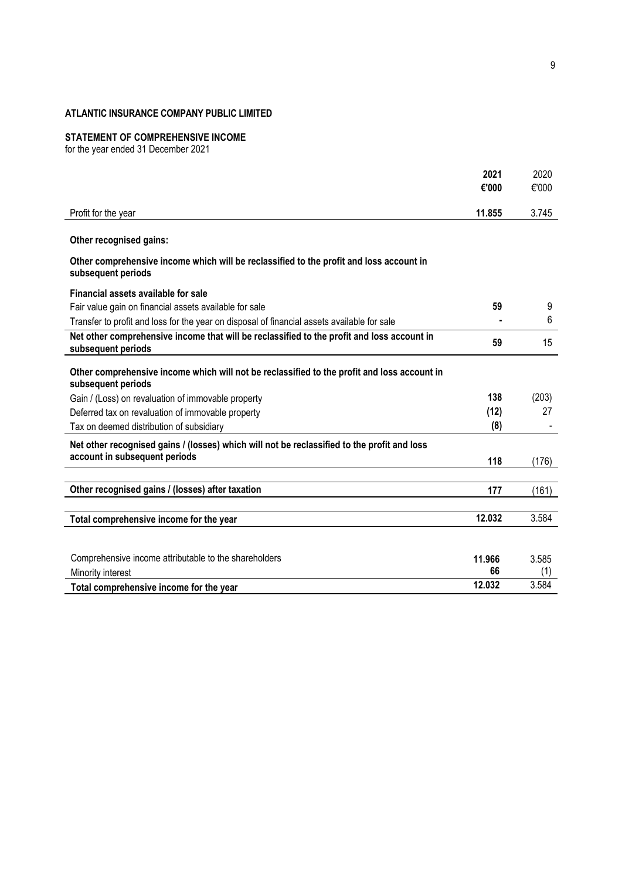**ATLANTIC INSURANCE COMPANY PUBLIC LIMITED**

**STATEMENT OF COMPREHENSIVE INCOME**
for the year ended 31 December 2021

| | **2021** | 2020 |
|---|---|---|
| | **€'000** | €'000 |
| Profit for the year | **11.855** | 3.745 |
| **Other recognised gains:** | | |
| **Other comprehensive income which will be reclassified to the profit and loss account in subsequent periods** | | |
| **Financial assets available for sale** | | |
| Fair value gain on financial assets available for sale | **59** | 9 |
| Transfer to profit and loss for the year on disposal of financial assets available for sale | **-** | 6 |
| **Net other comprehensive income that will be reclassified to the profit and loss account in subsequent periods** | **59** | 15 |
| **Other comprehensive income which will not be reclassified to the profit and loss account in subsequent periods** | | |
| Gain / (Loss) on revaluation of immovable property | **138** | (203) |
| Deferred tax on revaluation of immovable property | **(12)** | 27 |
| Tax on deemed distribution of subsidiary | **(8)** | - |
| **Net other recognised gains / (losses) which will not be reclassified to the profit and loss account in subsequent periods** | **118** | (176) |
| **Other recognised gains / (losses) after taxation** | **177** | (161) |
| **Total comprehensive income for the year** | **12.032** | 3.584 |
| Comprehensive income attributable to the shareholders | **11.966** | 3.585 |
| Minority interest | **66** | (1) |
| **Total comprehensive income for the year** | **12.032** | 3.584 |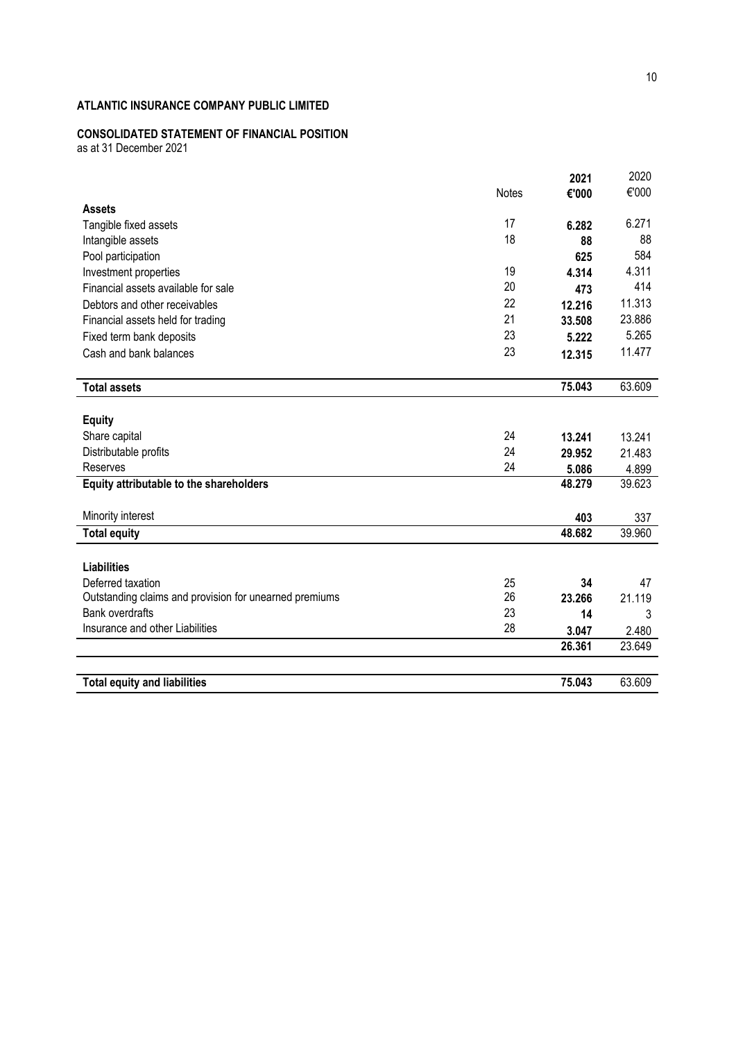**ATLANTIC INSURANCE COMPANY PUBLIC LIMITED**

**CONSOLIDATED STATEMENT OF FINANCIAL POSITION**
as at 31 December 2021

| | Notes | **2021 €'000** | 2020 €'000 |
|---|---|---|---|
| **Assets** | | | |
| Tangible fixed assets | 17 | **6.282** | 6.271 |
| Intangible assets | 18 | **88** | 88 |
| Pool participation | | **625** | 584 |
| Investment properties | 19 | **4.314** | 4.311 |
| Financial assets available for sale | 20 | **473** | 414 |
| Debtors and other receivables | 22 | **12.216** | 11.313 |
| Financial assets held for trading | 21 | **33.508** | 23.886 |
| Fixed term bank deposits | 23 | **5.222** | 5.265 |
| Cash and bank balances | 23 | **12.315** | 11.477 |
| **Total assets** | | **75.043** | 63.609 |
| **Equity** | | | |
| Share capital | 24 | **13.241** | 13.241 |
| Distributable profits | 24 | **29.952** | 21.483 |
| Reserves | 24 | **5.086** | 4.899 |
| **Equity attributable to the shareholders** | | **48.279** | 39.623 |
| Minority interest | | **403** | 337 |
| **Total equity** | | **48.682** | 39.960 |
| **Liabilities** | | | |
| Deferred taxation | 25 | **34** | 47 |
| Outstanding claims and provision for unearned premiums | 26 | **23.266** | 21.119 |
| Bank overdrafts | 23 | **14** | 3 |
| Insurance and other Liabilities | 28 | **3.047** | 2.480 |
| | | **26.361** | 23.649 |
| **Total equity and liabilities** | | **75.043** | 63.609 |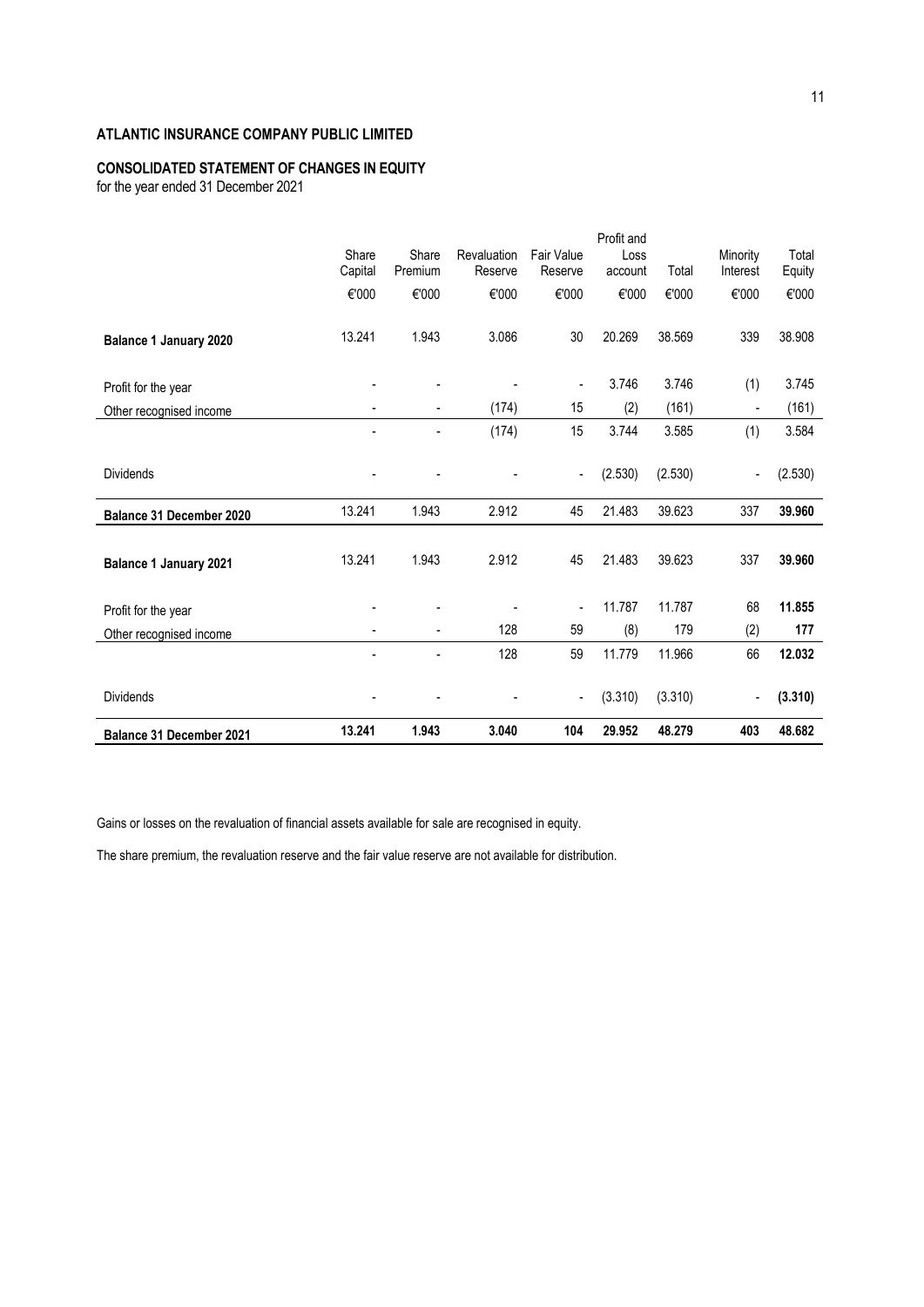**ATLANTIC INSURANCE COMPANY PUBLIC LIMITED**

**CONSOLIDATED STATEMENT OF CHANGES IN EQUITY**

for the year ended 31 December 2021

| | Share Capital | Share Premium | Revaluation Reserve | Fair Value Reserve | Profit and Loss account | Total | Minority Interest | Total Equity |
|---|---|---|---|---|---|---|---|---|
| | €'000 | €'000 | €'000 | €'000 | €'000 | €'000 | €'000 | €'000 |
| **Balance 1 January 2020** | 13.241 | 1.943 | 3.086 | 30 | 20.269 | 38.569 | 339 | 38.908 |
| Profit for the year | - | - | - | - | 3.746 | 3.746 | (1) | 3.745 |
| Other recognised income | - | - | (174) | 15 | (2) | (161) | - | (161) |
| | - | - | (174) | 15 | 3.744 | 3.585 | (1) | 3.584 |
| Dividends | - | - | - | - | (2.530) | (2.530) | - | (2.530) |
| **Balance 31 December 2020** | 13.241 | 1.943 | 2.912 | 45 | 21.483 | 39.623 | 337 | **39.960** |
| **Balance 1 January 2021** | 13.241 | 1.943 | 2.912 | 45 | 21.483 | 39.623 | 337 | **39.960** |
| Profit for the year | - | - | - | - | 11.787 | 11.787 | 68 | **11.855** |
| Other recognised income | - | - | 128 | 59 | (8) | 179 | (2) | **177** |
| | - | - | 128 | 59 | 11.779 | 11.966 | 66 | **12.032** |
| Dividends | - | - | - | - | (3.310) | (3.310) | - | **(3.310)** |
| **Balance 31 December 2021** | **13.241** | **1.943** | **3.040** | **104** | **29.952** | **48.279** | **403** | **48.682** |

Gains or losses on the revaluation of financial assets available for sale are recognised in equity.

The share premium, the revaluation reserve and the fair value reserve are not available for distribution.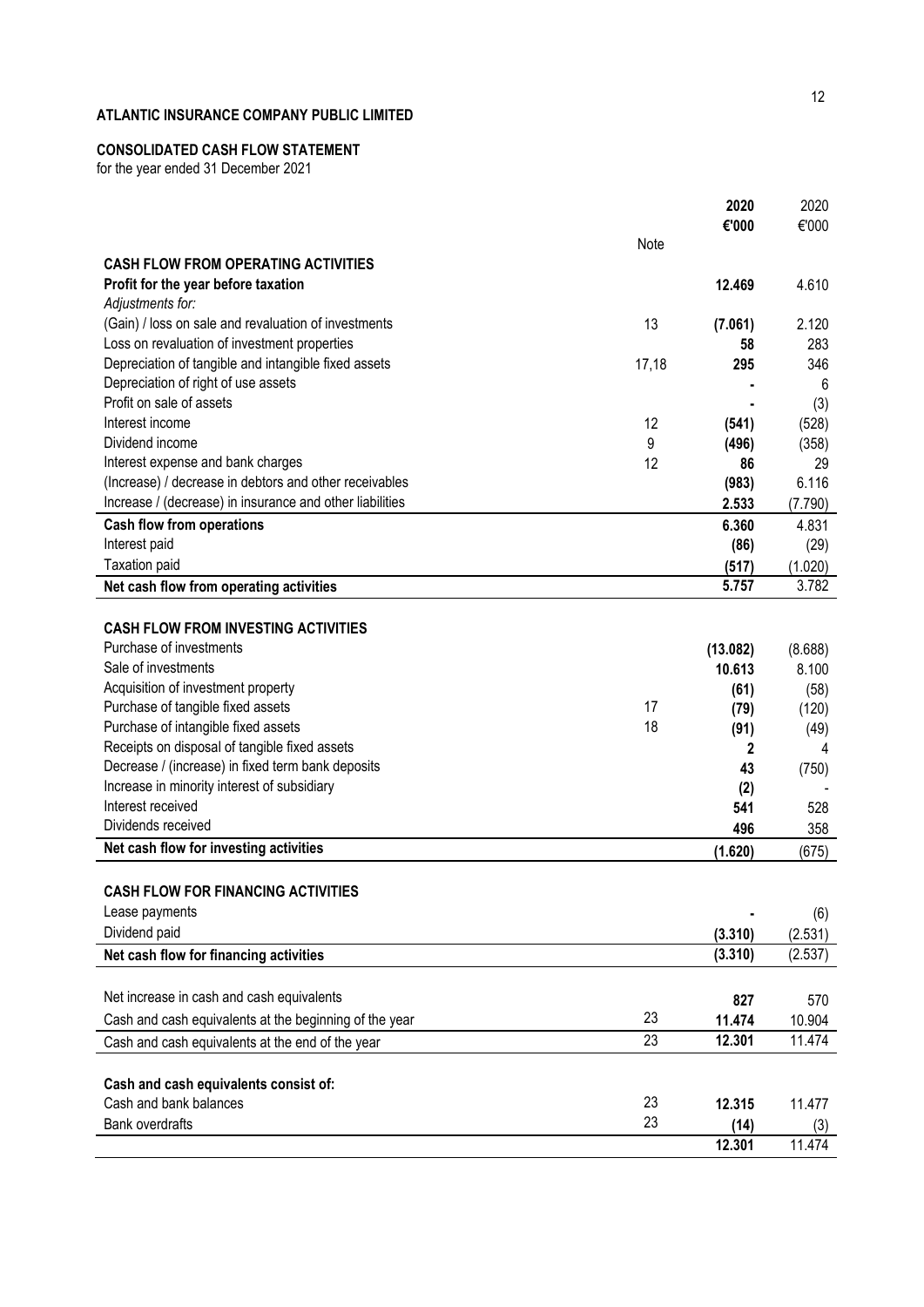**ATLANTIC INSURANCE COMPANY PUBLIC LIMITED**

**CONSOLIDATED CASH FLOW STATEMENT**

for the year ended 31 December 2021

| | Note | **2020** €'000 | 2020 €'000 |
|---|---|---|---|
| **CASH FLOW FROM OPERATING ACTIVITIES** | | | |
| **Profit for the year before taxation** | | **12.469** | 4.610 |
| *Adjustments for:* | | | |
| (Gain) / loss on sale and revaluation of investments | 13 | **(7.061)** | 2.120 |
| Loss on revaluation of investment properties | | **58** | 283 |
| Depreciation of tangible and intangible fixed assets | 17,18 | **295** | 346 |
| Depreciation of right of use assets | | **-** | 6 |
| Profit on sale of assets | | **-** | (3) |
| Interest income | 12 | **(541)** | (528) |
| Dividend income | 9 | **(496)** | (358) |
| Interest expense and bank charges | 12 | **86** | 29 |
| (Increase) / decrease in debtors and other receivables | | **(983)** | 6.116 |
| Increase / (decrease) in insurance and other liabilities | | **2.533** | (7.790) |
| **Cash flow from operations** | | **6.360** | 4.831 |
| Interest paid | | **(86)** | (29) |
| Taxation paid | | **(517)** | (1.020) |
| **Net cash flow from operating activities** | | **5.757** | 3.782 |
| | | | |
| **CASH FLOW FROM INVESTING ACTIVITIES** | | | |
| Purchase of investments | | **(13.082)** | (8.688) |
| Sale of investments | | **10.613** | 8.100 |
| Acquisition of investment property | | **(61)** | (58) |
| Purchase of tangible fixed assets | 17 | **(79)** | (120) |
| Purchase of intangible fixed assets | 18 | **(91)** | (49) |
| Receipts on disposal of tangible fixed assets | | **2** | 4 |
| Decrease / (increase) in fixed term bank deposits | | **43** | (750) |
| Increase in minority interest of subsidiary | | **(2)** | - |
| Interest received | | **541** | 528 |
| Dividends received | | **496** | 358 |
| **Net cash flow for investing activities** | | **(1.620)** | (675) |
| | | | |
| **CASH FLOW FOR FINANCING ACTIVITIES** | | | |
| Lease payments | | **-** | (6) |
| Dividend paid | | **(3.310)** | (2.531) |
| **Net cash flow for financing activities** | | **(3.310)** | (2.537) |
| | | | |
| Net increase in cash and cash equivalents | | **827** | 570 |
| Cash and cash equivalents at the beginning of the year | 23 | **11.474** | 10.904 |
| Cash and cash equivalents at the end of the year | 23 | **12.301** | 11.474 |
| | | | |
| **Cash and cash equivalents consist of:** | | | |
| Cash and bank balances | 23 | **12.315** | 11.477 |
| Bank overdrafts | 23 | **(14)** | (3) |
| | | **12.301** | 11.474 |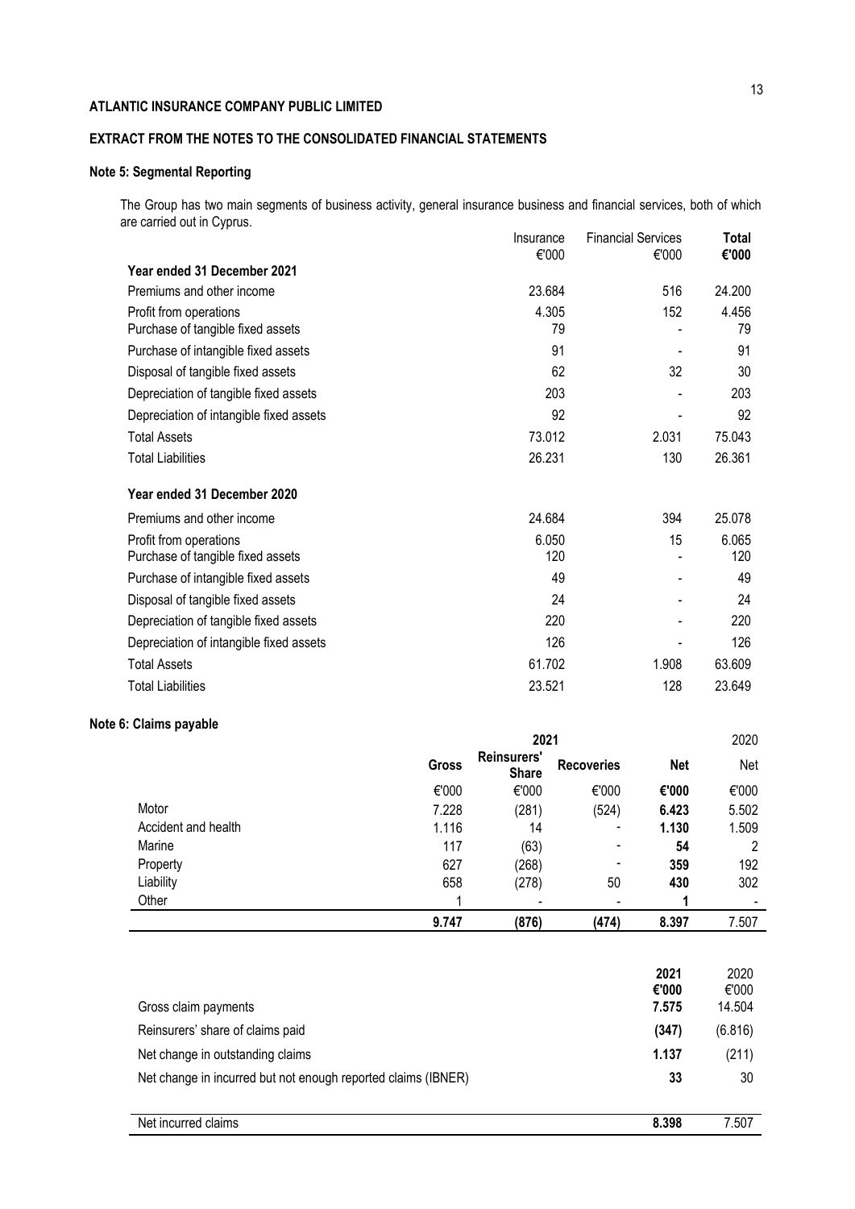**ATLANTIC INSURANCE COMPANY PUBLIC LIMITED**

**EXTRACT FROM THE NOTES TO THE CONSOLIDATED FINANCIAL STATEMENTS**

**Note 5: Segmental Reporting**

The Group has two main segments of business activity, general insurance business and financial services, both of which are carried out in Cyprus.

| | Insurance €'000 | Financial Services €'000 | **Total €'000** |
|---|---|---|---|
| **Year ended 31 December 2021** | | | |
| Premiums and other income | 23.684 | 516 | 24.200 |
| Profit from operations | 4.305 | 152 | 4.456 |
| Purchase of tangible fixed assets | 79 | - | 79 |
| Purchase of intangible fixed assets | 91 | - | 91 |
| Disposal of tangible fixed assets | 62 | 32 | 30 |
| Depreciation of tangible fixed assets | 203 | - | 203 |
| Depreciation of intangible fixed assets | 92 | - | 92 |
| Total Assets | 73.012 | 2.031 | 75.043 |
| Total Liabilities | 26.231 | 130 | 26.361 |
| **Year ended 31 December 2020** | | | |
| Premiums and other income | 24.684 | 394 | 25.078 |
| Profit from operations | 6.050 | 15 | 6.065 |
| Purchase of tangible fixed assets | 120 | - | 120 |
| Purchase of intangible fixed assets | 49 | - | 49 |
| Disposal of tangible fixed assets | 24 | - | 24 |
| Depreciation of tangible fixed assets | 220 | - | 220 |
| Depreciation of intangible fixed assets | 126 | - | 126 |
| Total Assets | 61.702 | 1.908 | 63.609 |
| Total Liabilities | 23.521 | 128 | 23.649 |

**Note 6: Claims payable**

| | 2021 | | | | 2020 |
|---|---|---|---|---|---|
| | **Gross** | **Reinsurers' Share** | **Recoveries** | **Net** | Net |
| | €'000 | €'000 | €'000 | **€'000** | €'000 |
| Motor | 7.228 | (281) | (524) | **6.423** | 5.502 |
| Accident and health | 1.116 | 14 | - | **1.130** | 1.509 |
| Marine | 117 | (63) | - | **54** | 2 |
| Property | 627 | (268) | - | **359** | 192 |
| Liability | 658 | (278) | 50 | **430** | 302 |
| Other | 1 | - | - | **1** | - |
| | **9.747** | **(876)** | **(474)** | **8.397** | 7.507 |

| | **2021 €'000** | 2020 €'000 |
|---|---|---|
| Gross claim payments | **7.575** | 14.504 |
| Reinsurers' share of claims paid | **(347)** | (6.816) |
| Net change in outstanding claims | **1.137** | (211) |
| Net change in incurred but not enough reported claims (IBNER) | **33** | 30 |
| Net incurred claims | **8.398** | 7.507 |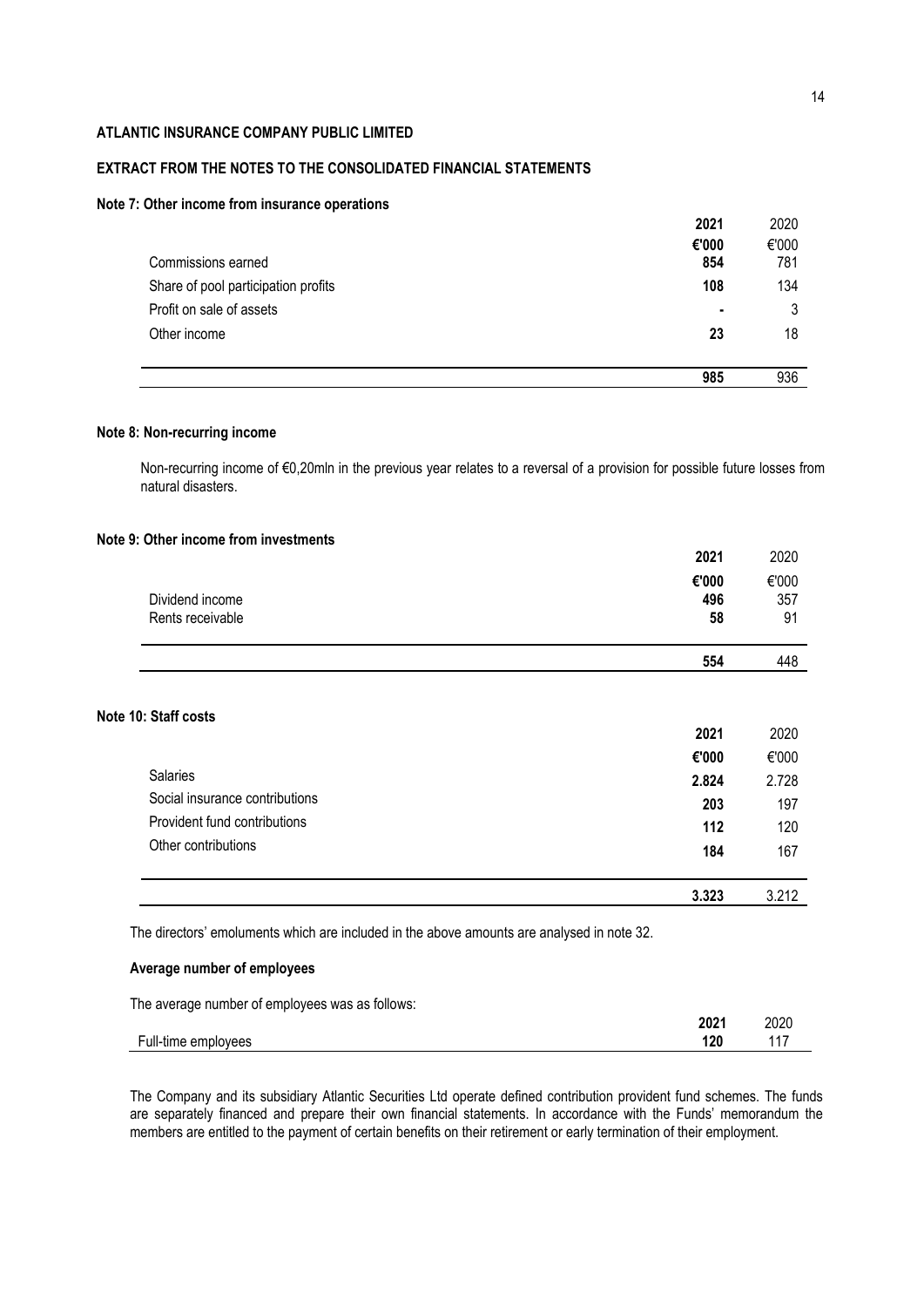**ATLANTIC INSURANCE COMPANY PUBLIC LIMITED**

**EXTRACT FROM THE NOTES TO THE CONSOLIDATED FINANCIAL STATEMENTS**

**Note 7: Other income from insurance operations**

| | **2021** | 2020 |
|---|---|---|
| | **€'000** | €'000 |
| Commissions earned | **854** | 781 |
| Share of pool participation profits | **108** | 134 |
| Profit on sale of assets | **-** | 3 |
| Other income | **23** | 18 |
| | **985** | 936 |

**Note 8: Non-recurring income**

Non-recurring income of €0,20mln in the previous year relates to a reversal of a provision for possible future losses from natural disasters.

**Note 9: Other income from investments**

| | **2021** | 2020 |
|---|---|---|
| | **€'000** | €'000 |
| Dividend income | **496** | 357 |
| Rents receivable | **58** | 91 |
| | **554** | 448 |

**Note 10: Staff costs**

| | **2021** | 2020 |
|---|---|---|
| | **€'000** | €'000 |
| Salaries | **2.824** | 2.728 |
| Social insurance contributions | **203** | 197 |
| Provident fund contributions | **112** | 120 |
| Other contributions | **184** | 167 |
| | **3.323** | 3.212 |

The directors' emoluments which are included in the above amounts are analysed in note 32.

**Average number of employees**

The average number of employees was as follows:

| | **2021** | 2020 |
|---|---|---|
| Full-time employees | **120** | 117 |

The Company and its subsidiary Atlantic Securities Ltd operate defined contribution provident fund schemes. The funds are separately financed and prepare their own financial statements. In accordance with the Funds' memorandum the members are entitled to the payment of certain benefits on their retirement or early termination of their employment.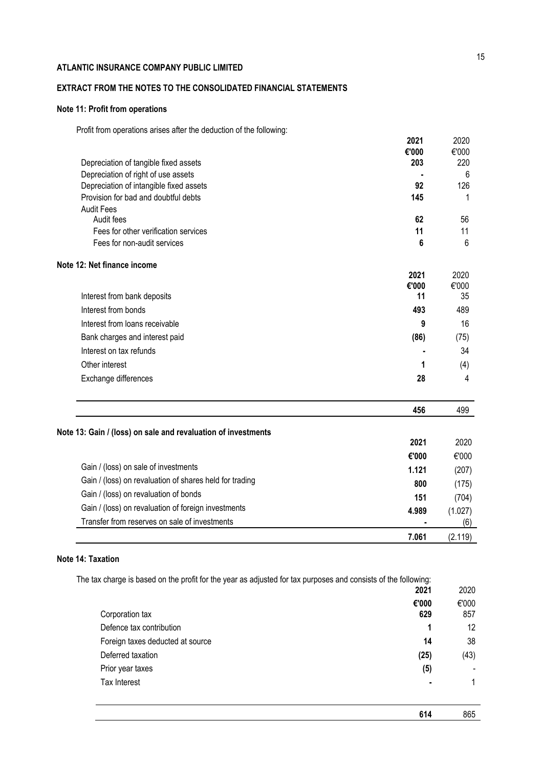# ATLANTIC INSURANCE COMPANY PUBLIC LIMITED

## EXTRACT FROM THE NOTES TO THE CONSOLIDATED FINANCIAL STATEMENTS

### Note 11: Profit from operations

Profit from operations arises after the deduction of the following:

| | 2021 | 2020 |
|---|---|---|
| | €'000 | €'000 |
| Depreciation of tangible fixed assets | 203 | 220 |
| Depreciation of right of use assets | - | 6 |
| Depreciation of intangible fixed assets | 92 | 126 |
| Provision for bad and doubtful debts | 145 | 1 |
| Audit Fees | | |
| Audit fees | 62 | 56 |
| Fees for other verification services | 11 | 11 |
| Fees for non-audit services | 6 | 6 |

### Note 12: Net finance income

| | 2021 | 2020 |
|---|---|---|
| | €'000 | €'000 |
| Interest from bank deposits | 11 | 35 |
| Interest from bonds | 493 | 489 |
| Interest from loans receivable | 9 | 16 |
| Bank charges and interest paid | (86) | (75) |
| Interest on tax refunds | - | 34 |
| Other interest | 1 | (4) |
| Exchange differences | 28 | 4 |
| | 456 | 499 |

### Note 13: Gain / (loss) on sale and revaluation of investments

| | 2021 | 2020 |
|---|---|---|
| | €'000 | €'000 |
| Gain / (loss) on sale of investments | 1.121 | (207) |
| Gain / (loss) on revaluation of shares held for trading | 800 | (175) |
| Gain / (loss) on revaluation of bonds | 151 | (704) |
| Gain / (loss) on revaluation of foreign investments | 4.989 | (1.027) |
| Transfer from reserves on sale of investments | - | (6) |
| | 7.061 | (2.119) |

### Note 14: Taxation

The tax charge is based on the profit for the year as adjusted for tax purposes and consists of the following:

| | 2021 | 2020 |
|---|---|---|
| | €'000 | €'000 |
| Corporation tax | 629 | 857 |
| Defence tax contribution | 1 | 12 |
| Foreign taxes deducted at source | 14 | 38 |
| Deferred taxation | (25) | (43) |
| Prior year taxes | (5) | - |
| Tax Interest | - | 1 |
| | 614 | 865 |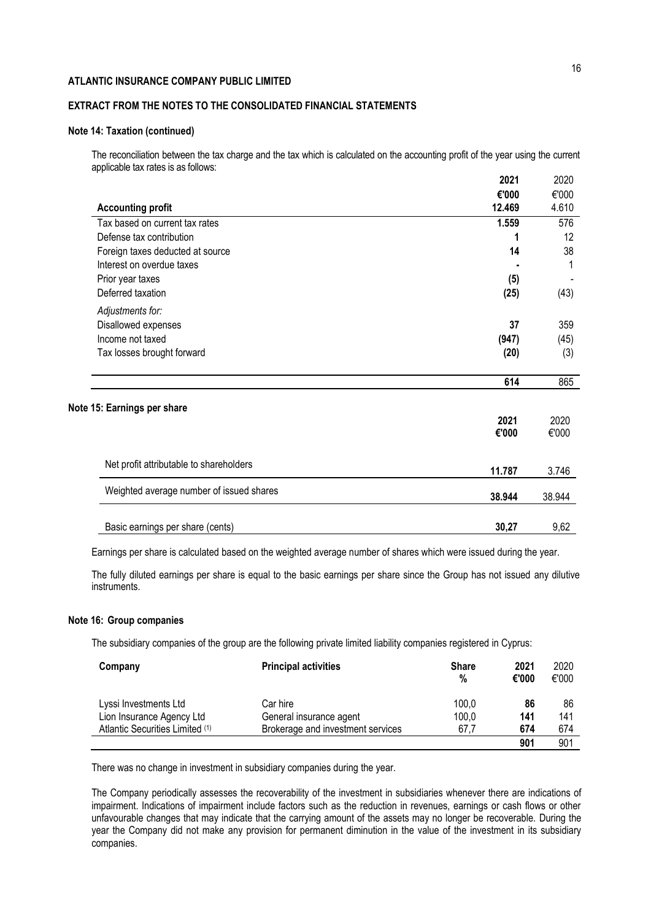**ATLANTIC INSURANCE COMPANY PUBLIC LIMITED**

**EXTRACT FROM THE NOTES TO THE CONSOLIDATED FINANCIAL STATEMENTS**

**Note 14: Taxation (continued)**

The reconciliation between the tax charge and the tax which is calculated on the accounting profit of the year using the current applicable tax rates is as follows:

| | 2021 €'000 | 2020 €'000 |
|---|---|---|
| **Accounting profit** | **12.469** | 4.610 |
| Tax based on current tax rates | **1.559** | 576 |
| Defense tax contribution | **1** | 12 |
| Foreign taxes deducted at source | **14** | 38 |
| Interest on overdue taxes | **-** | 1 |
| Prior year taxes | **(5)** | - |
| Deferred taxation | **(25)** | (43) |
| *Adjustments for:* | | |
| Disallowed expenses | **37** | 359 |
| Income not taxed | **(947)** | (45) |
| Tax losses brought forward | **(20)** | (3) |
| | **614** | 865 |

**Note 15: Earnings per share**

| | 2021 €'000 | 2020 €'000 |
|---|---|---|
| Net profit attributable to shareholders | **11.787** | 3.746 |
| Weighted average number of issued shares | **38.944** | 38.944 |
| Basic earnings per share (cents) | **30,27** | 9,62 |

Earnings per share is calculated based on the weighted average number of shares which were issued during the year.

The fully diluted earnings per share is equal to the basic earnings per share since the Group has not issued any dilutive instruments.

**Note 16: Group companies**

The subsidiary companies of the group are the following private limited liability companies registered in Cyprus:

| Company | Principal activities | Share % | 2021 €'000 | 2020 €'000 |
|---|---|---|---|---|
| Lyssi Investments Ltd | Car hire | 100,0 | **86** | 86 |
| Lion Insurance Agency Ltd | General insurance agent | 100,0 | **141** | 141 |
| Atlantic Securities Limited (1) | Brokerage and investment services | 67,7 | **674** | 674 |
| | | | **901** | 901 |

There was no change in investment in subsidiary companies during the year.

The Company periodically assesses the recoverability of the investment in subsidiaries whenever there are indications of impairment. Indications of impairment include factors such as the reduction in revenues, earnings or cash flows or other unfavourable changes that may indicate that the carrying amount of the assets may no longer be recoverable. During the year the Company did not make any provision for permanent diminution in the value of the investment in its subsidiary companies.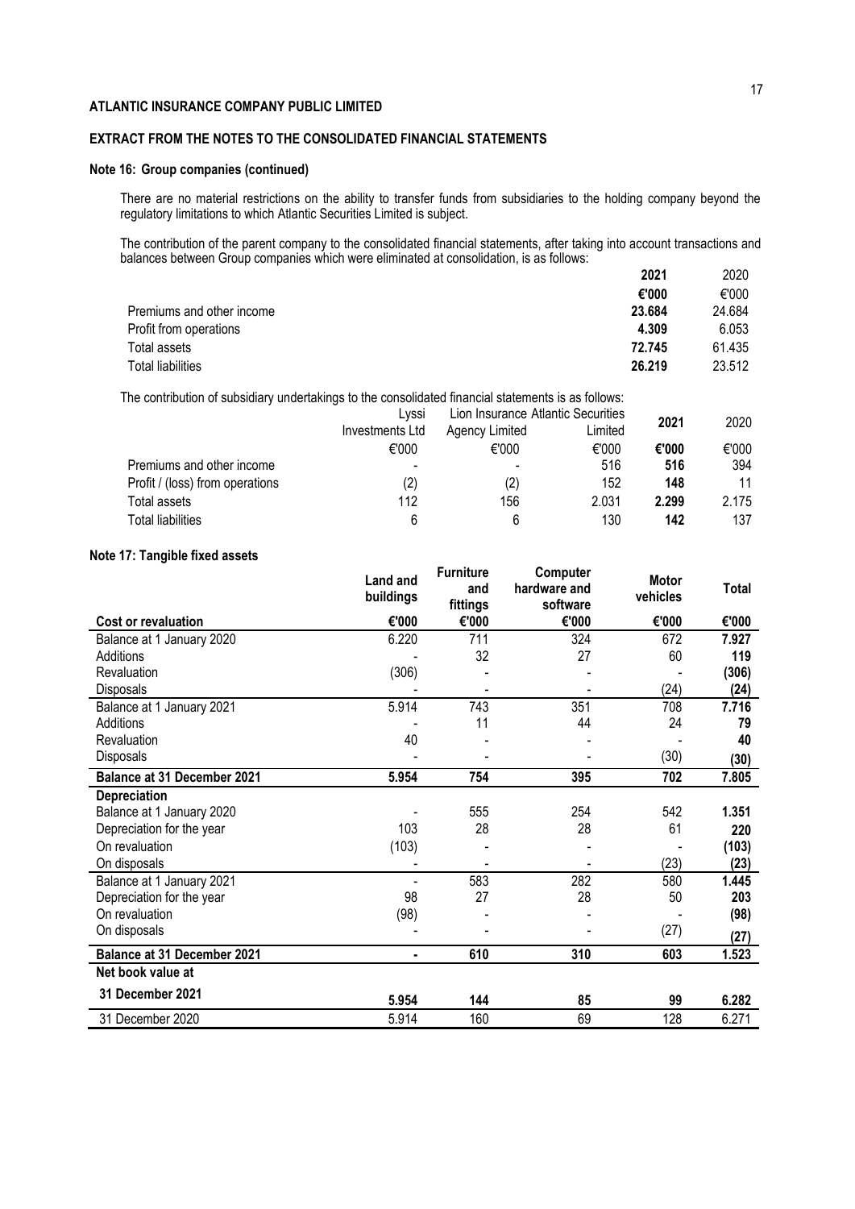**ATLANTIC INSURANCE COMPANY PUBLIC LIMITED**

**EXTRACT FROM THE NOTES TO THE CONSOLIDATED FINANCIAL STATEMENTS**

**Note 16: Group companies (continued)**

There are no material restrictions on the ability to transfer funds from subsidiaries to the holding company beyond the regulatory limitations to which Atlantic Securities Limited is subject.

The contribution of the parent company to the consolidated financial statements, after taking into account transactions and balances between Group companies which were eliminated at consolidation, is as follows:

| | **2021** | 2020 |
|---|---|---|
| | **€'000** | €'000 |
| Premiums and other income | **23.684** | 24.684 |
| Profit from operations | **4.309** | 6.053 |
| Total assets | **72.745** | 61.435 |
| Total liabilities | **26.219** | 23.512 |

The contribution of subsidiary undertakings to the consolidated financial statements is as follows:

| | Lyssi Investments Ltd | Lion Insurance Agency Limited | Atlantic Securities Limited | **2021** | 2020 |
|---|---|---|---|---|---|
| | €'000 | €'000 | €'000 | **€'000** | €'000 |
| Premiums and other income | - | - | 516 | **516** | 394 |
| Profit / (loss) from operations | (2) | (2) | 152 | **148** | 11 |
| Total assets | 112 | 156 | 2.031 | **2.299** | 2.175 |
| Total liabilities | 6 | 6 | 130 | **142** | 137 |

**Note 17: Tangible fixed assets**

| | **Land and buildings** | **Furniture and fittings** | **Computer hardware and software** | **Motor vehicles** | **Total** |
|---|---|---|---|---|---|
| **Cost or revaluation** | **€'000** | **€'000** | **€'000** | **€'000** | **€'000** |
| Balance at 1 January 2020 | 6.220 | 711 | 324 | 672 | **7.927** |
| Additions | - | 32 | 27 | 60 | **119** |
| Revaluation | (306) | - | - | - | **(306)** |
| Disposals | - | - | - | (24) | **(24)** |
| Balance at 1 January 2021 | 5.914 | 743 | 351 | 708 | **7.716** |
| Additions | - | 11 | 44 | 24 | **79** |
| Revaluation | 40 | - | - | - | **40** |
| Disposals | - | - | - | (30) | **(30)** |
| **Balance at 31 December 2021** | **5.954** | **754** | **395** | **702** | **7.805** |
| **Depreciation** | | | | | |
| Balance at 1 January 2020 | - | 555 | 254 | 542 | **1.351** |
| Depreciation for the year | 103 | 28 | 28 | 61 | **220** |
| On revaluation | (103) | - | - | - | **(103)** |
| On disposals | - | - | - | (23) | **(23)** |
| Balance at 1 January 2021 | - | 583 | 282 | 580 | **1.445** |
| Depreciation for the year | 98 | 27 | 28 | 50 | **203** |
| On revaluation | (98) | - | - | - | **(98)** |
| On disposals | - | - | - | (27) | **(27)** |
| **Balance at 31 December 2021** | **-** | **610** | **310** | **603** | **1.523** |
| **Net book value at** | | | | | |
| **31 December 2021** | **5.954** | **144** | **85** | **99** | **6.282** |
| 31 December 2020 | 5.914 | 160 | 69 | 128 | 6.271 |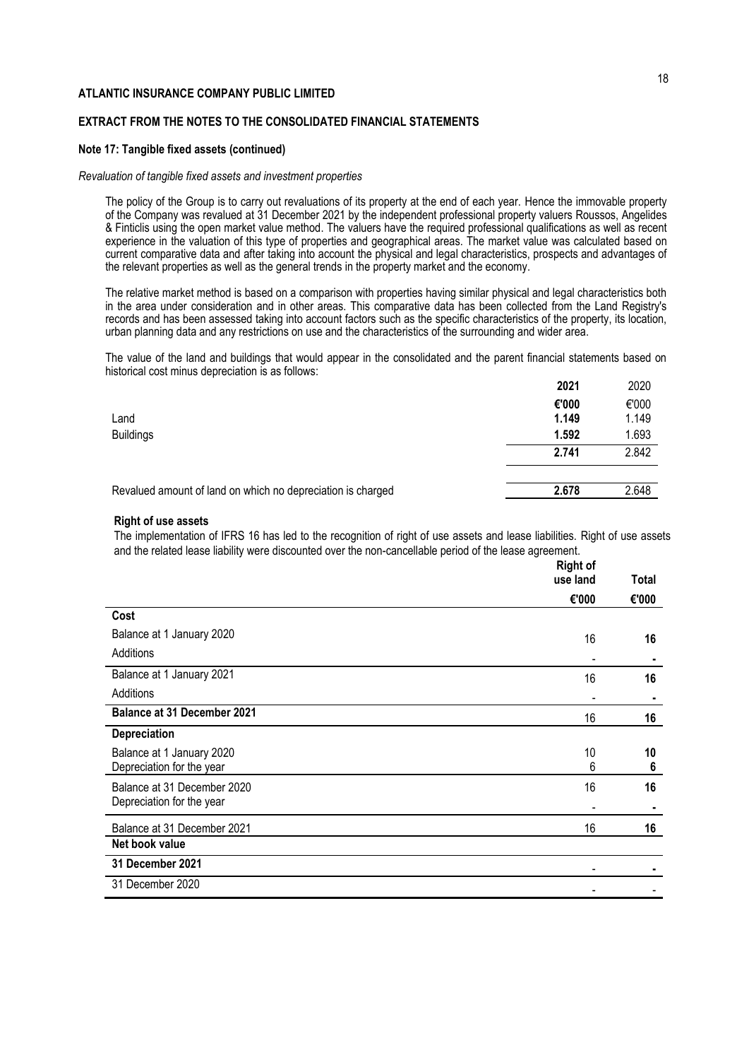**ATLANTIC INSURANCE COMPANY PUBLIC LIMITED**

**EXTRACT FROM THE NOTES TO THE CONSOLIDATED FINANCIAL STATEMENTS**

**Note 17: Tangible fixed assets (continued)**

*Revaluation of tangible fixed assets and investment properties*

The policy of the Group is to carry out revaluations of its property at the end of each year. Hence the immovable property of the Company was revalued at 31 December 2021 by the independent professional property valuers Roussos, Angelides & Finticlis using the open market value method. The valuers have the required professional qualifications as well as recent experience in the valuation of this type of properties and geographical areas. The market value was calculated based on current comparative data and after taking into account the physical and legal characteristics, prospects and advantages of the relevant properties as well as the general trends in the property market and the economy.

The relative market method is based on a comparison with properties having similar physical and legal characteristics both in the area under consideration and in other areas. This comparative data has been collected from the Land Registry's records and has been assessed taking into account factors such as the specific characteristics of the property, its location, urban planning data and any restrictions on use and the characteristics of the surrounding and wider area.

The value of the land and buildings that would appear in the consolidated and the parent financial statements based on historical cost minus depreciation is as follows:

| | **2021** | 2020 |
|---|---|---|
| | **€'000** | €'000 |
| Land | **1.149** | 1.149 |
| Buildings | **1.592** | 1.693 |
| | **2.741** | 2.842 |
| Revalued amount of land on which no depreciation is charged | **2.678** | 2.648 |

**Right of use assets**

The implementation of IFRS 16 has led to the recognition of right of use assets and lease liabilities. Right of use assets and the related lease liability were discounted over the non-cancellable period of the lease agreement.

| | **Right of use land** | **Total** |
|---|---|---|
| | **€'000** | **€'000** |
| **Cost** | | |
| Balance at 1 January 2020 | 16 | **16** |
| Additions | - | **-** |
| Balance at 1 January 2021 | 16 | **16** |
| Additions | - | **-** |
| **Balance at 31 December 2021** | 16 | **16** |
| **Depreciation** | | |
| Balance at 1 January 2020 | 10 | **10** |
| Depreciation for the year | 6 | **6** |
| Balance at 31 December 2020 | 16 | **16** |
| Depreciation for the year | - | **-** |
| Balance at 31 December 2021 | 16 | **16** |
| **Net book value** | | |
| **31 December 2021** | - | **-** |
| 31 December 2020 | - | - |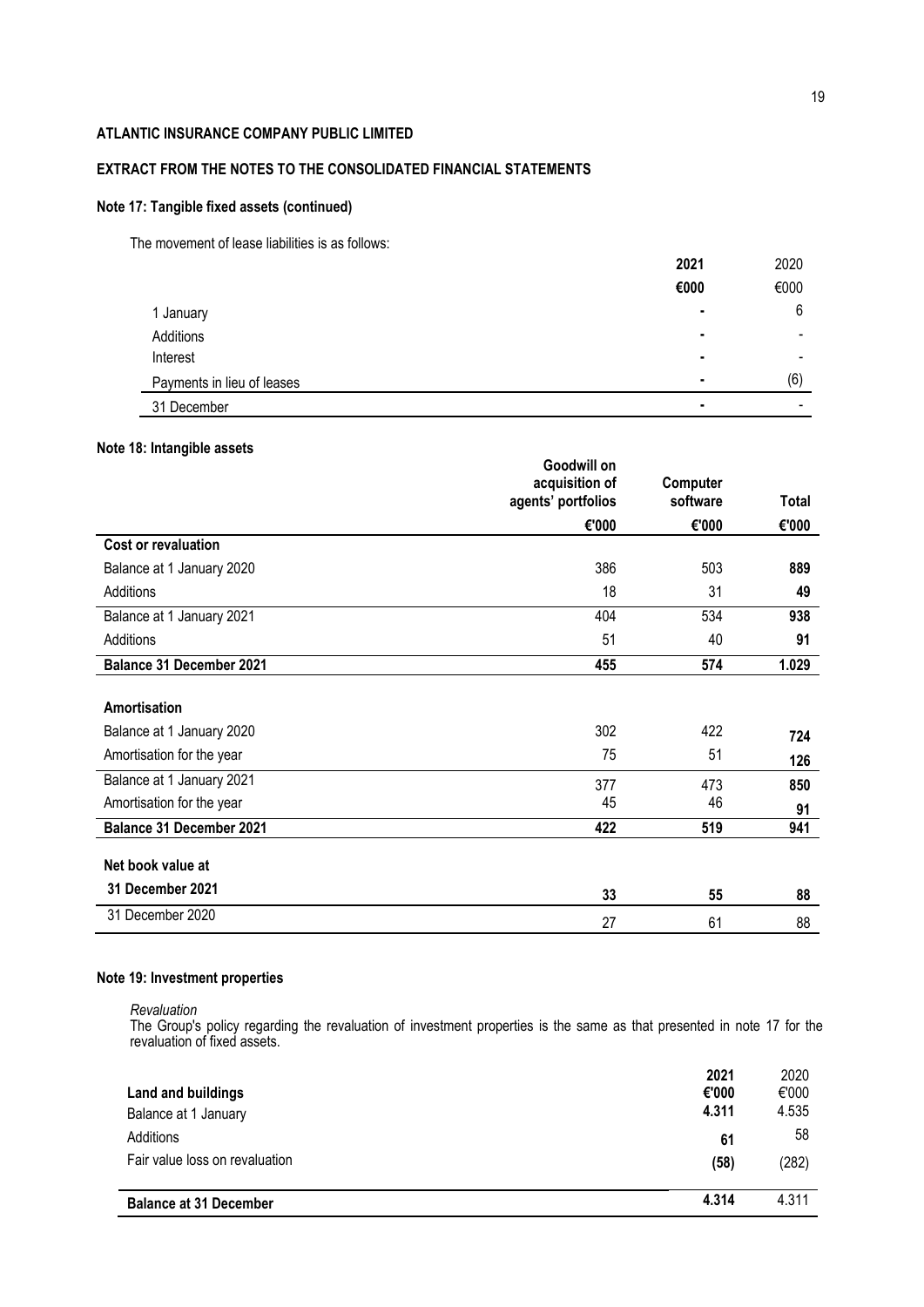**ATLANTIC INSURANCE COMPANY PUBLIC LIMITED**

**EXTRACT FROM THE NOTES TO THE CONSOLIDATED FINANCIAL STATEMENTS**

### Note 17: Tangible fixed assets (continued)

The movement of lease liabilities is as follows:

| | **2021** | 2020 |
|---|---|---|
| | **€000** | €000 |
| 1 January | **-** | 6 |
| Additions | **-** | - |
| Interest | **-** | - |
| Payments in lieu of leases | **-** | (6) |
| 31 December | **-** | - |

### Note 18: Intangible assets

| | **Goodwill on acquisition of agents' portfolios** | **Computer software** | **Total** |
|---|---|---|---|
| | **€'000** | **€'000** | **€'000** |
| **Cost or revaluation** | | | |
| Balance at 1 January 2020 | 386 | 503 | **889** |
| Additions | 18 | 31 | **49** |
| Balance at 1 January 2021 | 404 | 534 | **938** |
| Additions | 51 | 40 | **91** |
| **Balance 31 December 2021** | **455** | **574** | **1.029** |
| **Amortisation** | | | |
| Balance at 1 January 2020 | 302 | 422 | **724** |
| Amortisation for the year | 75 | 51 | **126** |
| Balance at 1 January 2021 | 377 | 473 | **850** |
| Amortisation for the year | 45 | 46 | **91** |
| **Balance 31 December 2021** | **422** | **519** | **941** |
| **Net book value at** | | | |
| **31 December 2021** | **33** | **55** | **88** |
| 31 December 2020 | 27 | 61 | 88 |

### Note 19: Investment properties

*Revaluation*

The Group's policy regarding the revaluation of investment properties is the same as that presented in note 17 for the revaluation of fixed assets.

| **Land and buildings** | **2021** **€'000** | 2020 €'000 |
|---|---|---|
| Balance at 1 January | **4.311** | 4.535 |
| Additions | **61** | 58 |
| Fair value loss on revaluation | **(58)** | (282) |
| **Balance at 31 December** | **4.314** | 4.311 |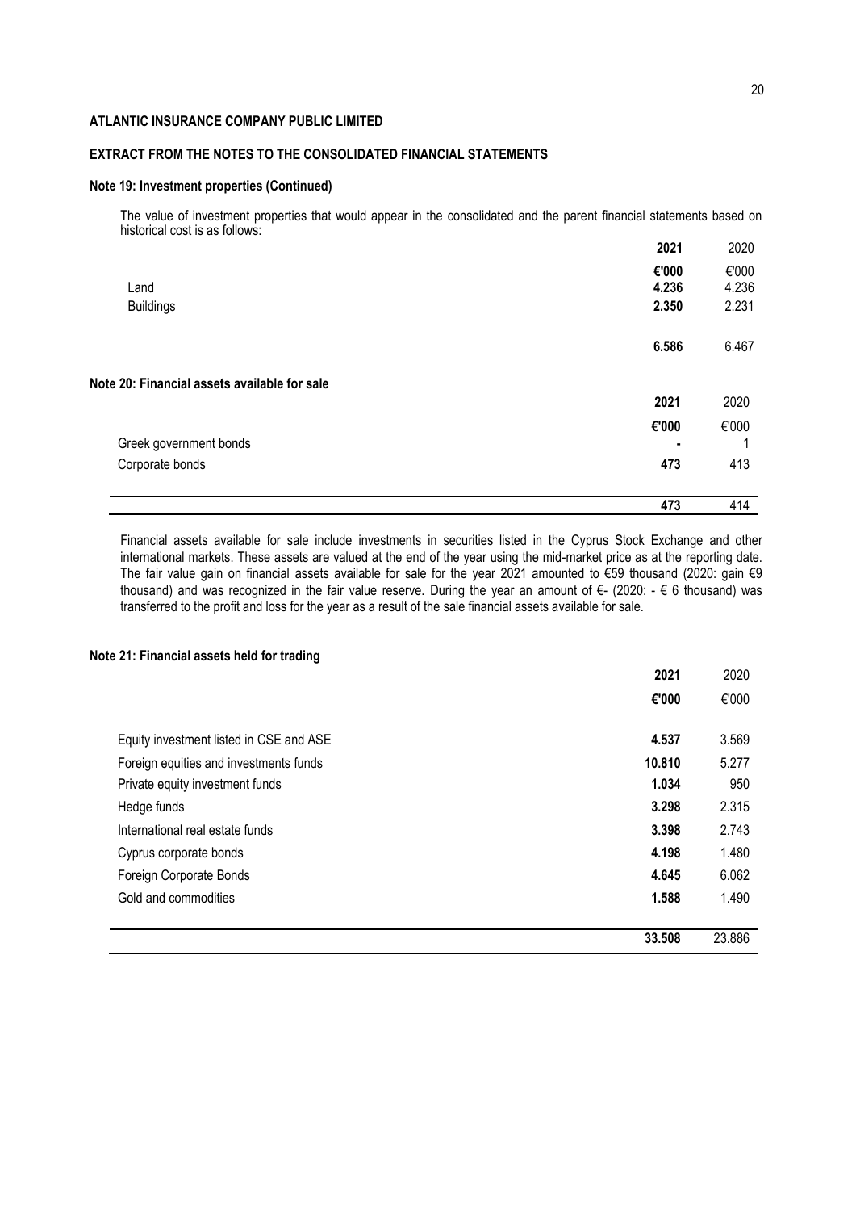**ATLANTIC INSURANCE COMPANY PUBLIC LIMITED**

**EXTRACT FROM THE NOTES TO THE CONSOLIDATED FINANCIAL STATEMENTS**

**Note 19: Investment properties (Continued)**

The value of investment properties that would appear in the consolidated and the parent financial statements based on historical cost is as follows:

| | **2021** | 2020 |
|---|---|---|
| | **€'000** | €'000 |
| Land | **4.236** | 4.236 |
| Buildings | **2.350** | 2.231 |
| | **6.586** | 6.467 |

**Note 20: Financial assets available for sale**

| | **2021** | 2020 |
|---|---|---|
| | **€'000** | €'000 |
| Greek government bonds | **-** | 1 |
| Corporate bonds | **473** | 413 |
| | **473** | 414 |

Financial assets available for sale include investments in securities listed in the Cyprus Stock Exchange and other international markets. These assets are valued at the end of the year using the mid-market price as at the reporting date. The fair value gain on financial assets available for sale for the year 2021 amounted to €59 thousand (2020: gain €9 thousand) and was recognized in the fair value reserve. During the year an amount of €- (2020: - € 6 thousand) was transferred to the profit and loss for the year as a result of the sale financial assets available for sale.

**Note 21: Financial assets held for trading**

| | **2021** | 2020 |
|---|---|---|
| | **€'000** | €'000 |
| Equity investment listed in CSE and ASE | **4.537** | 3.569 |
| Foreign equities and investments funds | **10.810** | 5.277 |
| Private equity investment funds | **1.034** | 950 |
| Hedge funds | **3.298** | 2.315 |
| International real estate funds | **3.398** | 2.743 |
| Cyprus corporate bonds | **4.198** | 1.480 |
| Foreign Corporate Bonds | **4.645** | 6.062 |
| Gold and commodities | **1.588** | 1.490 |
| | **33.508** | 23.886 |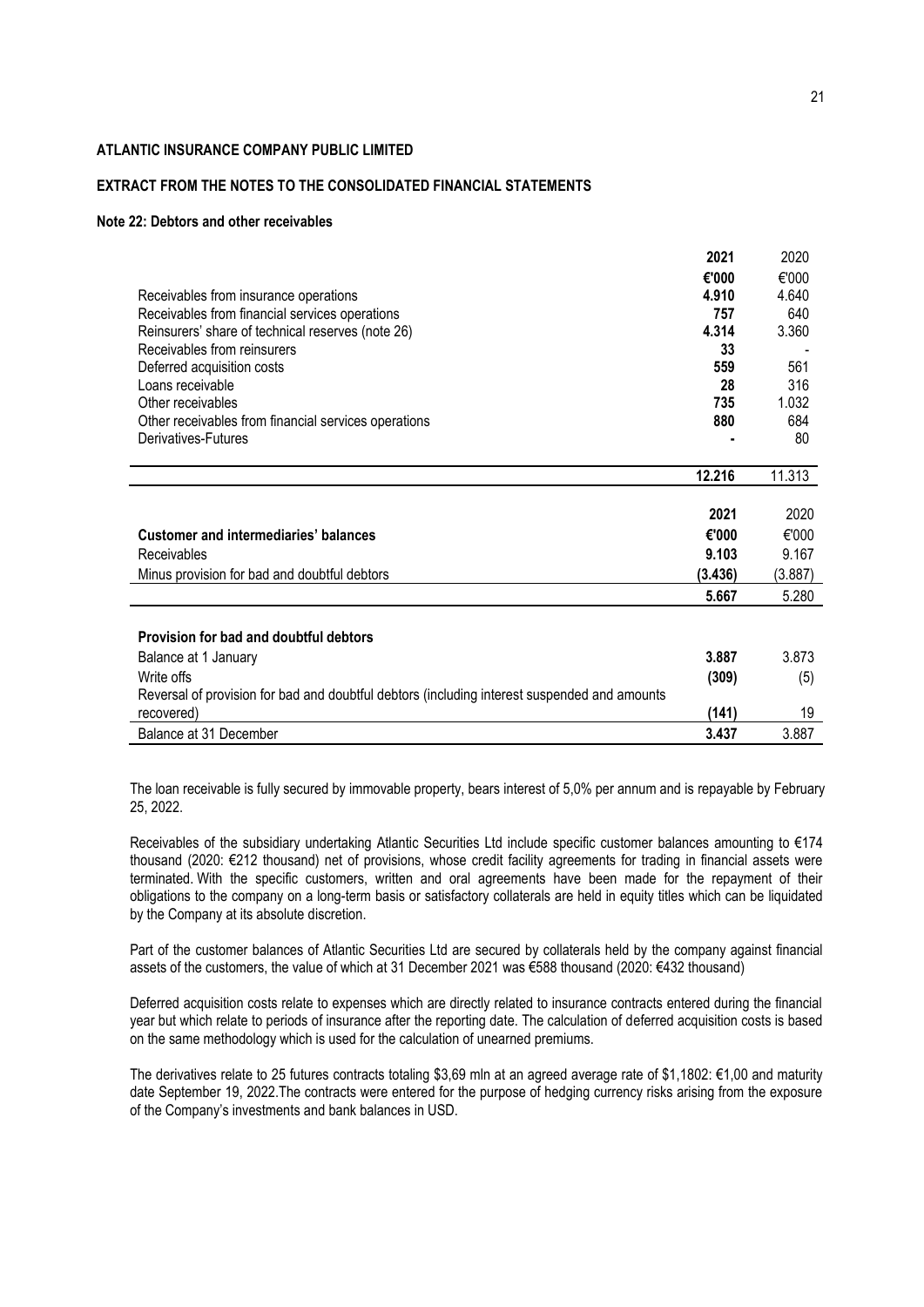**ATLANTIC INSURANCE COMPANY PUBLIC LIMITED**

**EXTRACT FROM THE NOTES TO THE CONSOLIDATED FINANCIAL STATEMENTS**

**Note 22: Debtors and other receivables**

| | **2021** | 2020 |
|---|---|---|
| | **€'000** | €'000 |
| Receivables from insurance operations | **4.910** | 4.640 |
| Receivables from financial services operations | **757** | 640 |
| Reinsurers' share of technical reserves (note 26) | **4.314** | 3.360 |
| Receivables from reinsurers | **33** | - |
| Deferred acquisition costs | **559** | 561 |
| Loans receivable | **28** | 316 |
| Other receivables | **735** | 1.032 |
| Other receivables from financial services operations | **880** | 684 |
| Derivatives-Futures | **-** | 80 |
| | **12.216** | 11.313 |

| | **2021** | 2020 |
|---|---|---|
| **Customer and intermediaries' balances** | **€'000** | €'000 |
| Receivables | **9.103** | 9.167 |
| Minus provision for bad and doubtful debtors | **(3.436)** | (3.887) |
| | **5.667** | 5.280 |

| **Provision for bad and doubtful debtors** | | |
|---|---|---|
| Balance at 1 January | **3.887** | 3.873 |
| Write offs | **(309)** | (5) |
| Reversal of provision for bad and doubtful debtors (including interest suspended and amounts recovered) | **(141)** | 19 |
| Balance at 31 December | **3.437** | 3.887 |

The loan receivable is fully secured by immovable property, bears interest of 5,0% per annum and is repayable by February 25, 2022.

Receivables of the subsidiary undertaking Atlantic Securities Ltd include specific customer balances amounting to €174 thousand (2020: €212 thousand) net of provisions, whose credit facility agreements for trading in financial assets were terminated. With the specific customers, written and oral agreements have been made for the repayment of their obligations to the company on a long-term basis or satisfactory collaterals are held in equity titles which can be liquidated by the Company at its absolute discretion.

Part of the customer balances of Atlantic Securities Ltd are secured by collaterals held by the company against financial assets of the customers, the value of which at 31 December 2021 was €588 thousand (2020: €432 thousand)

Deferred acquisition costs relate to expenses which are directly related to insurance contracts entered during the financial year but which relate to periods of insurance after the reporting date. The calculation of deferred acquisition costs is based on the same methodology which is used for the calculation of unearned premiums.

The derivatives relate to 25 futures contracts totaling $3,69 mln at an agreed average rate of $1,1802: €1,00 and maturity date September 19, 2022.The contracts were entered for the purpose of hedging currency risks arising from the exposure of the Company's investments and bank balances in USD.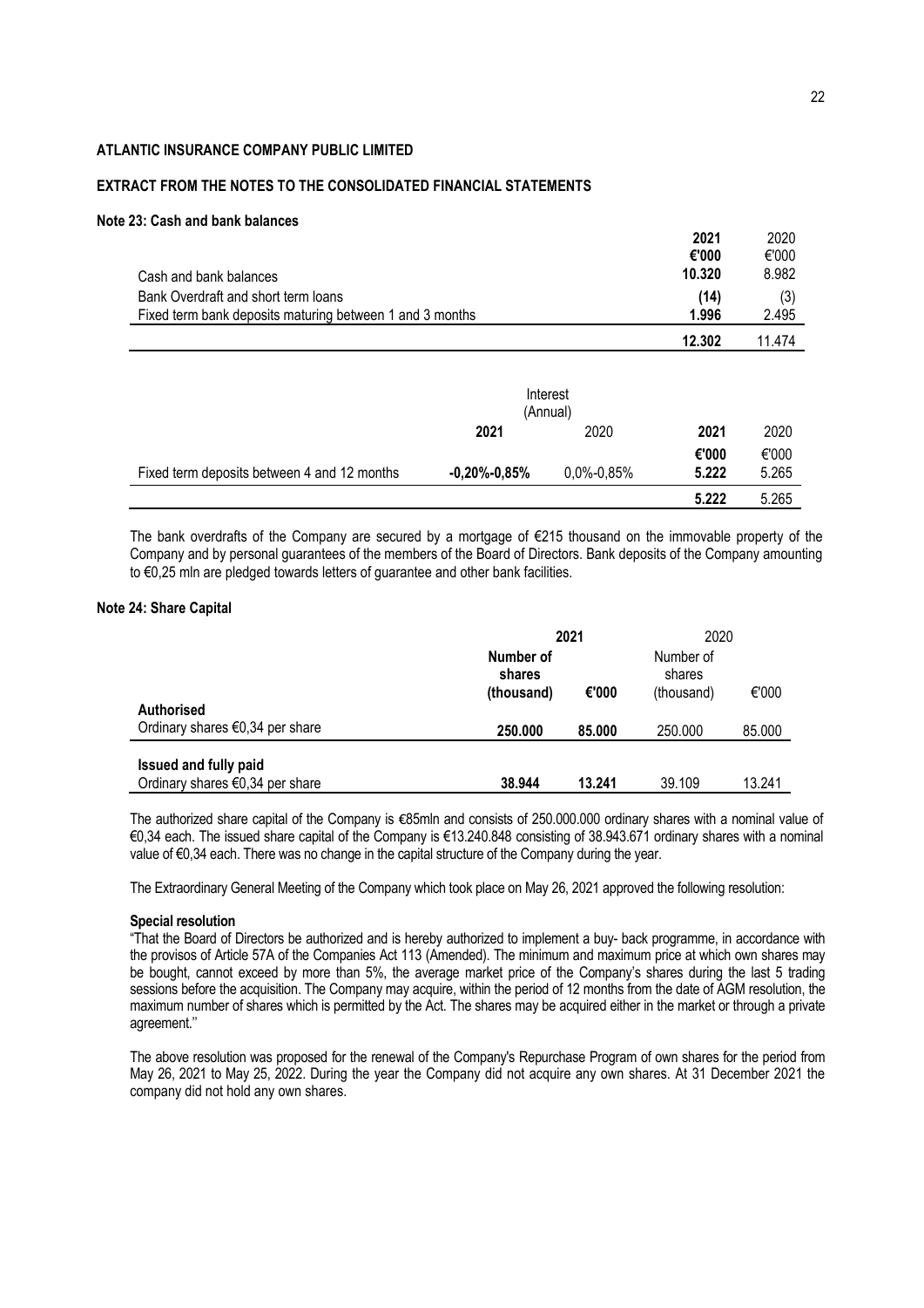**ATLANTIC INSURANCE COMPANY PUBLIC LIMITED**

**EXTRACT FROM THE NOTES TO THE CONSOLIDATED FINANCIAL STATEMENTS**

**Note 23: Cash and bank balances**

| | **2021** | 2020 |
|---|---|---|
| | **€'000** | €'000 |
| Cash and bank balances | **10.320** | 8.982 |
| Bank Overdraft and short term loans | **(14)** | (3) |
| Fixed term bank deposits maturing between 1 and 3 months | **1.996** | 2.495 |
| | **12.302** | 11.474 |

| | Interest (Annual) | | | |
|---|---|---|---|---|
| | **2021** | 2020 | **2021** | 2020 |
| | | | **€'000** | €'000 |
| Fixed term deposits between 4 and 12 months | **-0,20%-0,85%** | 0,0%-0,85% | **5.222** | 5.265 |
| | | | **5.222** | 5.265 |

The bank overdrafts of the Company are secured by a mortgage of €215 thousand on the immovable property of the Company and by personal guarantees of the members of the Board of Directors. Bank deposits of the Company amounting to €0,25 mln are pledged towards letters of guarantee and other bank facilities.

**Note 24: Share Capital**

| | **2021** | | 2020 | |
|---|---|---|---|---|
| | **Number of shares (thousand)** | **€'000** | Number of shares (thousand) | €'000 |
| **Authorised** | | | | |
| Ordinary shares €0,34 per share | **250.000** | **85.000** | 250.000 | 85.000 |
| **Issued and fully paid** | | | | |
| Ordinary shares €0,34 per share | **38.944** | **13.241** | 39.109 | 13.241 |

The authorized share capital of the Company is €85mln and consists of 250.000.000 ordinary shares with a nominal value of €0,34 each. The issued share capital of the Company is €13.240.848 consisting of 38.943.671 ordinary shares with a nominal value of €0,34 each. There was no change in the capital structure of the Company during the year.

The Extraordinary General Meeting of the Company which took place on May 26, 2021 approved the following resolution:

**Special resolution**

"That the Board of Directors be authorized and is hereby authorized to implement a buy- back programme, in accordance with the provisos of Article 57A of the Companies Act 113 (Amended). The minimum and maximum price at which own shares may be bought, cannot exceed by more than 5%, the average market price of the Company's shares during the last 5 trading sessions before the acquisition. The Company may acquire, within the period of 12 months from the date of AGM resolution, the maximum number of shares which is permitted by the Act. The shares may be acquired either in the market or through a private agreement.''

The above resolution was proposed for the renewal of the Company's Repurchase Program of own shares for the period from May 26, 2021 to May 25, 2022. During the year the Company did not acquire any own shares. At 31 December 2021 the company did not hold any own shares.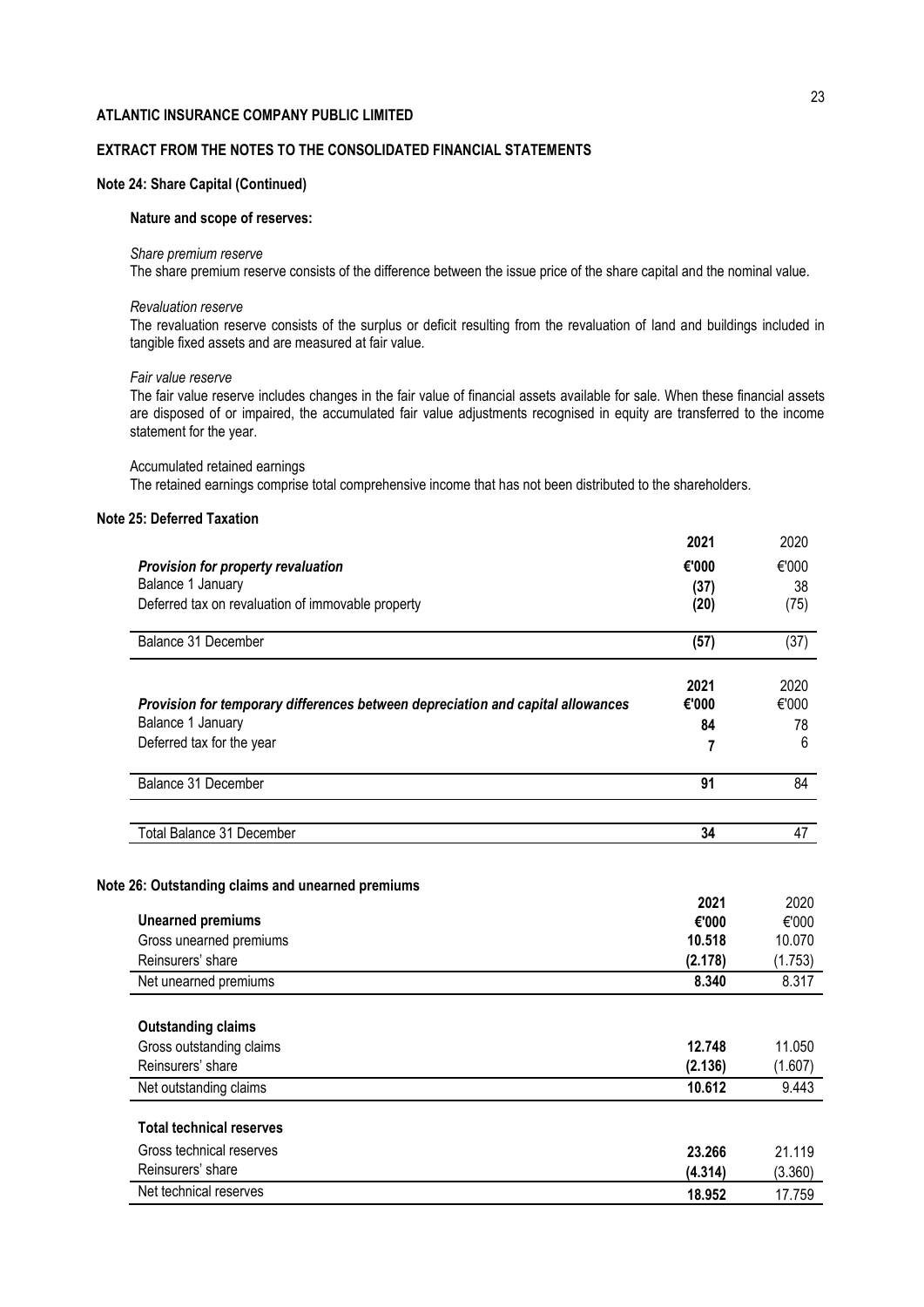**ATLANTIC INSURANCE COMPANY PUBLIC LIMITED**

**EXTRACT FROM THE NOTES TO THE CONSOLIDATED FINANCIAL STATEMENTS**

**Note 24: Share Capital (Continued)**

**Nature and scope of reserves:**

*Share premium reserve*
The share premium reserve consists of the difference between the issue price of the share capital and the nominal value.

*Revaluation reserve*
The revaluation reserve consists of the surplus or deficit resulting from the revaluation of land and buildings included in tangible fixed assets and are measured at fair value.

*Fair value reserve*
The fair value reserve includes changes in the fair value of financial assets available for sale. When these financial assets are disposed of or impaired, the accumulated fair value adjustments recognised in equity are transferred to the income statement for the year.

Accumulated retained earnings
The retained earnings comprise total comprehensive income that has not been distributed to the shareholders.

**Note 25: Deferred Taxation**

| | **2021** | 2020 |
|---|---|---|
| ***Provision for property revaluation*** | **€'000** | €'000 |
| Balance 1 January | **(37)** | 38 |
| Deferred tax on revaluation of immovable property | **(20)** | (75) |
| Balance 31 December | **(57)** | (37) |

| | **2021** | 2020 |
|---|---|---|
| ***Provision for temporary differences between depreciation and capital allowances*** | **€'000** | €'000 |
| Balance 1 January | **84** | 78 |
| Deferred tax for the year | **7** | 6 |
| Balance 31 December | **91** | 84 |
| Total Balance 31 December | **34** | 47 |

**Note 26: Outstanding claims and unearned premiums**

| | **2021** | 2020 |
|---|---|---|
| **Unearned premiums** | **€'000** | €'000 |
| Gross unearned premiums | **10.518** | 10.070 |
| Reinsurers' share | **(2.178)** | (1.753) |
| Net unearned premiums | **8.340** | 8.317 |
| **Outstanding claims** | | |
| Gross outstanding claims | **12.748** | 11.050 |
| Reinsurers' share | **(2.136)** | (1.607) |
| Net outstanding claims | **10.612** | 9.443 |
| **Total technical reserves** | | |
| Gross technical reserves | **23.266** | 21.119 |
| Reinsurers' share | **(4.314)** | (3.360) |
| Net technical reserves | **18.952** | 17.759 |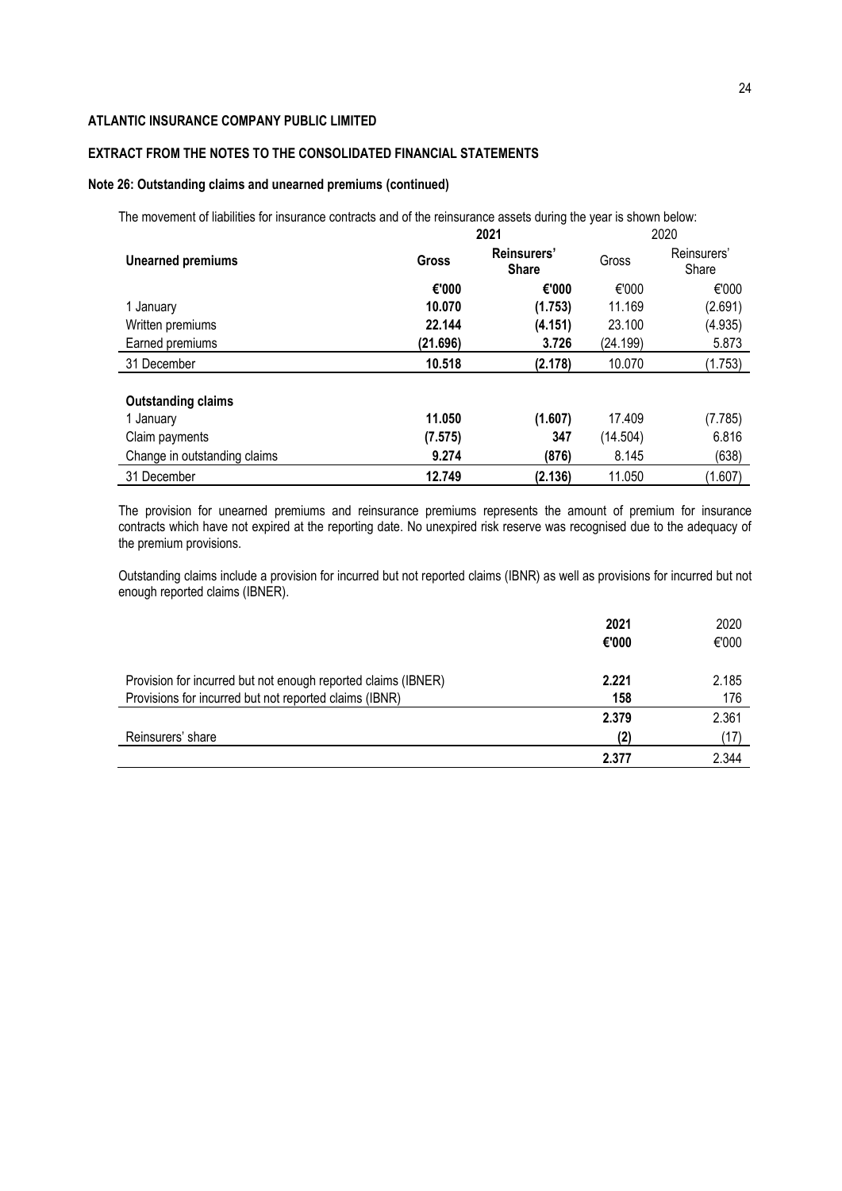**ATLANTIC INSURANCE COMPANY PUBLIC LIMITED**

**EXTRACT FROM THE NOTES TO THE CONSOLIDATED FINANCIAL STATEMENTS**

**Note 26: Outstanding claims and unearned premiums (continued)**

The movement of liabilities for insurance contracts and of the reinsurance assets during the year is shown below:

| | **2021** | | 2020 | |
|---|---|---|---|---|
| **Unearned premiums** | **Gross** | **Reinsurers' Share** | Gross | Reinsurers' Share |
| | **€'000** | **€'000** | €'000 | €'000 |
| 1 January | **10.070** | **(1.753)** | 11.169 | (2.691) |
| Written premiums | **22.144** | **(4.151)** | 23.100 | (4.935) |
| Earned premiums | **(21.696)** | **3.726** | (24.199) | 5.873 |
| 31 December | **10.518** | **(2.178)** | 10.070 | (1.753) |
| | | | | |
| **Outstanding claims** | | | | |
| 1 January | **11.050** | **(1.607)** | 17.409 | (7.785) |
| Claim payments | **(7.575)** | **347** | (14.504) | 6.816 |
| Change in outstanding claims | **9.274** | **(876)** | 8.145 | (638) |
| 31 December | **12.749** | **(2.136)** | 11.050 | (1.607) |

The provision for unearned premiums and reinsurance premiums represents the amount of premium for insurance contracts which have not expired at the reporting date. No unexpired risk reserve was recognised due to the adequacy of the premium provisions.

Outstanding claims include a provision for incurred but not reported claims (IBNR) as well as provisions for incurred but not enough reported claims (IBNER).

| | **2021** | 2020 |
|---|---|---|
| | **€'000** | €'000 |
| Provision for incurred but not enough reported claims (IBNER) | **2.221** | 2.185 |
| Provisions for incurred but not reported claims (IBNR) | **158** | 176 |
| | **2.379** | 2.361 |
| Reinsurers' share | **(2)** | (17) |
| | **2.377** | 2.344 |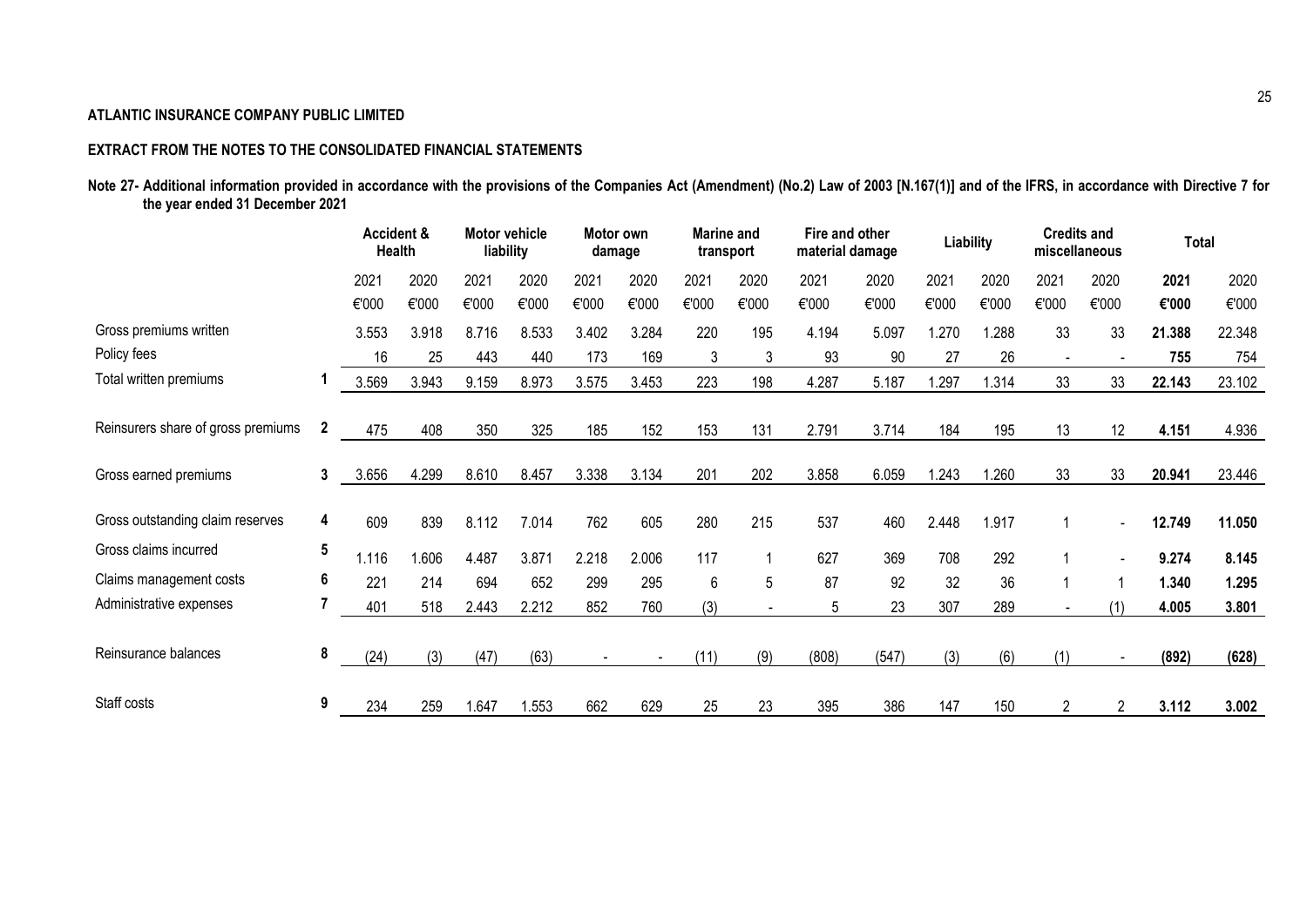**ATLANTIC INSURANCE COMPANY PUBLIC LIMITED**

**EXTRACT FROM THE NOTES TO THE CONSOLIDATED FINANCIAL STATEMENTS**

**Note 27- Additional information provided in accordance with the provisions of the Companies Act (Amendment) (No.2) Law of 2003 [N.167(1)] and of the IFRS, in accordance with Directive 7 for the year ended 31 December 2021**

| | | Accident & Health | | Motor vehicle liability | | Motor own damage | | Marine and transport | | Fire and other material damage | | Liability | | Credits and miscellaneous | | Total | |
|---|---|---|---|---|---|---|---|---|---|---|---|---|---|---|---|---|---|
| | | 2021 | 2020 | 2021 | 2020 | 2021 | 2020 | 2021 | 2020 | 2021 | 2020 | 2021 | 2020 | 2021 | 2020 | **2021** | 2020 |
| | | €'000 | €'000 | €'000 | €'000 | €'000 | €'000 | €'000 | €'000 | €'000 | €'000 | €'000 | €'000 | €'000 | €'000 | **€'000** | €'000 |
| Gross premiums written | | 3.553 | 3.918 | 8.716 | 8.533 | 3.402 | 3.284 | 220 | 195 | 4.194 | 5.097 | 1.270 | 1.288 | 33 | 33 | **21.388** | 22.348 |
| Policy fees | | 16 | 25 | 443 | 440 | 173 | 169 | 3 | 3 | 93 | 90 | 27 | 26 | - | - | **755** | 754 |
| Total written premiums | 1 | 3.569 | 3.943 | 9.159 | 8.973 | 3.575 | 3.453 | 223 | 198 | 4.287 | 5.187 | 1.297 | 1.314 | 33 | 33 | **22.143** | 23.102 |
| Reinsurers share of gross premiums | 2 | 475 | 408 | 350 | 325 | 185 | 152 | 153 | 131 | 2.791 | 3.714 | 184 | 195 | 13 | 12 | **4.151** | 4.936 |
| Gross earned premiums | 3 | 3.656 | 4.299 | 8.610 | 8.457 | 3.338 | 3.134 | 201 | 202 | 3.858 | 6.059 | 1.243 | 1.260 | 33 | 33 | **20.941** | 23.446 |
| Gross outstanding claim reserves | 4 | 609 | 839 | 8.112 | 7.014 | 762 | 605 | 280 | 215 | 537 | 460 | 2.448 | 1.917 | 1 | - | **12.749** | **11.050** |
| Gross claims incurred | 5 | 1.116 | 1.606 | 4.487 | 3.871 | 2.218 | 2.006 | 117 | 1 | 627 | 369 | 708 | 292 | 1 | - | **9.274** | **8.145** |
| Claims management costs | 6 | 221 | 214 | 694 | 652 | 299 | 295 | 6 | 5 | 87 | 92 | 32 | 36 | 1 | 1 | **1.340** | **1.295** |
| Administrative expenses | 7 | 401 | 518 | 2.443 | 2.212 | 852 | 760 | (3) | - | 5 | 23 | 307 | 289 | - | (1) | **4.005** | **3.801** |
| Reinsurance balances | 8 | (24) | (3) | (47) | (63) | - | - | (11) | (9) | (808) | (547) | (3) | (6) | (1) | - | **(892)** | **(628)** |
| Staff costs | 9 | 234 | 259 | 1.647 | 1.553 | 662 | 629 | 25 | 23 | 395 | 386 | 147 | 150 | 2 | 2 | **3.112** | **3.002** |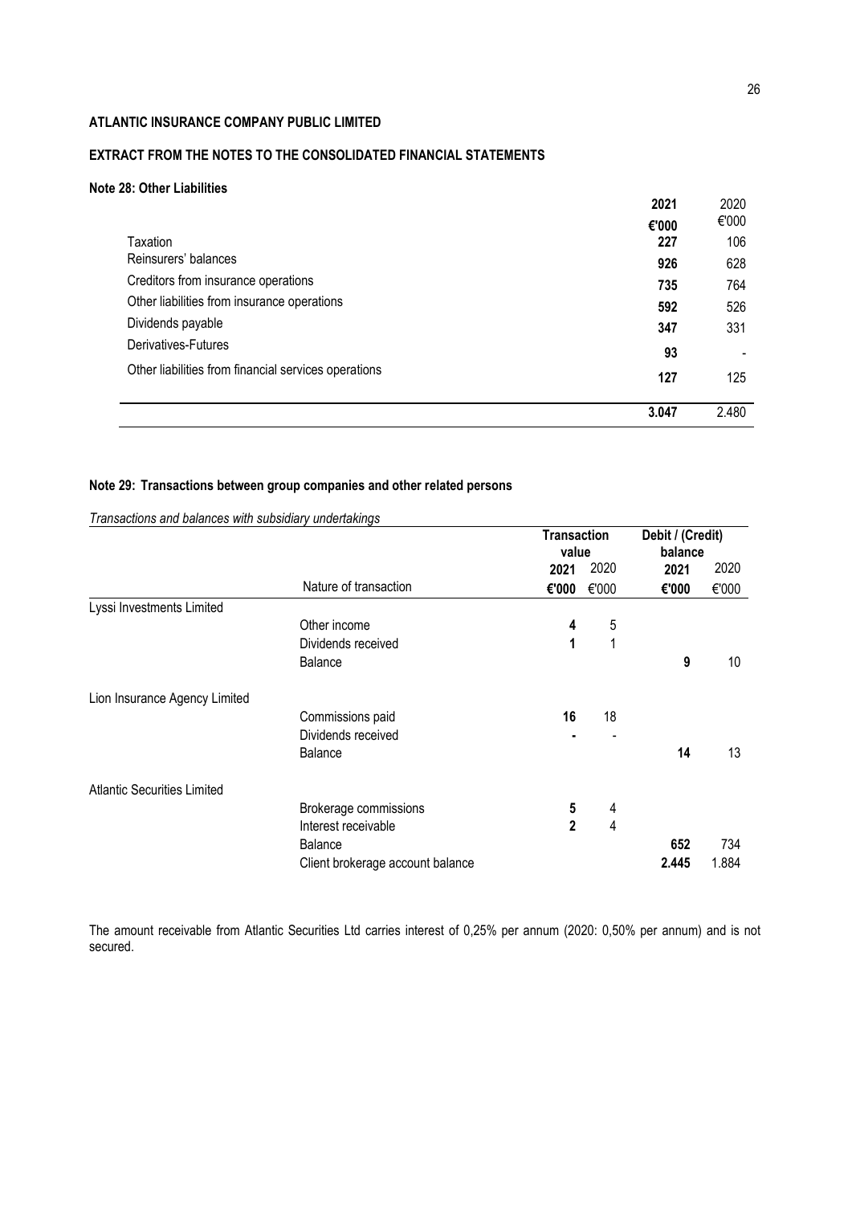**ATLANTIC INSURANCE COMPANY PUBLIC LIMITED**

**EXTRACT FROM THE NOTES TO THE CONSOLIDATED FINANCIAL STATEMENTS**

**Note 28: Other Liabilities**

| | **2021** | 2020 |
|---|---|---|
| | **€'000** | €'000 |
| Taxation | **227** | 106 |
| Reinsurers' balances | **926** | 628 |
| Creditors from insurance operations | **735** | 764 |
| Other liabilities from insurance operations | **592** | 526 |
| Dividends payable | **347** | 331 |
| Derivatives-Futures | **93** | - |
| Other liabilities from financial services operations | **127** | 125 |
| | **3.047** | 2.480 |

**Note 29: Transactions between group companies and other related persons**

*Transactions and balances with subsidiary undertakings*

| | | **Transaction value** | | **Debit / (Credit) balance** | |
|---|---|---|---|---|---|
| | | **2021** | 2020 | **2021** | 2020 |
| | Nature of transaction | **€'000** | €'000 | **€'000** | €'000 |
| Lyssi Investments Limited | | | | | |
| | Other income | **4** | 5 | | |
| | Dividends received | **1** | 1 | | |
| | Balance | | | **9** | 10 |
| Lion Insurance Agency Limited | | | | | |
| | Commissions paid | **16** | 18 | | |
| | Dividends received | **-** | - | | |
| | Balance | | | **14** | 13 |
| Atlantic Securities Limited | | | | | |
| | Brokerage commissions | **5** | 4 | | |
| | Interest receivable | **2** | 4 | | |
| | Balance | | | **652** | 734 |
| | Client brokerage account balance | | | **2.445** | 1.884 |

The amount receivable from Atlantic Securities Ltd carries interest of 0,25% per annum (2020: 0,50% per annum) and is not secured.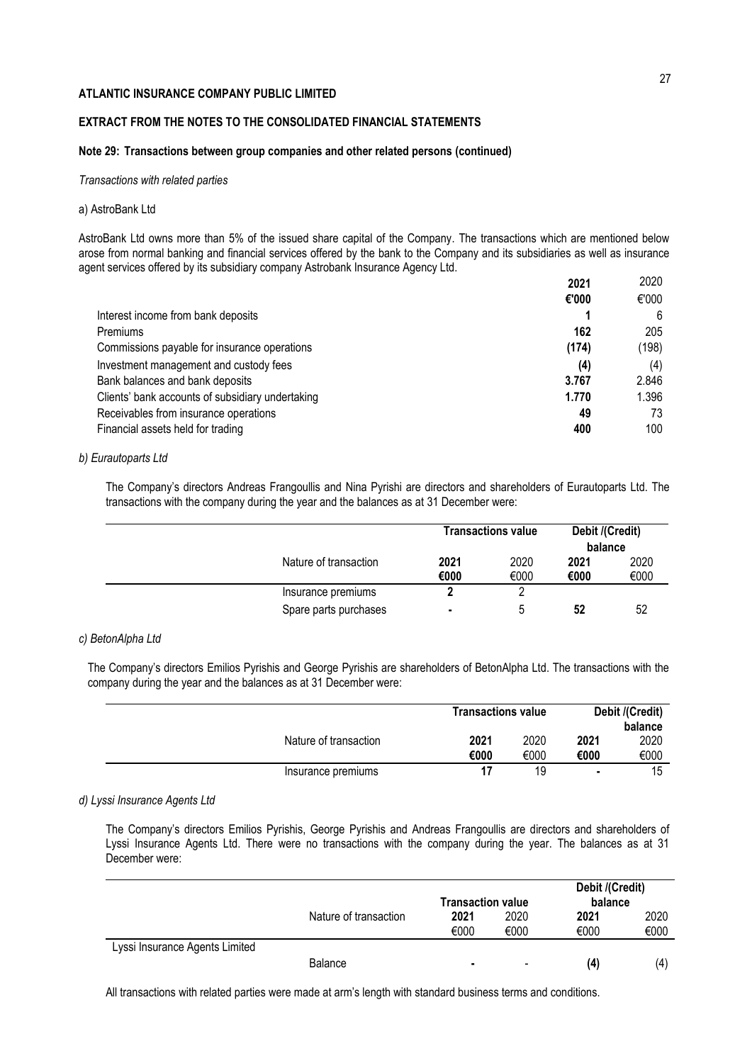**ATLANTIC INSURANCE COMPANY PUBLIC LIMITED**

**EXTRACT FROM THE NOTES TO THE CONSOLIDATED FINANCIAL STATEMENTS**

**Note 29: Transactions between group companies and other related persons (continued)**

*Transactions with related parties*

a) AstroBank Ltd

AstroBank Ltd owns more than 5% of the issued share capital of the Company. The transactions which are mentioned below arose from normal banking and financial services offered by the bank to the Company and its subsidiaries as well as insurance agent services offered by its subsidiary company Astrobank Insurance Agency Ltd.

| | **2021** | 2020 |
|---|---|---|
| | **€'000** | €'000 |
| Interest income from bank deposits | **1** | 6 |
| Premiums | **162** | 205 |
| Commissions payable for insurance operations | **(174)** | (198) |
| Investment management and custody fees | **(4)** | (4) |
| Bank balances and bank deposits | **3.767** | 2.846 |
| Clients' bank accounts of subsidiary undertaking | **1.770** | 1.396 |
| Receivables from insurance operations | **49** | 73 |
| Financial assets held for trading | **400** | 100 |

*b) Eurautoparts Ltd*

The Company's directors Andreas Frangoullis and Nina Pyrishi are directors and shareholders of Eurautoparts Ltd. The transactions with the company during the year and the balances as at 31 December were:

| | **Transactions value** | | **Debit /(Credit) balance** | |
|---|---|---|---|---|
| Nature of transaction | **2021** | 2020 | **2021** | 2020 |
| | **€000** | €000 | **€000** | €000 |
| Insurance premiums | **2** | 2 | | |
| Spare parts purchases | **-** | 5 | **52** | 52 |

*c) BetonAlpha Ltd*

The Company's directors Emilios Pyrishis and George Pyrishis are shareholders of BetonAlpha Ltd. The transactions with the company during the year and the balances as at 31 December were:

| | **Transactions value** | | **Debit /(Credit) balance** | |
|---|---|---|---|---|
| Nature of transaction | **2021** | 2020 | **2021** | 2020 |
| | **€000** | €000 | **€000** | €000 |
| Insurance premiums | **17** | 19 | **-** | 15 |

*d) Lyssi Insurance Agents Ltd*

The Company's directors Emilios Pyrishis, George Pyrishis and Andreas Frangoullis are directors and shareholders of Lyssi Insurance Agents Ltd. There were no transactions with the company during the year. The balances as at 31 December were:

| | | **Transaction value** | | **Debit /(Credit) balance** | |
|---|---|---|---|---|---|
| | Nature of transaction | **2021** | 2020 | **2021** | 2020 |
| | | €000 | €000 | €000 | €000 |
| Lyssi Insurance Agents Limited | | | | | |
| | Balance | **-** | - | **(4)** | (4) |

All transactions with related parties were made at arm's length with standard business terms and conditions.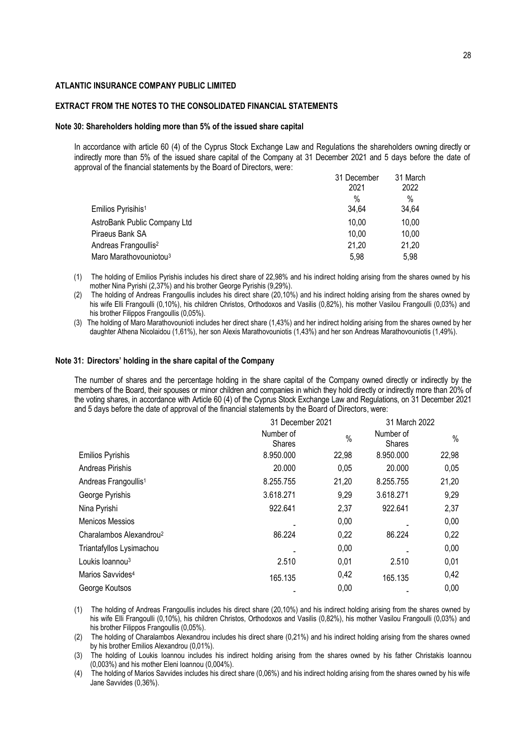**ATLANTIC INSURANCE COMPANY PUBLIC LIMITED**

**EXTRACT FROM THE NOTES TO THE CONSOLIDATED FINANCIAL STATEMENTS**

**Note 30: Shareholders holding more than 5% of the issued share capital**

In accordance with article 60 (4) of the Cyprus Stock Exchange Law and Regulations the shareholders owning directly or indirectly more than 5% of the issued share capital of the Company at 31 December 2021 and 5 days before the date of approval of the financial statements by the Board of Directors, were:

| | 31 December 2021 | 31 March 2022 |
|---|---|---|
| | % | % |
| Emilios Pyrisihis[1] | 34,64 | 34,64 |
| AstroBank Public Company Ltd | 10,00 | 10,00 |
| Piraeus Bank SA | 10,00 | 10,00 |
| Andreas Frangoullis[2] | 21,20 | 21,20 |
| Maro Marathovouniotou[3] | 5,98 | 5,98 |

(1) The holding of Emilios Pyrishis includes his direct share of 22,98% and his indirect holding arising from the shares owned by his mother Nina Pyrishi (2,37%) and his brother George Pyrishis (9,29%).

(2) The holding of Andreas Frangoullis includes his direct share (20,10%) and his indirect holding arising from the shares owned by his wife Elli Frangoulli (0,10%), his children Christos, Orthodoxos and Vasilis (0,82%), his mother Vasilou Frangoulli (0,03%) and his brother Filippos Frangoullis (0,05%).

(3) The holding of Maro Marathovounioti includes her direct share (1,43%) and her indirect holding arising from the shares owned by her daughter Athena Nicolaidou (1,61%), her son Alexis Marathovouniotis (1,43%) and her son Andreas Marathovouniotis (1,49%).

**Note 31: Directors' holding in the share capital of the Company**

The number of shares and the percentage holding in the share capital of the Company owned directly or indirectly by the members of the Board, their spouses or minor children and companies in which they hold directly or indirectly more than 20% of the voting shares, in accordance with Article 60 (4) of the Cyprus Stock Exchange Law and Regulations, on 31 December 2021 and 5 days before the date of approval of the financial statements by the Board of Directors, were:

| | 31 December 2021 | | 31 March 2022 | |
|---|---|---|---|---|
| | Number of Shares | % | Number of Shares | % |
| Emilios Pyrishis | 8.950.000 | 22,98 | 8.950.000 | 22,98 |
| Andreas Pirishis | 20.000 | 0,05 | 20.000 | 0,05 |
| Andreas Frangoullis[1] | 8.255.755 | 21,20 | 8.255.755 | 21,20 |
| George Pyrishis | 3.618.271 | 9,29 | 3.618.271 | 9,29 |
| Nina Pyrishi | 922.641 | 2,37 | 922.641 | 2,37 |
| Menicos Messios | - | 0,00 | - | 0,00 |
| Charalambos Alexandrou[2] | 86.224 | 0,22 | 86.224 | 0,22 |
| Triantafyllos Lysimachou | - | 0,00 | - | 0,00 |
| Loukis Ioannou[3] | 2.510 | 0,01 | 2.510 | 0,01 |
| Marios Savvides[4] | 165.135 | 0,42 | 165.135 | 0,42 |
| George Koutsos | - | 0,00 | - | 0,00 |

(1) The holding of Andreas Frangoullis includes his direct share (20,10%) and his indirect holding arising from the shares owned by his wife Elli Frangoulli (0,10%), his children Christos, Orthodoxos and Vasilis (0,82%), his mother Vasilou Frangoulli (0,03%) and his brother Filippos Frangoullis (0,05%).

(2) The holding of Charalambos Alexandrou includes his direct share (0,21%) and his indirect holding arising from the shares owned by his brother Emilios Alexandrou (0,01%).

(3) The holding of Loukis Ioannou includes his indirect holding arising from the shares owned by his father Christakis Ioannou (0,003%) and his mother Eleni Ioannou (0,004%).

(4) The holding of Marios Savvides includes his direct share (0,06%) and his indirect holding arising from the shares owned by his wife Jane Savvides (0,36%).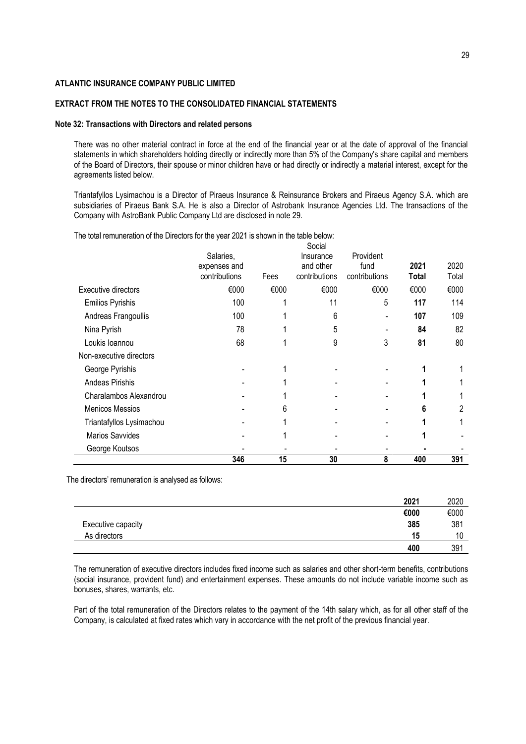**ATLANTIC INSURANCE COMPANY PUBLIC LIMITED**

**EXTRACT FROM THE NOTES TO THE CONSOLIDATED FINANCIAL STATEMENTS**

**Note 32: Transactions with Directors and related persons**

There was no other material contract in force at the end of the financial year or at the date of approval of the financial statements in which shareholders holding directly or indirectly more than 5% of the Company's share capital and members of the Board of Directors, their spouse or minor children have or had directly or indirectly a material interest, except for the agreements listed below.

Triantafyllos Lysimachou is a Director of Piraeus Insurance & Reinsurance Brokers and Piraeus Agency S.A. which are subsidiaries of Piraeus Bank S.A. He is also a Director of Astrobank Insurance Agencies Ltd. The transactions of the Company with AstroBank Public Company Ltd are disclosed in note 29.

The total remuneration of the Directors for the year 2021 is shown in the table below:

| | Salaries, expenses and contributions | Fees | Social Insurance and other contributions | Provident fund contributions | **2021 Total** | 2020 Total |
|---|---|---|---|---|---|---|
| Executive directors | €000 | €000 | €000 | €000 | €000 | €000 |
| Emilios Pyrishis | 100 | 1 | 11 | 5 | **117** | 114 |
| Andreas Frangoullis | 100 | 1 | 6 | - | **107** | 109 |
| Nina Pyrish | 78 | 1 | 5 | - | **84** | 82 |
| Loukis Ioannou | 68 | 1 | 9 | 3 | **81** | 80 |
| Non-executive directors | | | | | | |
| George Pyrishis | - | 1 | - | - | **1** | 1 |
| Andeas Pirishis | - | 1 | - | - | **1** | 1 |
| Charalambos Alexandrou | - | 1 | - | - | **1** | 1 |
| Menicos Messios | - | 6 | - | - | **6** | 2 |
| Triantafyllos Lysimachou | - | 1 | - | - | **1** | 1 |
| Marios Savvides | - | 1 | - | - | **1** | - |
| George Koutsos | - | - | - | - | **-** | - |
| | **346** | **15** | **30** | **8** | **400** | **391** |

The directors' remuneration is analysed as follows:

| | **2021** | 2020 |
|---|---|---|
| | **€000** | €000 |
| Executive capacity | **385** | 381 |
| As directors | **15** | 10 |
| | **400** | 391 |

The remuneration of executive directors includes fixed income such as salaries and other short-term benefits, contributions (social insurance, provident fund) and entertainment expenses. These amounts do not include variable income such as bonuses, shares, warrants, etc.

Part of the total remuneration of the Directors relates to the payment of the 14th salary which, as for all other staff of the Company, is calculated at fixed rates which vary in accordance with the net profit of the previous financial year.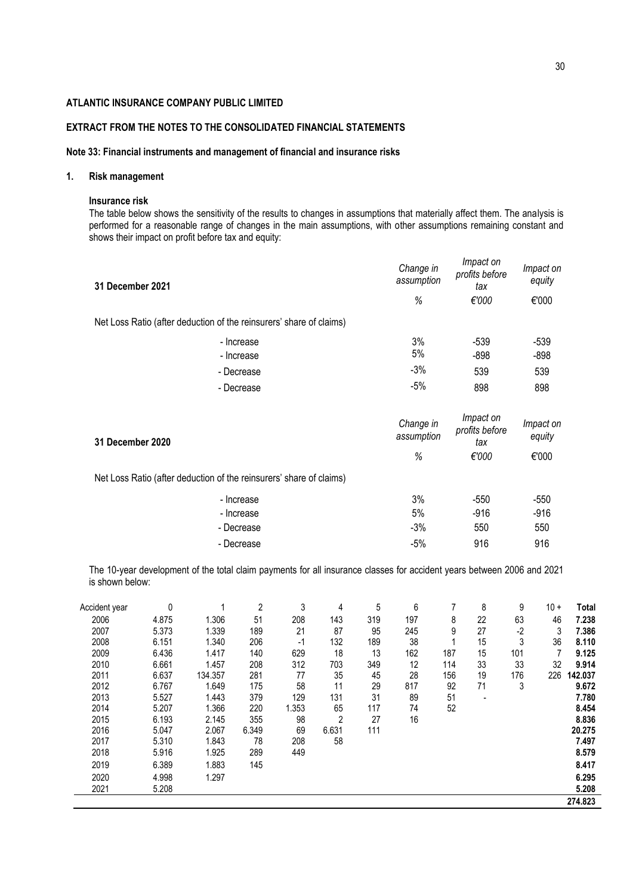**ATLANTIC INSURANCE COMPANY PUBLIC LIMITED**

**EXTRACT FROM THE NOTES TO THE CONSOLIDATED FINANCIAL STATEMENTS**

**Note 33: Financial instruments and management of financial and insurance risks**

## 1. Risk management

### Insurance risk

The table below shows the sensitivity of the results to changes in assumptions that materially affect them. The analysis is performed for a reasonable range of changes in the main assumptions, with other assumptions remaining constant and shows their impact on profit before tax and equity:

| 31 December 2021 | *Change in assumption* | *Impact on profits before tax* | *Impact on equity* |
|---|---|---|---|
| | *%* | *€'000* | €'000 |
| Net Loss Ratio (after deduction of the reinsurers' share of claims) | | | |
| - Increase | 3% | -539 | -539 |
| - Increase | 5% | -898 | -898 |
| - Decrease | -3% | 539 | 539 |
| - Decrease | -5% | 898 | 898 |

| 31 December 2020 | *Change in assumption* | *Impact on profits before tax* | *Impact on equity* |
|---|---|---|---|
| | *%* | *€'000* | €'000 |
| Net Loss Ratio (after deduction of the reinsurers' share of claims) | | | |
| - Increase | 3% | -550 | -550 |
| - Increase | 5% | -916 | -916 |
| - Decrease | -3% | 550 | 550 |
| - Decrease | -5% | 916 | 916 |

The 10-year development of the total claim payments for all insurance classes for accident years between 2006 and 2021 is shown below:

| Accident year | 0 | 1 | 2 | 3 | 4 | 5 | 6 | 7 | 8 | 9 | 10 + | Total |
|---|---|---|---|---|---|---|---|---|---|---|---|---|
| 2006 | 4.875 | 1.306 | 51 | 208 | 143 | 319 | 197 | 8 | 22 | 63 | 46 | **7.238** |
| 2007 | 5.373 | 1.339 | 189 | 21 | 87 | 95 | 245 | 9 | 27 | -2 | 3 | **7.386** |
| 2008 | 6.151 | 1.340 | 206 | -1 | 132 | 189 | 38 | 1 | 15 | 3 | 36 | **8.110** |
| 2009 | 6.436 | 1.417 | 140 | 629 | 18 | 13 | 162 | 187 | 15 | 101 | 7 | **9.125** |
| 2010 | 6.661 | 1.457 | 208 | 312 | 703 | 349 | 12 | 114 | 33 | 33 | 32 | **9.914** |
| 2011 | 6.637 | 134.357 | 281 | 77 | 35 | 45 | 28 | 156 | 19 | 176 | 226 | **142.037** |
| 2012 | 6.767 | 1.649 | 175 | 58 | 11 | 29 | 817 | 92 | 71 | 3 | | **9.672** |
| 2013 | 5.527 | 1.443 | 379 | 129 | 131 | 31 | 89 | 51 | - | | | **7.780** |
| 2014 | 5.207 | 1.366 | 220 | 1.353 | 65 | 117 | 74 | 52 | | | | **8.454** |
| 2015 | 6.193 | 2.145 | 355 | 98 | 2 | 27 | 16 | | | | | **8.836** |
| 2016 | 5.047 | 2.067 | 6.349 | 69 | 6.631 | 111 | | | | | | **20.275** |
| 2017 | 5.310 | 1.843 | 78 | 208 | 58 | | | | | | | **7.497** |
| 2018 | 5.916 | 1.925 | 289 | 449 | | | | | | | | **8.579** |
| 2019 | 6.389 | 1.883 | 145 | | | | | | | | | **8.417** |
| 2020 | 4.998 | 1.297 | | | | | | | | | | **6.295** |
| 2021 | 5.208 | | | | | | | | | | | **5.208** |
| | | | | | | | | | | | | **274.823** |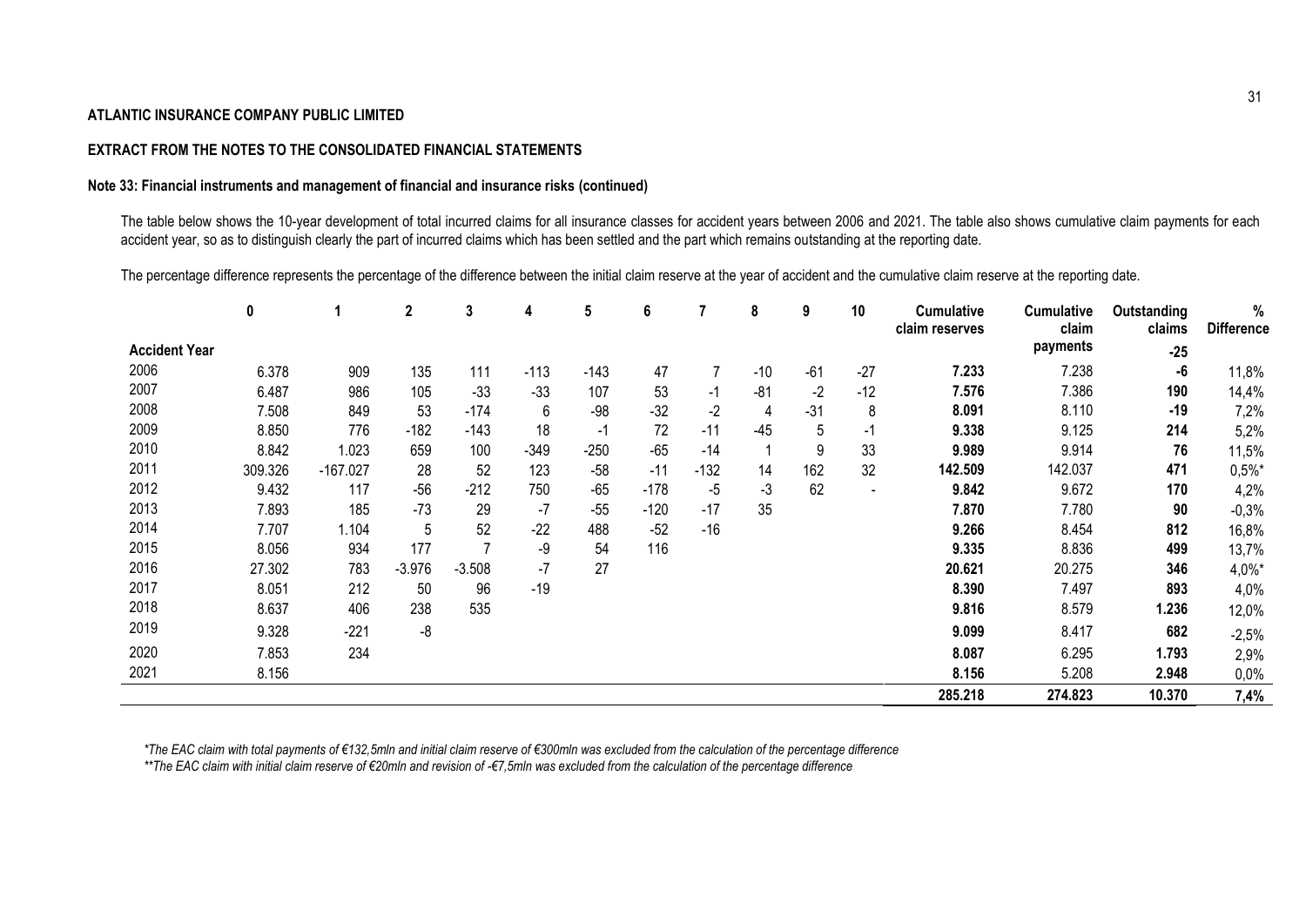**ATLANTIC INSURANCE COMPANY PUBLIC LIMITED**

**EXTRACT FROM THE NOTES TO THE CONSOLIDATED FINANCIAL STATEMENTS**

**Note 33: Financial instruments and management of financial and insurance risks (continued)**

The table below shows the 10-year development of total incurred claims for all insurance classes for accident years between 2006 and 2021. The table also shows cumulative claim payments for each accident year, so as to distinguish clearly the part of incurred claims which has been settled and the part which remains outstanding at the reporting date.

The percentage difference represents the percentage of the difference between the initial claim reserve at the year of accident and the cumulative claim reserve at the reporting date.

| Accident Year | 0 | 1 | 2 | 3 | 4 | 5 | 6 | 7 | 8 | 9 | 10 | Cumulative claim reserves | Cumulative claim payments | Outstanding claims | % Difference |
|---|---|---|---|---|---|---|---|---|---|---|---|---|---|---|---|
| | | | | | | | | | | | | | | **-25** | |
| 2006 | 6.378 | 909 | 135 | 111 | -113 | -143 | 47 | 7 | -10 | -61 | -27 | **7.233** | 7.238 | **-6** | 11,8% |
| 2007 | 6.487 | 986 | 105 | -33 | -33 | 107 | 53 | -1 | -81 | -2 | -12 | **7.576** | 7.386 | **190** | 14,4% |
| 2008 | 7.508 | 849 | 53 | -174 | 6 | -98 | -32 | -2 | 4 | -31 | 8 | **8.091** | 8.110 | **-19** | 7,2% |
| 2009 | 8.850 | 776 | -182 | -143 | 18 | -1 | 72 | -11 | -45 | 5 | -1 | **9.338** | 9.125 | **214** | 5,2% |
| 2010 | 8.842 | 1.023 | 659 | 100 | -349 | -250 | -65 | -14 | 1 | 9 | 33 | **9.989** | 9.914 | **76** | 11,5% |
| 2011 | 309.326 | -167.027 | 28 | 52 | 123 | -58 | -11 | -132 | 14 | 162 | 32 | **142.509** | 142.037 | **471** | 0,5%* |
| 2012 | 9.432 | 117 | -56 | -212 | 750 | -65 | -178 | -5 | -3 | 62 | - | **9.842** | 9.672 | **170** | 4,2% |
| 2013 | 7.893 | 185 | -73 | 29 | -7 | -55 | -120 | -17 | 35 | | | **7.870** | 7.780 | **90** | -0,3% |
| 2014 | 7.707 | 1.104 | 5 | 52 | -22 | 488 | -52 | -16 | | | | **9.266** | 8.454 | **812** | 16,8% |
| 2015 | 8.056 | 934 | 177 | 7 | -9 | 54 | 116 | | | | | **9.335** | 8.836 | **499** | 13,7% |
| 2016 | 27.302 | 783 | -3.976 | -3.508 | -7 | 27 | | | | | | **20.621** | 20.275 | **346** | 4,0%* |
| 2017 | 8.051 | 212 | 50 | 96 | -19 | | | | | | | **8.390** | 7.497 | **893** | 4,0% |
| 2018 | 8.637 | 406 | 238 | 535 | | | | | | | | **9.816** | 8.579 | **1.236** | 12,0% |
| 2019 | 9.328 | -221 | -8 | | | | | | | | | **9.099** | 8.417 | **682** | -2,5% |
| 2020 | 7.853 | 234 | | | | | | | | | | **8.087** | 6.295 | **1.793** | 2,9% |
| 2021 | 8.156 | | | | | | | | | | | **8.156** | 5.208 | **2.948** | 0,0% |
| | | | | | | | | | | | | **285.218** | **274.823** | **10.370** | **7,4%** |

*\*The EAC claim with total payments of €132,5mln and initial claim reserve of €300mln was excluded from the calculation of the percentage difference*

*\*\*The EAC claim with initial claim reserve of €20mln and revision of -€7,5mln was excluded from the calculation of the percentage difference*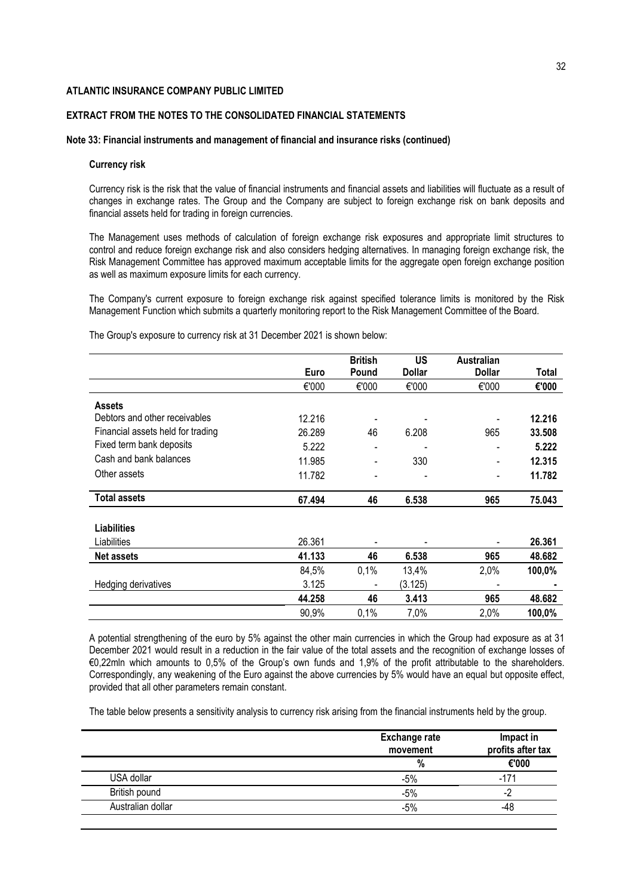**ATLANTIC INSURANCE COMPANY PUBLIC LIMITED**

**EXTRACT FROM THE NOTES TO THE CONSOLIDATED FINANCIAL STATEMENTS**

**Note 33: Financial instruments and management of financial and insurance risks (continued)**

**Currency risk**

Currency risk is the risk that the value of financial instruments and financial assets and liabilities will fluctuate as a result of changes in exchange rates. The Group and the Company are subject to foreign exchange risk on bank deposits and financial assets held for trading in foreign currencies.

The Management uses methods of calculation of foreign exchange risk exposures and appropriate limit structures to control and reduce foreign exchange risk and also considers hedging alternatives. In managing foreign exchange risk, the Risk Management Committee has approved maximum acceptable limits for the aggregate open foreign exchange position as well as maximum exposure limits for each currency.

The Company's current exposure to foreign exchange risk against specified tolerance limits is monitored by the Risk Management Function which submits a quarterly monitoring report to the Risk Management Committee of the Board.

The Group's exposure to currency risk at 31 December 2021 is shown below:

| | Euro | British Pound | US Dollar | Australian Dollar | Total |
|---|---|---|---|---|---|
| | €'000 | €'000 | €'000 | €'000 | **€'000** |
| **Assets** | | | | | |
| Debtors and other receivables | 12.216 | - | - | - | **12.216** |
| Financial assets held for trading | 26.289 | 46 | 6.208 | 965 | **33.508** |
| Fixed term bank deposits | 5.222 | - | - | - | **5.222** |
| Cash and bank balances | 11.985 | - | 330 | - | **12.315** |
| Other assets | 11.782 | - | - | - | **11.782** |
| **Total assets** | **67.494** | **46** | **6.538** | **965** | **75.043** |
| **Liabilities** | | | | | |
| Liabilities | 26.361 | - | - | - | **26.361** |
| **Net assets** | **41.133** | **46** | **6.538** | **965** | **48.682** |
| | 84,5% | 0,1% | 13,4% | 2,0% | **100,0%** |
| Hedging derivatives | 3.125 | - | (3.125) | - | **-** |
| | **44.258** | **46** | **3.413** | **965** | **48.682** |
| | 90,9% | 0,1% | 7,0% | 2,0% | **100,0%** |

A potential strengthening of the euro by 5% against the other main currencies in which the Group had exposure as at 31 December 2021 would result in a reduction in the fair value of the total assets and the recognition of exchange losses of €0,22mln which amounts to 0,5% of the Group's own funds and 1,9% of the profit attributable to the shareholders. Correspondingly, any weakening of the Euro against the above currencies by 5% would have an equal but opposite effect, provided that all other parameters remain constant.

The table below presents a sensitivity analysis to currency risk arising from the financial instruments held by the group.

| | Exchange rate movement | Impact in profits after tax |
|---|---|---|
| | % | €'000 |
| USA dollar | -5% | -171 |
| British pound | -5% | -2 |
| Australian dollar | -5% | -48 |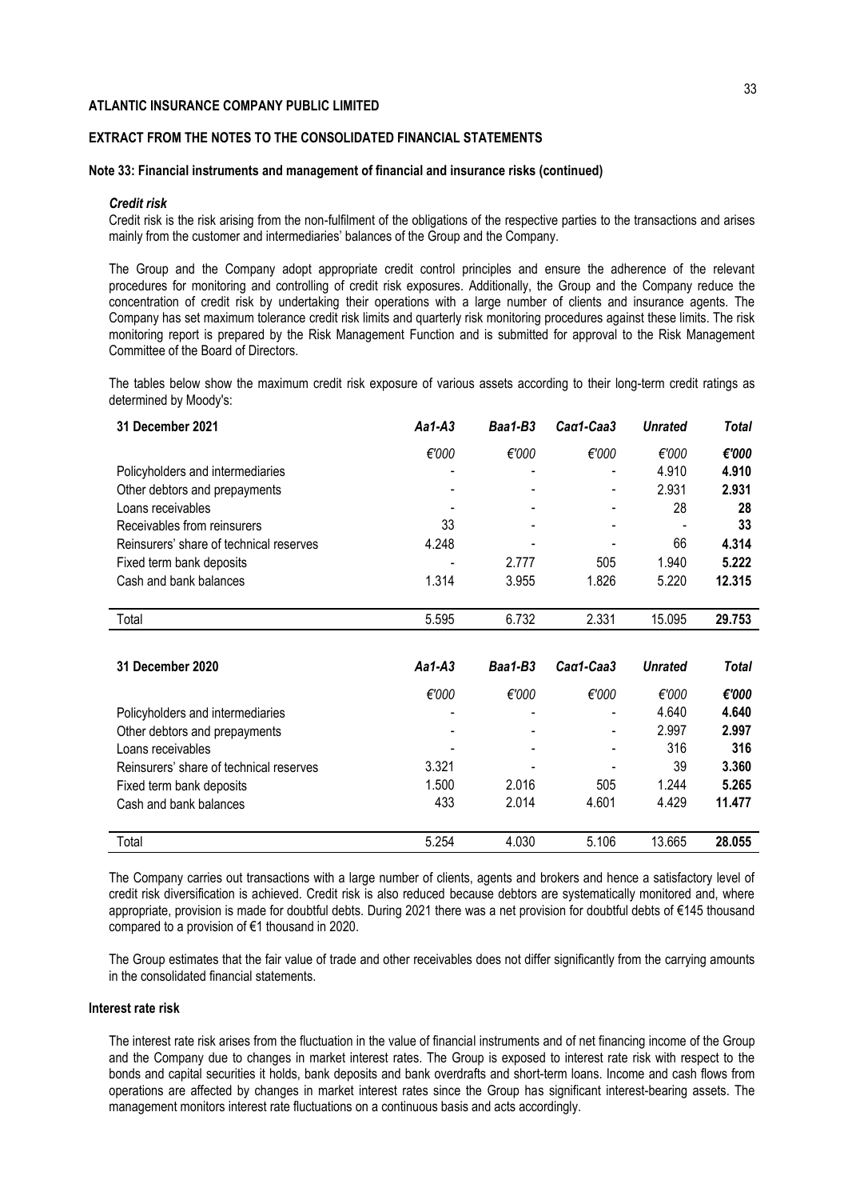**ATLANTIC INSURANCE COMPANY PUBLIC LIMITED**

**EXTRACT FROM THE NOTES TO THE CONSOLIDATED FINANCIAL STATEMENTS**

**Note 33: Financial instruments and management of financial and insurance risks (continued)**

***Credit risk***

Credit risk is the risk arising from the non-fulfilment of the obligations of the respective parties to the transactions and arises mainly from the customer and intermediaries' balances of the Group and the Company.

The Group and the Company adopt appropriate credit control principles and ensure the adherence of the relevant procedures for monitoring and controlling of credit risk exposures. Additionally, the Group and the Company reduce the concentration of credit risk by undertaking their operations with a large number of clients and insurance agents. The Company has set maximum tolerance credit risk limits and quarterly risk monitoring procedures against these limits. The risk monitoring report is prepared by the Risk Management Function and is submitted for approval to the Risk Management Committee of the Board of Directors.

The tables below show the maximum credit risk exposure of various assets according to their long-term credit ratings as determined by Moody's:

| 31 December 2021 | *Aa1-A3* | *Baa1-B3* | *Caa1-Caa3* | *Unrated* | *Total* |
|---|---|---|---|---|---|
| | *€'000* | *€'000* | *€'000* | *€'000* | ***€'000*** |
| Policyholders and intermediaries | - | - | - | 4.910 | **4.910** |
| Other debtors and prepayments | - | - | - | 2.931 | **2.931** |
| Loans receivables | - | - | - | 28 | **28** |
| Receivables from reinsurers | 33 | - | - | - | **33** |
| Reinsurers' share of technical reserves | 4.248 | - | - | 66 | **4.314** |
| Fixed term bank deposits | - | 2.777 | 505 | 1.940 | **5.222** |
| Cash and bank balances | 1.314 | 3.955 | 1.826 | 5.220 | **12.315** |
| Total | 5.595 | 6.732 | 2.331 | 15.095 | **29.753** |

| 31 December 2020 | *Aa1-A3* | *Baa1-B3* | *Caa1-Caa3* | *Unrated* | *Total* |
|---|---|---|---|---|---|
| | *€'000* | *€'000* | *€'000* | *€'000* | ***€'000*** |
| Policyholders and intermediaries | - | - | - | 4.640 | **4.640** |
| Other debtors and prepayments | - | - | - | 2.997 | **2.997** |
| Loans receivables | - | - | - | 316 | **316** |
| Reinsurers' share of technical reserves | 3.321 | - | - | 39 | **3.360** |
| Fixed term bank deposits | 1.500 | 2.016 | 505 | 1.244 | **5.265** |
| Cash and bank balances | 433 | 2.014 | 4.601 | 4.429 | **11.477** |
| Total | 5.254 | 4.030 | 5.106 | 13.665 | **28.055** |

The Company carries out transactions with a large number of clients, agents and brokers and hence a satisfactory level of credit risk diversification is achieved. Credit risk is also reduced because debtors are systematically monitored and, where appropriate, provision is made for doubtful debts. During 2021 there was a net provision for doubtful debts of €145 thousand compared to a provision of €1 thousand in 2020.

The Group estimates that the fair value of trade and other receivables does not differ significantly from the carrying amounts in the consolidated financial statements.

**Interest rate risk**

The interest rate risk arises from the fluctuation in the value of financial instruments and of net financing income of the Group and the Company due to changes in market interest rates. The Group is exposed to interest rate risk with respect to the bonds and capital securities it holds, bank deposits and bank overdrafts and short-term loans. Income and cash flows from operations are affected by changes in market interest rates since the Group has significant interest-bearing assets. The management monitors interest rate fluctuations on a continuous basis and acts accordingly.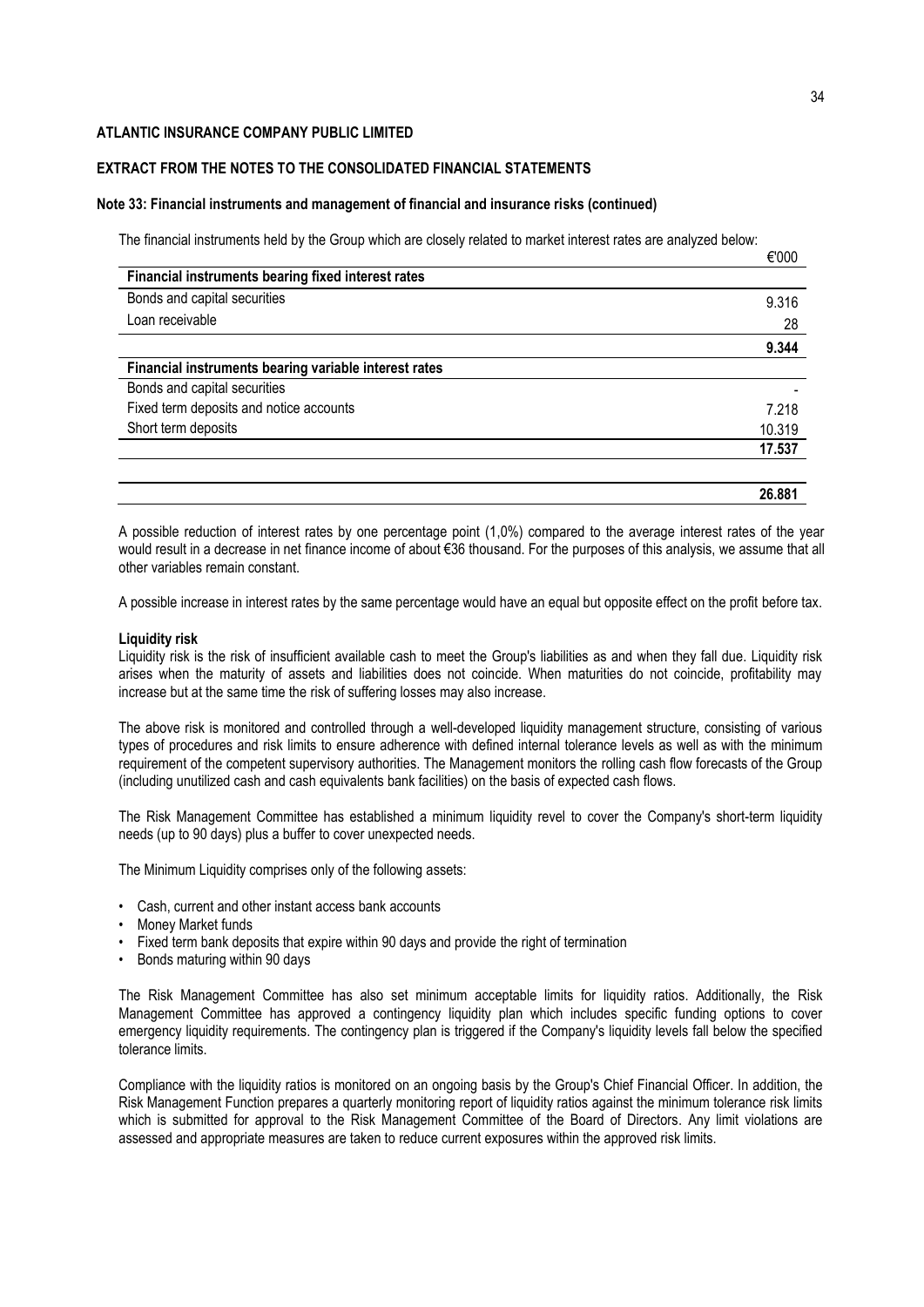**ATLANTIC INSURANCE COMPANY PUBLIC LIMITED**

**EXTRACT FROM THE NOTES TO THE CONSOLIDATED FINANCIAL STATEMENTS**

**Note 33: Financial instruments and management of financial and insurance risks (continued)**

The financial instruments held by the Group which are closely related to market interest rates are analyzed below:

| | €'000 |
|---|---|
| **Financial instruments bearing fixed interest rates** | |
| Bonds and capital securities | 9.316 |
| Loan receivable | 28 |
| | **9.344** |
| **Financial instruments bearing variable interest rates** | |
| Bonds and capital securities | - |
| Fixed term deposits and notice accounts | 7.218 |
| Short term deposits | 10.319 |
| | **17.537** |
| | |
| | **26.881** |

A possible reduction of interest rates by one percentage point (1,0%) compared to the average interest rates of the year would result in a decrease in net finance income of about €36 thousand. For the purposes of this analysis, we assume that all other variables remain constant.

A possible increase in interest rates by the same percentage would have an equal but opposite effect on the profit before tax.

**Liquidity risk**

Liquidity risk is the risk of insufficient available cash to meet the Group's liabilities as and when they fall due. Liquidity risk arises when the maturity of assets and liabilities does not coincide. When maturities do not coincide, profitability may increase but at the same time the risk of suffering losses may also increase.

The above risk is monitored and controlled through a well-developed liquidity management structure, consisting of various types of procedures and risk limits to ensure adherence with defined internal tolerance levels as well as with the minimum requirement of the competent supervisory authorities. The Management monitors the rolling cash flow forecasts of the Group (including unutilized cash and cash equivalents bank facilities) on the basis of expected cash flows.

The Risk Management Committee has established a minimum liquidity revel to cover the Company's short-term liquidity needs (up to 90 days) plus a buffer to cover unexpected needs.

The Minimum Liquidity comprises only of the following assets:

- Cash, current and other instant access bank accounts
- Money Market funds
- Fixed term bank deposits that expire within 90 days and provide the right of termination
- Bonds maturing within 90 days

The Risk Management Committee has also set minimum acceptable limits for liquidity ratios. Additionally, the Risk Management Committee has approved a contingency liquidity plan which includes specific funding options to cover emergency liquidity requirements. The contingency plan is triggered if the Company's liquidity levels fall below the specified tolerance limits.

Compliance with the liquidity ratios is monitored on an ongoing basis by the Group's Chief Financial Officer. In addition, the Risk Management Function prepares a quarterly monitoring report of liquidity ratios against the minimum tolerance risk limits which is submitted for approval to the Risk Management Committee of the Board of Directors. Any limit violations are assessed and appropriate measures are taken to reduce current exposures within the approved risk limits.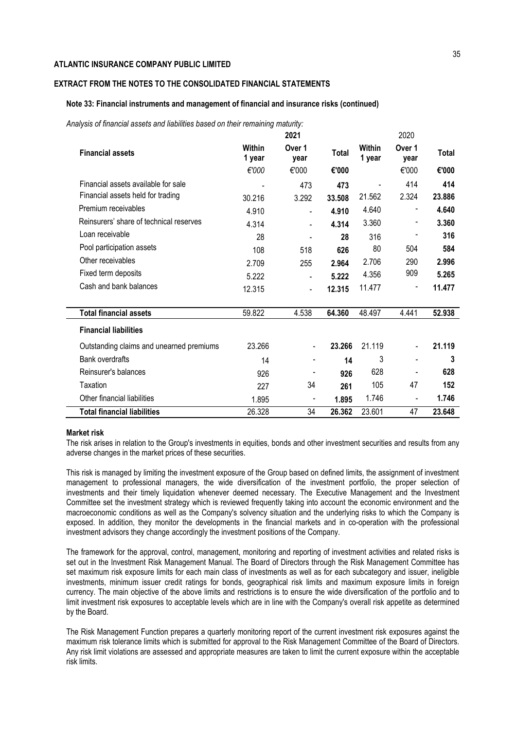**ATLANTIC INSURANCE COMPANY PUBLIC LIMITED**

**EXTRACT FROM THE NOTES TO THE CONSOLIDATED FINANCIAL STATEMENTS**

**Note 33: Financial instruments and management of financial and insurance risks (continued)**

*Analysis of financial assets and liabilities based on their remaining maturity:*

| | 2021 | | | 2020 | | |
|---|---|---|---|---|---|---|
| **Financial assets** | **Within 1 year** | **Over 1 year** | **Total** | **Within 1 year** | **Over 1 year** | **Total** |
| | *€'000* | €'000 | **€'000** | | €'000 | **€'000** |
| Financial assets available for sale | - | 473 | **473** | - | 414 | **414** |
| Financial assets held for trading | 30.216 | 3.292 | **33.508** | 21.562 | 2.324 | **23.886** |
| Premium receivables | 4.910 | - | **4.910** | 4.640 | - | **4.640** |
| Reinsurers' share of technical reserves | 4.314 | - | **4.314** | 3.360 | - | **3.360** |
| Loan receivable | 28 | - | **28** | 316 | - | **316** |
| Pool participation assets | 108 | 518 | **626** | 80 | 504 | **584** |
| Other receivables | 2.709 | 255 | **2.964** | 2.706 | 290 | **2.996** |
| Fixed term deposits | 5.222 | - | **5.222** | 4.356 | 909 | **5.265** |
| Cash and bank balances | 12.315 | - | **12.315** | 11.477 | - | **11.477** |
| **Total financial assets** | 59.822 | 4.538 | **64.360** | 48.497 | 4.441 | **52.938** |
| **Financial liabilities** | | | | | | |
| Outstanding claims and unearned premiums | 23.266 | - | **23.266** | 21.119 | - | **21.119** |
| Bank overdrafts | 14 | - | **14** | 3 | - | **3** |
| Reinsurer's balances | 926 | - | **926** | 628 | - | **628** |
| Taxation | 227 | 34 | **261** | 105 | 47 | **152** |
| Other financial liabilities | 1.895 | - | **1.895** | 1.746 | - | **1.746** |
| **Total financial liabilities** | 26.328 | 34 | **26.362** | 23.601 | 47 | **23.648** |

**Market risk**

The risk arises in relation to the Group's investments in equities, bonds and other investment securities and results from any adverse changes in the market prices of these securities.

This risk is managed by limiting the investment exposure of the Group based on defined limits, the assignment of investment management to professional managers, the wide diversification of the investment portfolio, the proper selection of investments and their timely liquidation whenever deemed necessary. The Executive Management and the Investment Committee set the investment strategy which is reviewed frequently taking into account the economic environment and the macroeconomic conditions as well as the Company's solvency situation and the underlying risks to which the Company is exposed. In addition, they monitor the developments in the financial markets and in co-operation with the professional investment advisors they change accordingly the investment positions of the Company.

The framework for the approval, control, management, monitoring and reporting of investment activities and related risks is set out in the Investment Risk Management Manual. The Board of Directors through the Risk Management Committee has set maximum risk exposure limits for each main class of investments as well as for each subcategory and issuer, ineligible investments, minimum issuer credit ratings for bonds, geographical risk limits and maximum exposure limits in foreign currency. The main objective of the above limits and restrictions is to ensure the wide diversification of the portfolio and to limit investment risk exposures to acceptable levels which are in line with the Company's overall risk appetite as determined by the Board.

The Risk Management Function prepares a quarterly monitoring report of the current investment risk exposures against the maximum risk tolerance limits which is submitted for approval to the Risk Management Committee of the Board of Directors. Any risk limit violations are assessed and appropriate measures are taken to limit the current exposure within the acceptable risk limits.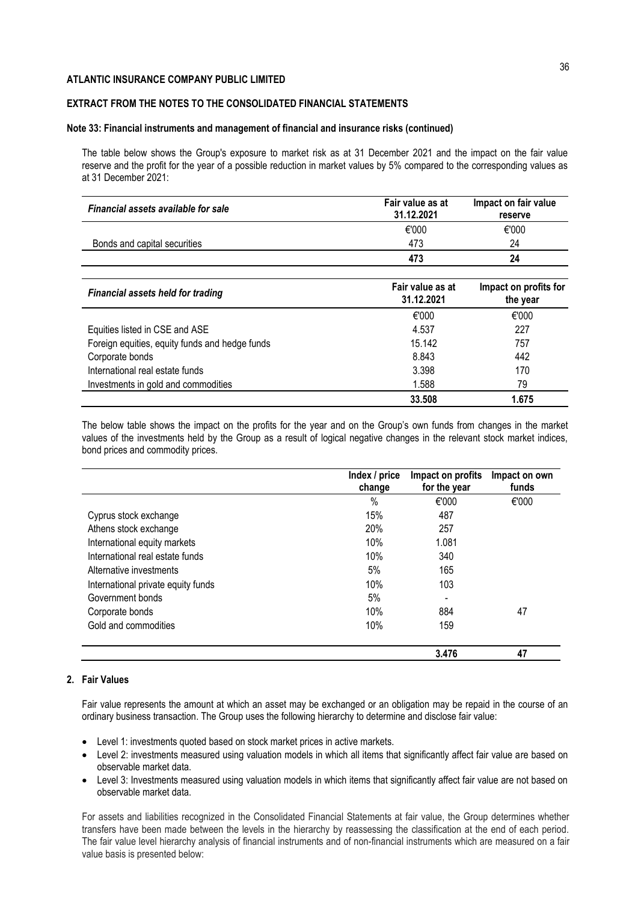**ATLANTIC INSURANCE COMPANY PUBLIC LIMITED**

**EXTRACT FROM THE NOTES TO THE CONSOLIDATED FINANCIAL STATEMENTS**

**Note 33: Financial instruments and management of financial and insurance risks (continued)**

The table below shows the Group's exposure to market risk as at 31 December 2021 and the impact on the fair value reserve and the profit for the year of a possible reduction in market values by 5% compared to the corresponding values as at 31 December 2021:

| *Financial assets available for sale* | Fair value as at 31.12.2021 | Impact on fair value reserve |
|---|---|---|
| | €'000 | €'000 |
| Bonds and capital securities | 473 | 24 |
| | **473** | **24** |

| *Financial assets held for trading* | Fair value as at 31.12.2021 | Impact on profits for the year |
|---|---|---|
| | €'000 | €'000 |
| Equities listed in CSE and ASE | 4.537 | 227 |
| Foreign equities, equity funds and hedge funds | 15.142 | 757 |
| Corporate bonds | 8.843 | 442 |
| International real estate funds | 3.398 | 170 |
| Investments in gold and commodities | 1.588 | 79 |
| | **33.508** | **1.675** |

The below table shows the impact on the profits for the year and on the Group's own funds from changes in the market values of the investments held by the Group as a result of logical negative changes in the relevant stock market indices, bond prices and commodity prices.

| | Index / price change | Impact on profits for the year | Impact on own funds |
|---|---|---|---|
| | % | €'000 | €'000 |
| Cyprus stock exchange | 15% | 487 | |
| Athens stock exchange | 20% | 257 | |
| International equity markets | 10% | 1.081 | |
| International real estate funds | 10% | 340 | |
| Alternative investments | 5% | 165 | |
| International private equity funds | 10% | 103 | |
| Government bonds | 5% | - | |
| Corporate bonds | 10% | 884 | 47 |
| Gold and commodities | 10% | 159 | |
| | | **3.476** | **47** |

**2. Fair Values**

Fair value represents the amount at which an asset may be exchanged or an obligation may be repaid in the course of an ordinary business transaction. The Group uses the following hierarchy to determine and disclose fair value:

- Level 1: investments quoted based on stock market prices in active markets.
- Level 2: investments measured using valuation models in which all items that significantly affect fair value are based on observable market data.
- Level 3: Investments measured using valuation models in which items that significantly affect fair value are not based on observable market data.

For assets and liabilities recognized in the Consolidated Financial Statements at fair value, the Group determines whether transfers have been made between the levels in the hierarchy by reassessing the classification at the end of each period. The fair value level hierarchy analysis of financial instruments and of non-financial instruments which are measured on a fair value basis is presented below: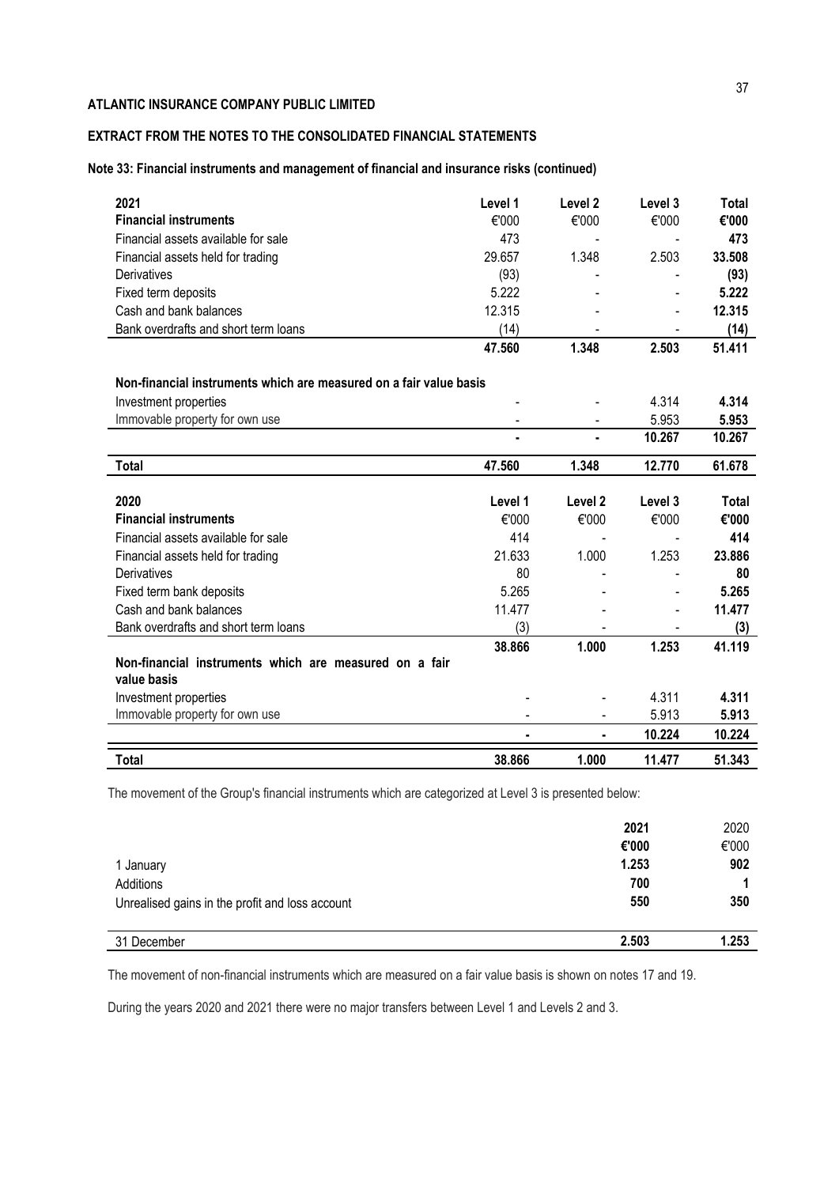**ATLANTIC INSURANCE COMPANY PUBLIC LIMITED**

**EXTRACT FROM THE NOTES TO THE CONSOLIDATED FINANCIAL STATEMENTS**

**Note 33: Financial instruments and management of financial and insurance risks (continued)**

| **2021** | **Level 1** | **Level 2** | **Level 3** | **Total** |
|---|---|---|---|---|
| **Financial instruments** | €'000 | €'000 | €'000 | **€'000** |
| Financial assets available for sale | 473 | - | - | **473** |
| Financial assets held for trading | 29.657 | 1.348 | 2.503 | **33.508** |
| Derivatives | (93) | - | - | **(93)** |
| Fixed term deposits | 5.222 | - | - | **5.222** |
| Cash and bank balances | 12.315 | - | - | **12.315** |
| Bank overdrafts and short term loans | (14) | - | - | **(14)** |
| | **47.560** | **1.348** | **2.503** | **51.411** |
| **Non-financial instruments which are measured on a fair value basis** | | | | |
| Investment properties | - | - | 4.314 | **4.314** |
| Immovable property for own use | - | - | 5.953 | **5.953** |
| | **-** | **-** | **10.267** | **10.267** |
| **Total** | **47.560** | **1.348** | **12.770** | **61.678** |

| **2020** | **Level 1** | **Level 2** | **Level 3** | **Total** |
|---|---|---|---|---|
| **Financial instruments** | €'000 | €'000 | €'000 | **€'000** |
| Financial assets available for sale | 414 | - | - | **414** |
| Financial assets held for trading | 21.633 | 1.000 | 1.253 | **23.886** |
| Derivatives | 80 | - | - | **80** |
| Fixed term bank deposits | 5.265 | - | - | **5.265** |
| Cash and bank balances | 11.477 | - | - | **11.477** |
| Bank overdrafts and short term loans | (3) | - | - | **(3)** |
| | **38.866** | **1.000** | **1.253** | **41.119** |
| **Non-financial instruments which are measured on a fair value basis** | | | | |
| Investment properties | - | - | 4.311 | **4.311** |
| Immovable property for own use | - | - | 5.913 | **5.913** |
| | **-** | **-** | **10.224** | **10.224** |
| **Total** | **38.866** | **1.000** | **11.477** | **51.343** |

The movement of the Group's financial instruments which are categorized at Level 3 is presented below:

| | **2021** | 2020 |
|---|---|---|
| | **€'000** | €'000 |
| 1 January | **1.253** | **902** |
| Additions | **700** | **1** |
| Unrealised gains in the profit and loss account | **550** | **350** |
| 31 December | **2.503** | **1.253** |

The movement of non-financial instruments which are measured on a fair value basis is shown on notes 17 and 19.

During the years 2020 and 2021 there were no major transfers between Level 1 and Levels 2 and 3.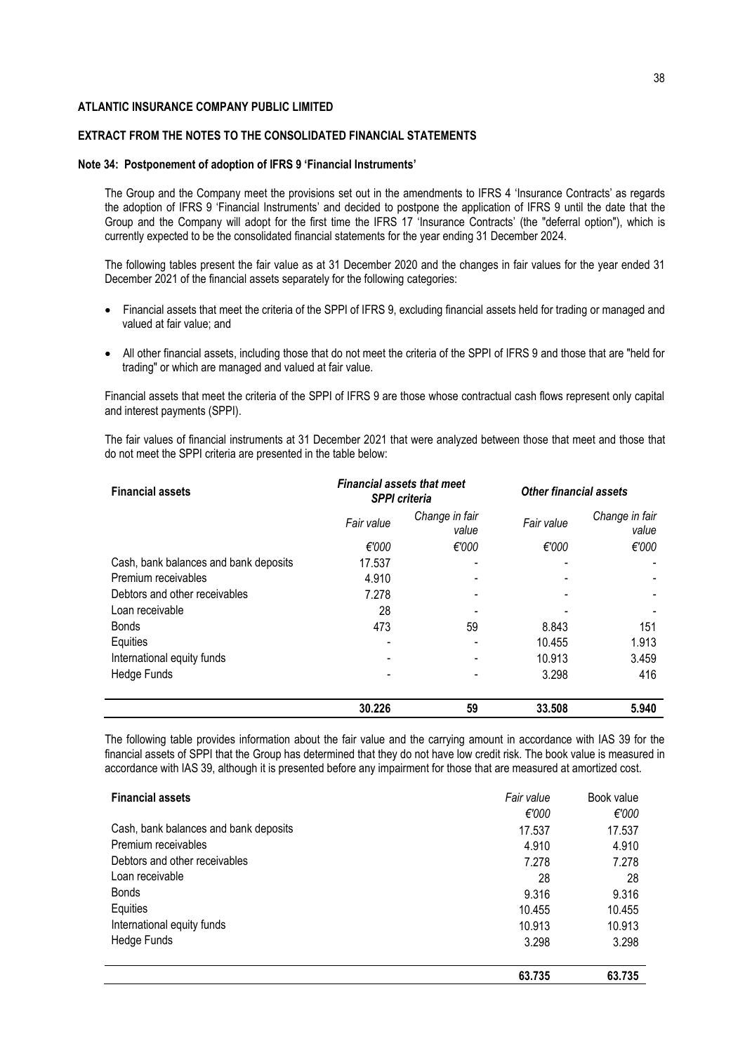**ATLANTIC INSURANCE COMPANY PUBLIC LIMITED**

**EXTRACT FROM THE NOTES TO THE CONSOLIDATED FINANCIAL STATEMENTS**

**Note 34: Postponement of adoption of IFRS 9 'Financial Instruments'**

The Group and the Company meet the provisions set out in the amendments to IFRS 4 'Insurance Contracts' as regards the adoption of IFRS 9 'Financial Instruments' and decided to postpone the application of IFRS 9 until the date that the Group and the Company will adopt for the first time the IFRS 17 'Insurance Contracts' (the "deferral option"), which is currently expected to be the consolidated financial statements for the year ending 31 December 2024.

The following tables present the fair value as at 31 December 2020 and the changes in fair values for the year ended 31 December 2021 of the financial assets separately for the following categories:

- Financial assets that meet the criteria of the SPPI of IFRS 9, excluding financial assets held for trading or managed and valued at fair value; and
- All other financial assets, including those that do not meet the criteria of the SPPI of IFRS 9 and those that are "held for trading" or which are managed and valued at fair value.

Financial assets that meet the criteria of the SPPI of IFRS 9 are those whose contractual cash flows represent only capital and interest payments (SPPI).

The fair values of financial instruments at 31 December 2021 that were analyzed between those that meet and those that do not meet the SPPI criteria are presented in the table below:

| **Financial assets** | ***Financial assets that meet SPPI criteria*** | | ***Other financial assets*** | |
|---|---|---|---|---|
| | *Fair value* | *Change in fair value* | *Fair value* | *Change in fair value* |
| | *€'000* | *€'000* | *€'000* | *€'000* |
| Cash, bank balances and bank deposits | 17.537 | - | - | - |
| Premium receivables | 4.910 | - | - | - |
| Debtors and other receivables | 7.278 | - | - | - |
| Loan receivable | 28 | - | - | - |
| Bonds | 473 | 59 | 8.843 | 151 |
| Equities | - | - | 10.455 | 1.913 |
| International equity funds | - | - | 10.913 | 3.459 |
| Hedge Funds | - | - | 3.298 | 416 |
| | **30.226** | **59** | **33.508** | **5.940** |

The following table provides information about the fair value and the carrying amount in accordance with IAS 39 for the financial assets of SPPI that the Group has determined that they do not have low credit risk. The book value is measured in accordance with IAS 39, although it is presented before any impairment for those that are measured at amortized cost.

| **Financial assets** | *Fair value* | Book value |
|---|---|---|
| | *€'000* | *€'000* |
| Cash, bank balances and bank deposits | 17.537 | 17.537 |
| Premium receivables | 4.910 | 4.910 |
| Debtors and other receivables | 7.278 | 7.278 |
| Loan receivable | 28 | 28 |
| Bonds | 9.316 | 9.316 |
| Equities | 10.455 | 10.455 |
| International equity funds | 10.913 | 10.913 |
| Hedge Funds | 3.298 | 3.298 |
| | **63.735** | **63.735** |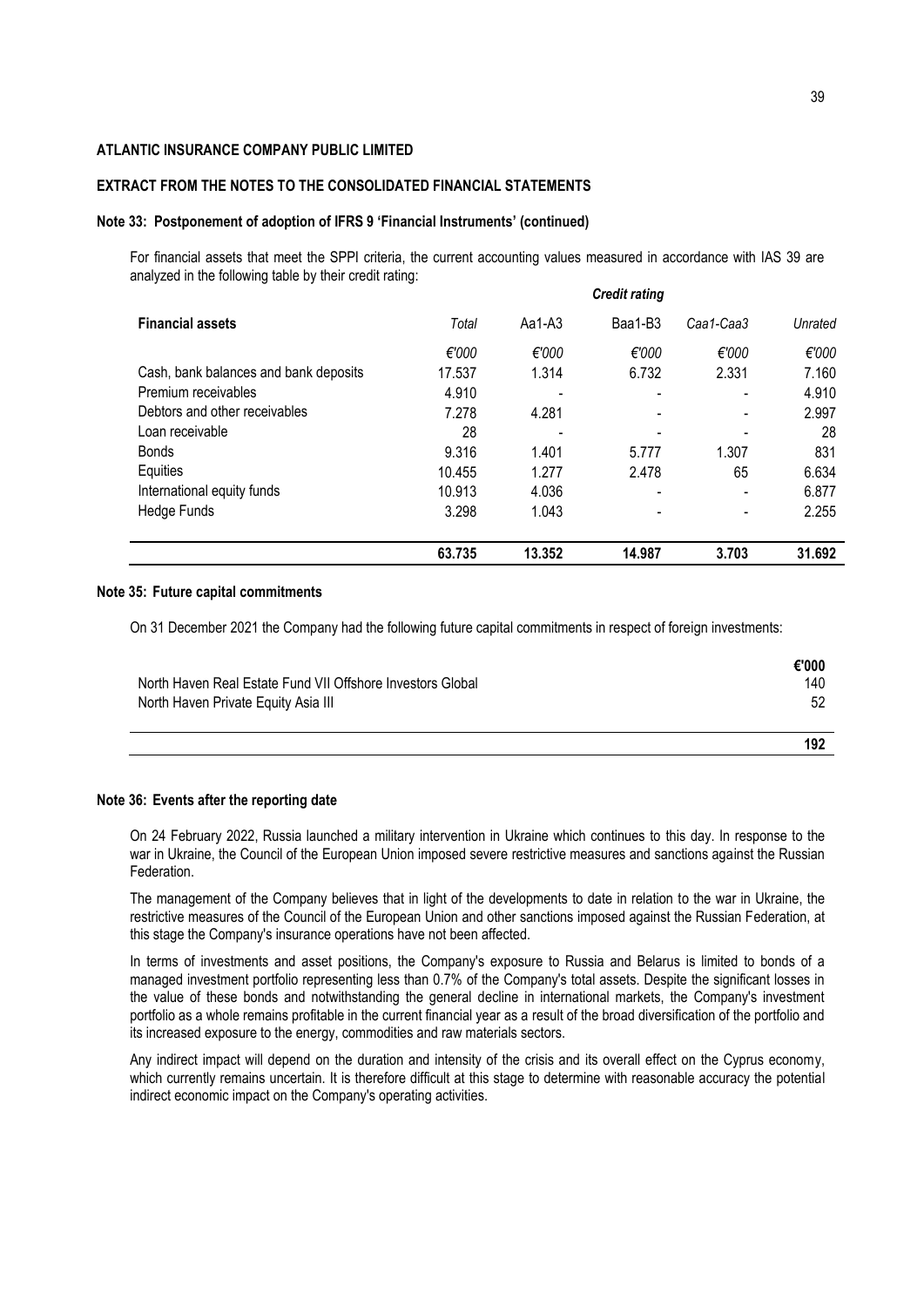**ATLANTIC INSURANCE COMPANY PUBLIC LIMITED**

**EXTRACT FROM THE NOTES TO THE CONSOLIDATED FINANCIAL STATEMENTS**

**Note 33: Postponement of adoption of IFRS 9 'Financial Instruments' (continued)**

For financial assets that meet the SPPI criteria, the current accounting values measured in accordance with IAS 39 are analyzed in the following table by their credit rating:

| | | *Credit rating* | | | |
|---|---|---|---|---|---|
| **Financial assets** | *Total* | Aa1-A3 | Baa1-B3 | *Caa1-Caa3* | *Unrated* |
| | *€'000* | *€'000* | *€'000* | *€'000* | *€'000* |
| Cash, bank balances and bank deposits | 17.537 | 1.314 | 6.732 | 2.331 | 7.160 |
| Premium receivables | 4.910 | - | - | - | 4.910 |
| Debtors and other receivables | 7.278 | 4.281 | - | - | 2.997 |
| Loan receivable | 28 | - | - | - | 28 |
| Bonds | 9.316 | 1.401 | 5.777 | 1.307 | 831 |
| Equities | 10.455 | 1.277 | 2.478 | 65 | 6.634 |
| International equity funds | 10.913 | 4.036 | - | - | 6.877 |
| Hedge Funds | 3.298 | 1.043 | - | - | 2.255 |
| | **63.735** | **13.352** | **14.987** | **3.703** | **31.692** |

**Note 35: Future capital commitments**

On 31 December 2021 the Company had the following future capital commitments in respect of foreign investments:

| | **€'000** |
|---|---|
| North Haven Real Estate Fund VII Offshore Investors Global | 140 |
| North Haven Private Equity Asia III | 52 |
| | **192** |

**Note 36: Events after the reporting date**

On 24 February 2022, Russia launched a military intervention in Ukraine which continues to this day. In response to the war in Ukraine, the Council of the European Union imposed severe restrictive measures and sanctions against the Russian Federation.

The management of the Company believes that in light of the developments to date in relation to the war in Ukraine, the restrictive measures of the Council of the European Union and other sanctions imposed against the Russian Federation, at this stage the Company's insurance operations have not been affected.

In terms of investments and asset positions, the Company's exposure to Russia and Belarus is limited to bonds of a managed investment portfolio representing less than 0.7% of the Company's total assets. Despite the significant losses in the value of these bonds and notwithstanding the general decline in international markets, the Company's investment portfolio as a whole remains profitable in the current financial year as a result of the broad diversification of the portfolio and its increased exposure to the energy, commodities and raw materials sectors.

Any indirect impact will depend on the duration and intensity of the crisis and its overall effect on the Cyprus economy, which currently remains uncertain. It is therefore difficult at this stage to determine with reasonable accuracy the potential indirect economic impact on the Company's operating activities.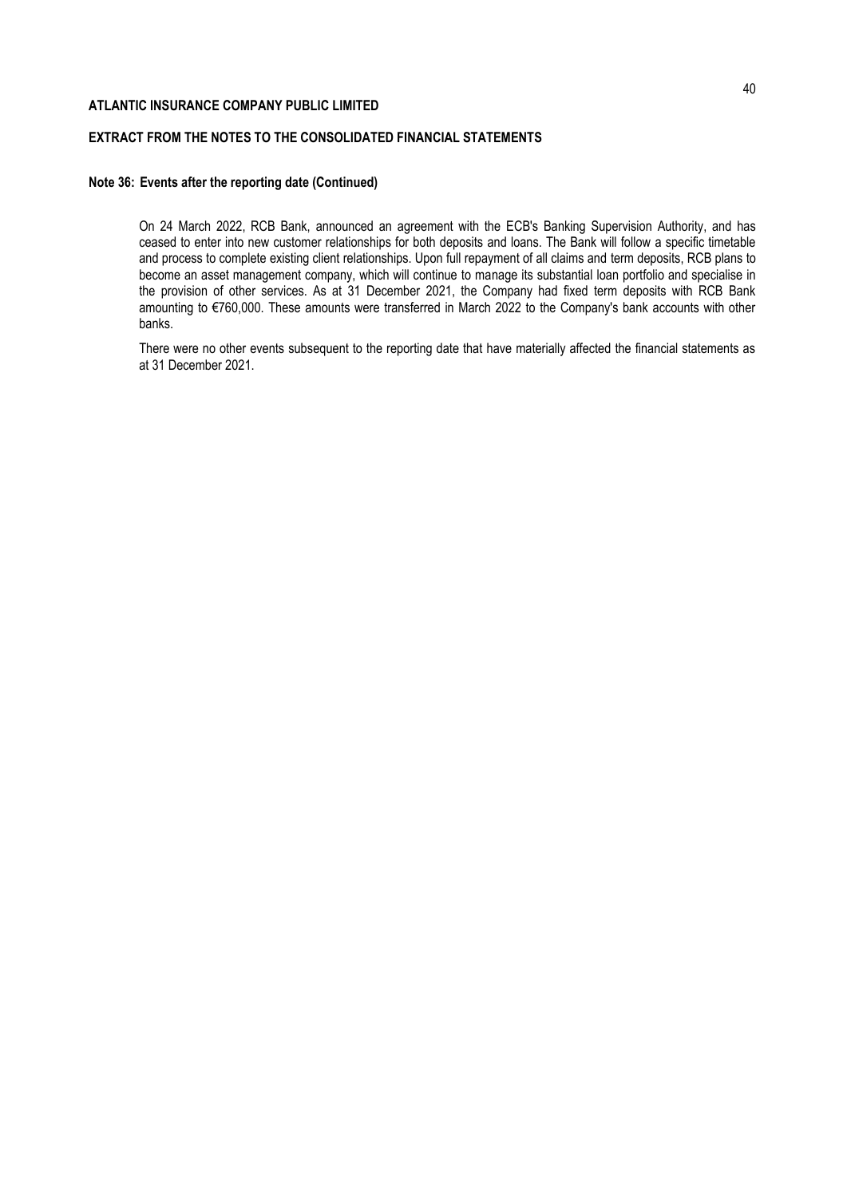**ATLANTIC INSURANCE COMPANY PUBLIC LIMITED**

**EXTRACT FROM THE NOTES TO THE CONSOLIDATED FINANCIAL STATEMENTS**

**Note 36: Events after the reporting date (Continued)**

On 24 March 2022, RCB Bank, announced an agreement with the ECB's Banking Supervision Authority, and has ceased to enter into new customer relationships for both deposits and loans. The Bank will follow a specific timetable and process to complete existing client relationships. Upon full repayment of all claims and term deposits, RCB plans to become an asset management company, which will continue to manage its substantial loan portfolio and specialise in the provision of other services. As at 31 December 2021, the Company had fixed term deposits with RCB Bank amounting to €760,000. These amounts were transferred in March 2022 to the Company's bank accounts with other banks.

There were no other events subsequent to the reporting date that have materially affected the financial statements as at 31 December 2021.